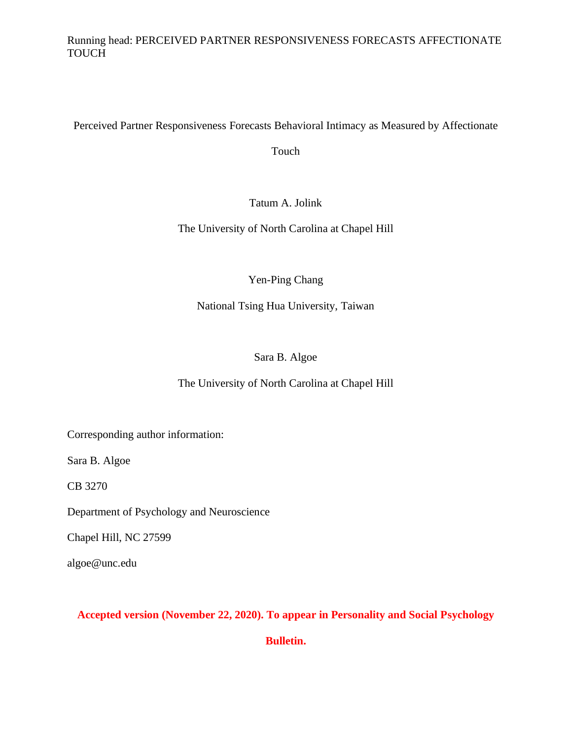# Perceived Partner Responsiveness Forecasts Behavioral Intimacy as Measured by Affectionate Touch

Tatum A. Jolink

The University of North Carolina at Chapel Hill

Yen-Ping Chang

National Tsing Hua University, Taiwan

Sara B. Algoe

The University of North Carolina at Chapel Hill

Corresponding author information:

Sara B. Algoe

CB 3270

Department of Psychology and Neuroscience

Chapel Hill, NC 27599

algoe@unc.edu

**Accepted version (November 22, 2020). To appear in Personality and Social Psychology Bulletin.**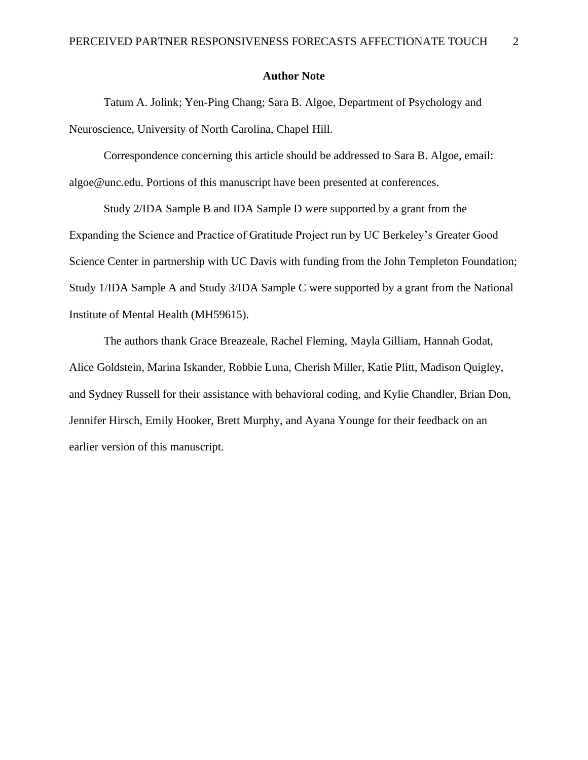**Author Note**

Tatum A. Jolink; Yen-Ping Chang; Sara B. Algoe, Department of Psychology and Neuroscience, University of North Carolina, Chapel Hill.

Correspondence concerning this article should be addressed to Sara B. Algoe, email: algoe@unc.edu. Portions of this manuscript have been presented at conferences.

Study 2/IDA Sample B and IDA Sample D were supported by a grant from the Expanding the Science and Practice of Gratitude Project run by UC Berkeley's Greater Good Science Center in partnership with UC Davis with funding from the John Templeton Foundation; Study 1/IDA Sample A and Study 3/IDA Sample C were supported by a grant from the National Institute of Mental Health (MH59615).

The authors thank Grace Breazeale, Rachel Fleming, Mayla Gilliam, Hannah Godat, Alice Goldstein, Marina Iskander, Robbie Luna, Cherish Miller, Katie Plitt, Madison Quigley, and Sydney Russell for their assistance with behavioral coding, and Kylie Chandler, Brian Don, Jennifer Hirsch, Emily Hooker, Brett Murphy, and Ayana Younge for their feedback on an earlier version of this manuscript.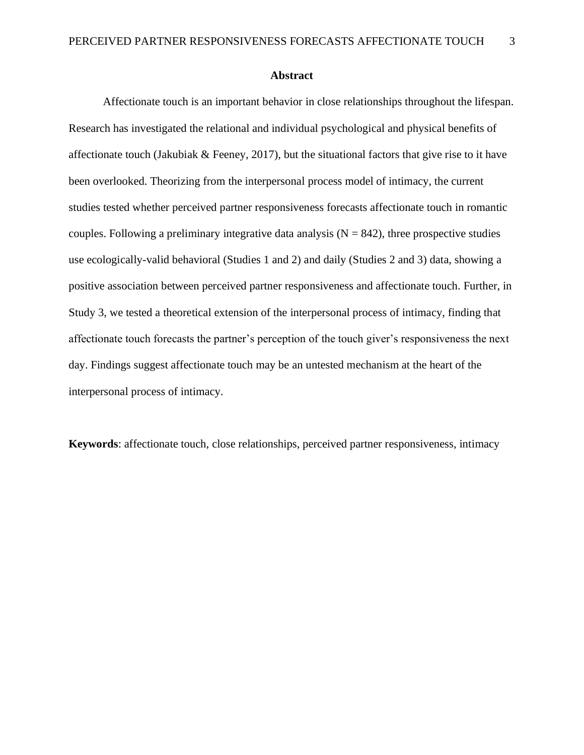# Abstract

Affectionate touch is an important behavior in close relationships throughout the lifespan. Research has investigated the relational and individual psychological and physical benefits of affectionate touch (Jakubiak & Feeney, 2017), but the situational factors that give rise to it have been overlooked. Theorizing from the interpersonal process model of intimacy, the current studies tested whether perceived partner responsiveness forecasts affectionate touch in romantic couples. Following a preliminary integrative data analysis ($N = 842$), three prospective studies use ecologically-valid behavioral (Studies 1 and 2) and daily (Studies 2 and 3) data, showing a positive association between perceived partner responsiveness and affectionate touch. Further, in Study 3, we tested a theoretical extension of the interpersonal process of intimacy, finding that affectionate touch forecasts the partner's perception of the touch giver's responsiveness the next day. Findings suggest affectionate touch may be an untested mechanism at the heart of the interpersonal process of intimacy.

**Keywords**: affectionate touch, close relationships, perceived partner responsiveness, intimacy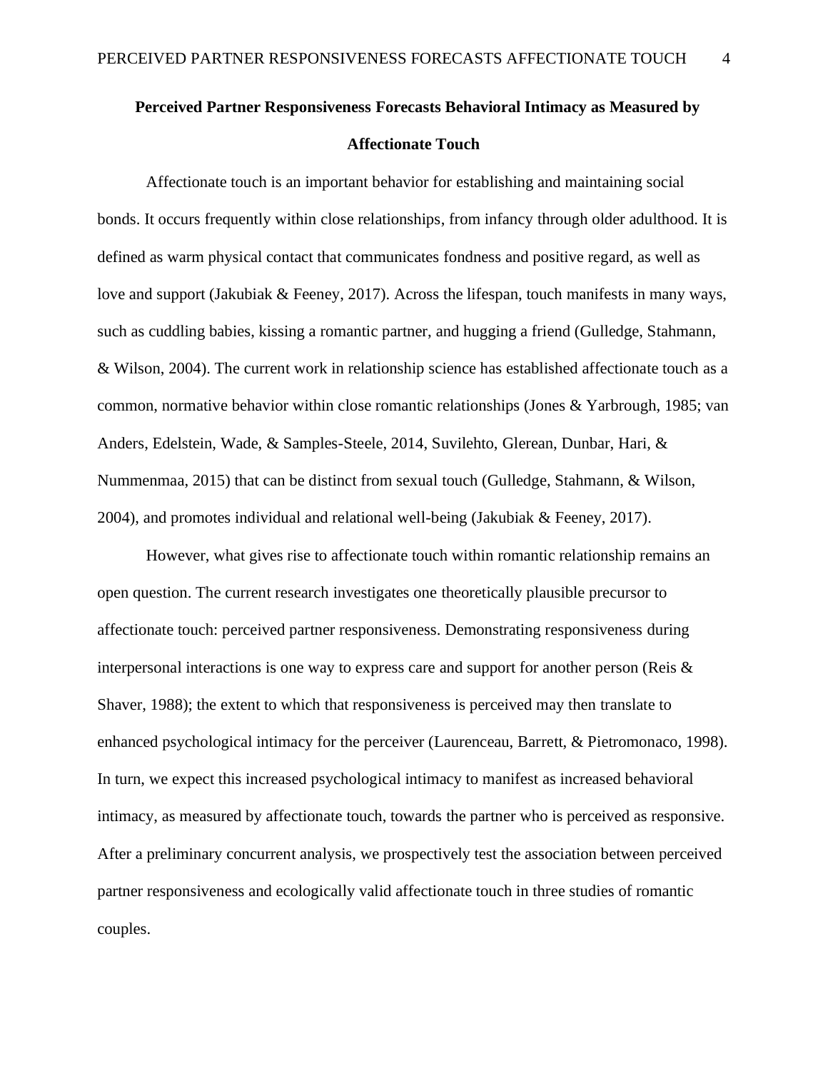# Perceived Partner Responsiveness Forecasts Behavioral Intimacy as Measured by Affectionate Touch

Affectionate touch is an important behavior for establishing and maintaining social bonds. It occurs frequently within close relationships, from infancy through older adulthood. It is defined as warm physical contact that communicates fondness and positive regard, as well as love and support (Jakubiak & Feeney, 2017). Across the lifespan, touch manifests in many ways, such as cuddling babies, kissing a romantic partner, and hugging a friend (Gulledge, Stahmann, & Wilson, 2004). The current work in relationship science has established affectionate touch as a common, normative behavior within close romantic relationships (Jones & Yarbrough, 1985; van Anders, Edelstein, Wade, & Samples-Steele, 2014, Suvilehto, Glerean, Dunbar, Hari, & Nummenmaa, 2015) that can be distinct from sexual touch (Gulledge, Stahmann, & Wilson, 2004), and promotes individual and relational well-being (Jakubiak & Feeney, 2017).

However, what gives rise to affectionate touch within romantic relationship remains an open question. The current research investigates one theoretically plausible precursor to affectionate touch: perceived partner responsiveness. Demonstrating responsiveness during interpersonal interactions is one way to express care and support for another person (Reis & Shaver, 1988); the extent to which that responsiveness is perceived may then translate to enhanced psychological intimacy for the perceiver (Laurenceau, Barrett, & Pietromonaco, 1998). In turn, we expect this increased psychological intimacy to manifest as increased behavioral intimacy, as measured by affectionate touch, towards the partner who is perceived as responsive. After a preliminary concurrent analysis, we prospectively test the association between perceived partner responsiveness and ecologically valid affectionate touch in three studies of romantic couples.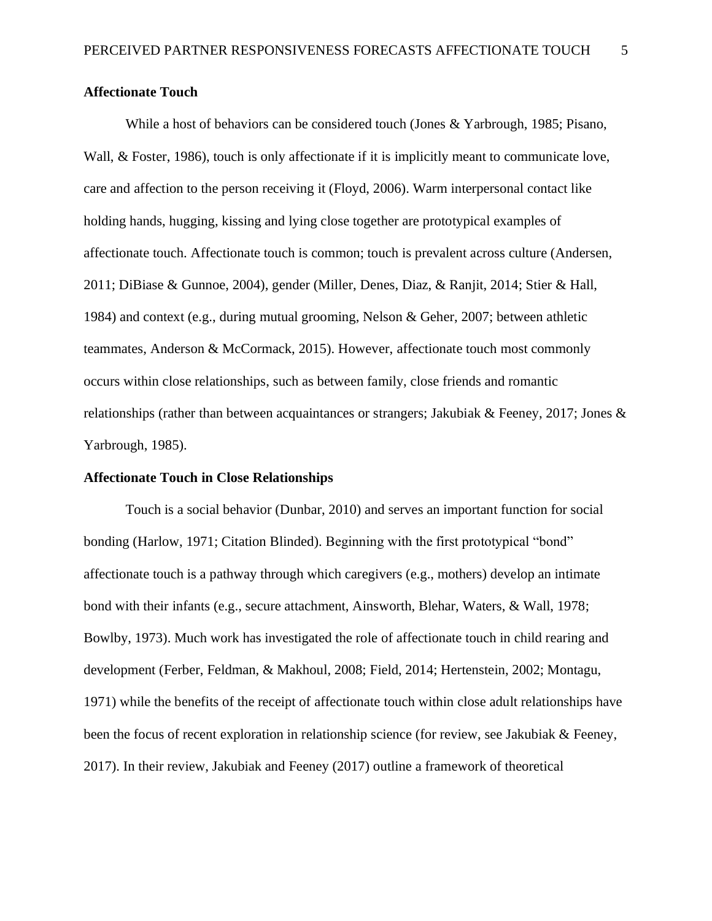## Affectionate Touch

While a host of behaviors can be considered touch (Jones & Yarbrough, 1985; Pisano, Wall, & Foster, 1986), touch is only affectionate if it is implicitly meant to communicate love, care and affection to the person receiving it (Floyd, 2006). Warm interpersonal contact like holding hands, hugging, kissing and lying close together are prototypical examples of affectionate touch. Affectionate touch is common; touch is prevalent across culture (Andersen, 2011; DiBiase & Gunnoe, 2004), gender (Miller, Denes, Diaz, & Ranjit, 2014; Stier & Hall, 1984) and context (e.g., during mutual grooming, Nelson & Geher, 2007; between athletic teammates, Anderson & McCormack, 2015). However, affectionate touch most commonly occurs within close relationships, such as between family, close friends and romantic relationships (rather than between acquaintances or strangers; Jakubiak & Feeney, 2017; Jones & Yarbrough, 1985).

## Affectionate Touch in Close Relationships

Touch is a social behavior (Dunbar, 2010) and serves an important function for social bonding (Harlow, 1971; Citation Blinded). Beginning with the first prototypical "bond" affectionate touch is a pathway through which caregivers (e.g., mothers) develop an intimate bond with their infants (e.g., secure attachment, Ainsworth, Blehar, Waters, & Wall, 1978; Bowlby, 1973). Much work has investigated the role of affectionate touch in child rearing and development (Ferber, Feldman, & Makhoul, 2008; Field, 2014; Hertenstein, 2002; Montagu, 1971) while the benefits of the receipt of affectionate touch within close adult relationships have been the focus of recent exploration in relationship science (for review, see Jakubiak & Feeney, 2017). In their review, Jakubiak and Feeney (2017) outline a framework of theoretical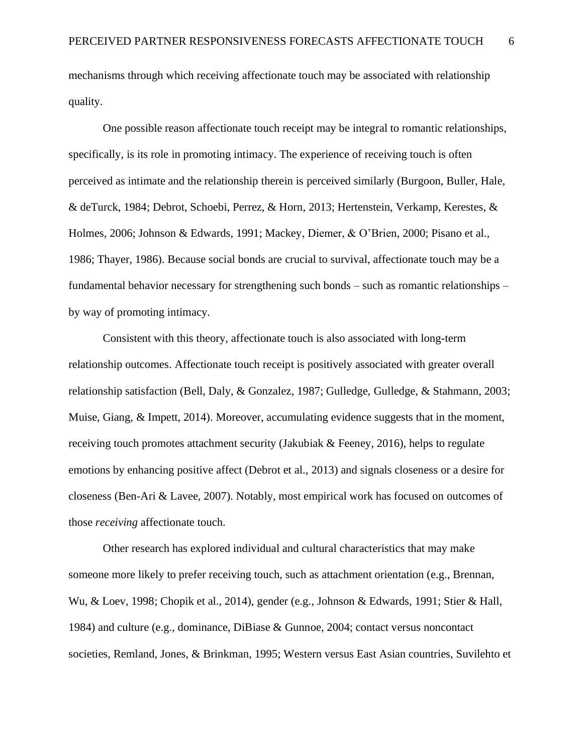mechanisms through which receiving affectionate touch may be associated with relationship quality.

One possible reason affectionate touch receipt may be integral to romantic relationships, specifically, is its role in promoting intimacy. The experience of receiving touch is often perceived as intimate and the relationship therein is perceived similarly (Burgoon, Buller, Hale, & deTurck, 1984; Debrot, Schoebi, Perrez, & Horn, 2013; Hertenstein, Verkamp, Kerestes, & Holmes, 2006; Johnson & Edwards, 1991; Mackey, Diemer, & O'Brien, 2000; Pisano et al., 1986; Thayer, 1986). Because social bonds are crucial to survival, affectionate touch may be a fundamental behavior necessary for strengthening such bonds – such as romantic relationships – by way of promoting intimacy.

Consistent with this theory, affectionate touch is also associated with long-term relationship outcomes. Affectionate touch receipt is positively associated with greater overall relationship satisfaction (Bell, Daly, & Gonzalez, 1987; Gulledge, Gulledge, & Stahmann, 2003; Muise, Giang, & Impett, 2014). Moreover, accumulating evidence suggests that in the moment, receiving touch promotes attachment security (Jakubiak & Feeney, 2016), helps to regulate emotions by enhancing positive affect (Debrot et al., 2013) and signals closeness or a desire for closeness (Ben-Ari & Lavee, 2007). Notably, most empirical work has focused on outcomes of those *receiving* affectionate touch.

Other research has explored individual and cultural characteristics that may make someone more likely to prefer receiving touch, such as attachment orientation (e.g., Brennan, Wu, & Loev, 1998; Chopik et al., 2014), gender (e.g., Johnson & Edwards, 1991; Stier & Hall, 1984) and culture (e.g., dominance, DiBiase & Gunnoe, 2004; contact versus noncontact societies, Remland, Jones, & Brinkman, 1995; Western versus East Asian countries, Suvilehto et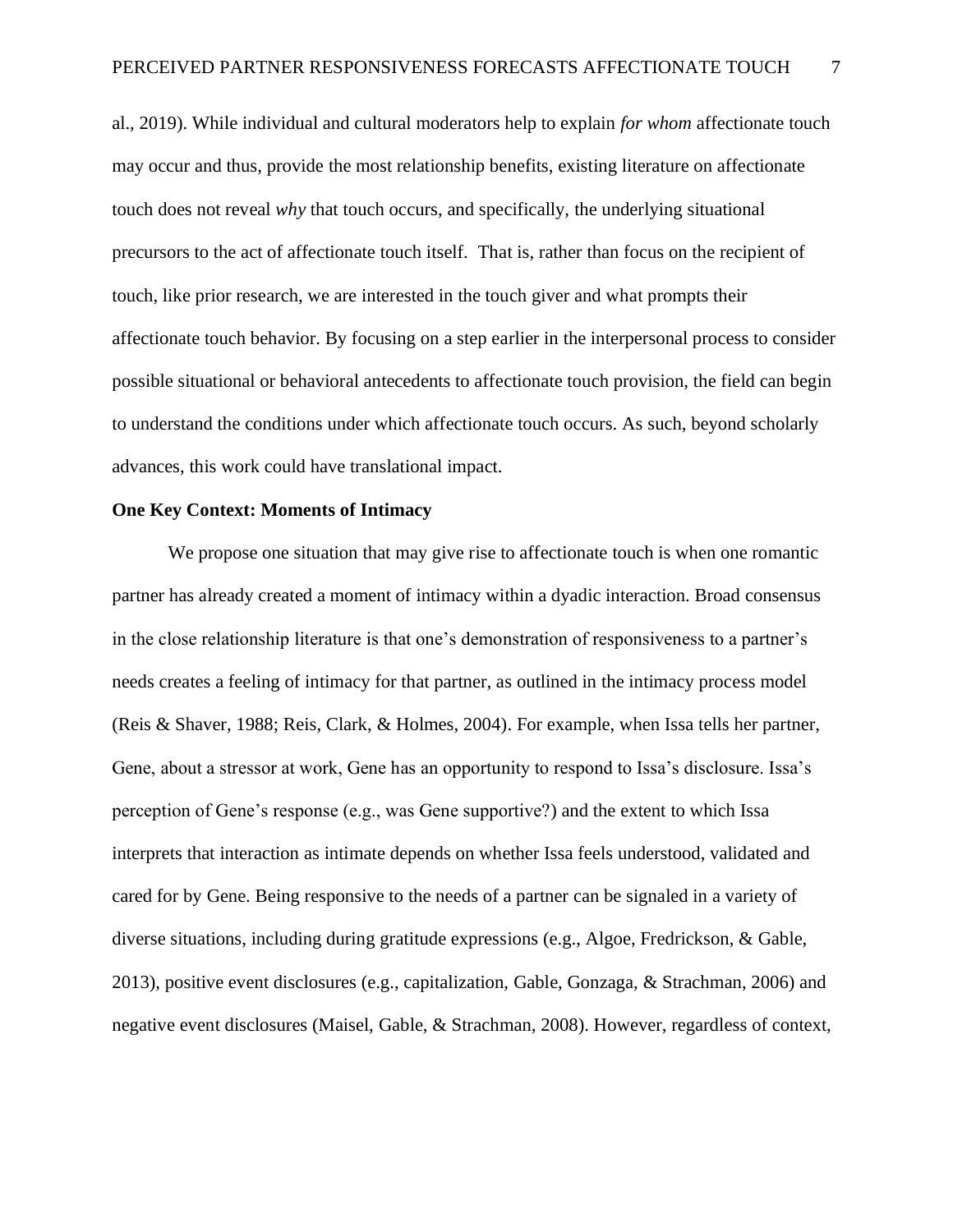al., 2019). While individual and cultural moderators help to explain *for whom* affectionate touch may occur and thus, provide the most relationship benefits, existing literature on affectionate touch does not reveal *why* that touch occurs, and specifically, the underlying situational precursors to the act of affectionate touch itself. That is, rather than focus on the recipient of touch, like prior research, we are interested in the touch giver and what prompts their affectionate touch behavior. By focusing on a step earlier in the interpersonal process to consider possible situational or behavioral antecedents to affectionate touch provision, the field can begin to understand the conditions under which affectionate touch occurs. As such, beyond scholarly advances, this work could have translational impact.

**One Key Context: Moments of Intimacy**

We propose one situation that may give rise to affectionate touch is when one romantic partner has already created a moment of intimacy within a dyadic interaction. Broad consensus in the close relationship literature is that one's demonstration of responsiveness to a partner's needs creates a feeling of intimacy for that partner, as outlined in the intimacy process model (Reis & Shaver, 1988; Reis, Clark, & Holmes, 2004). For example, when Issa tells her partner, Gene, about a stressor at work, Gene has an opportunity to respond to Issa's disclosure. Issa's perception of Gene's response (e.g., was Gene supportive?) and the extent to which Issa interprets that interaction as intimate depends on whether Issa feels understood, validated and cared for by Gene. Being responsive to the needs of a partner can be signaled in a variety of diverse situations, including during gratitude expressions (e.g., Algoe, Fredrickson, & Gable, 2013), positive event disclosures (e.g., capitalization, Gable, Gonzaga, & Strachman, 2006) and negative event disclosures (Maisel, Gable, & Strachman, 2008). However, regardless of context,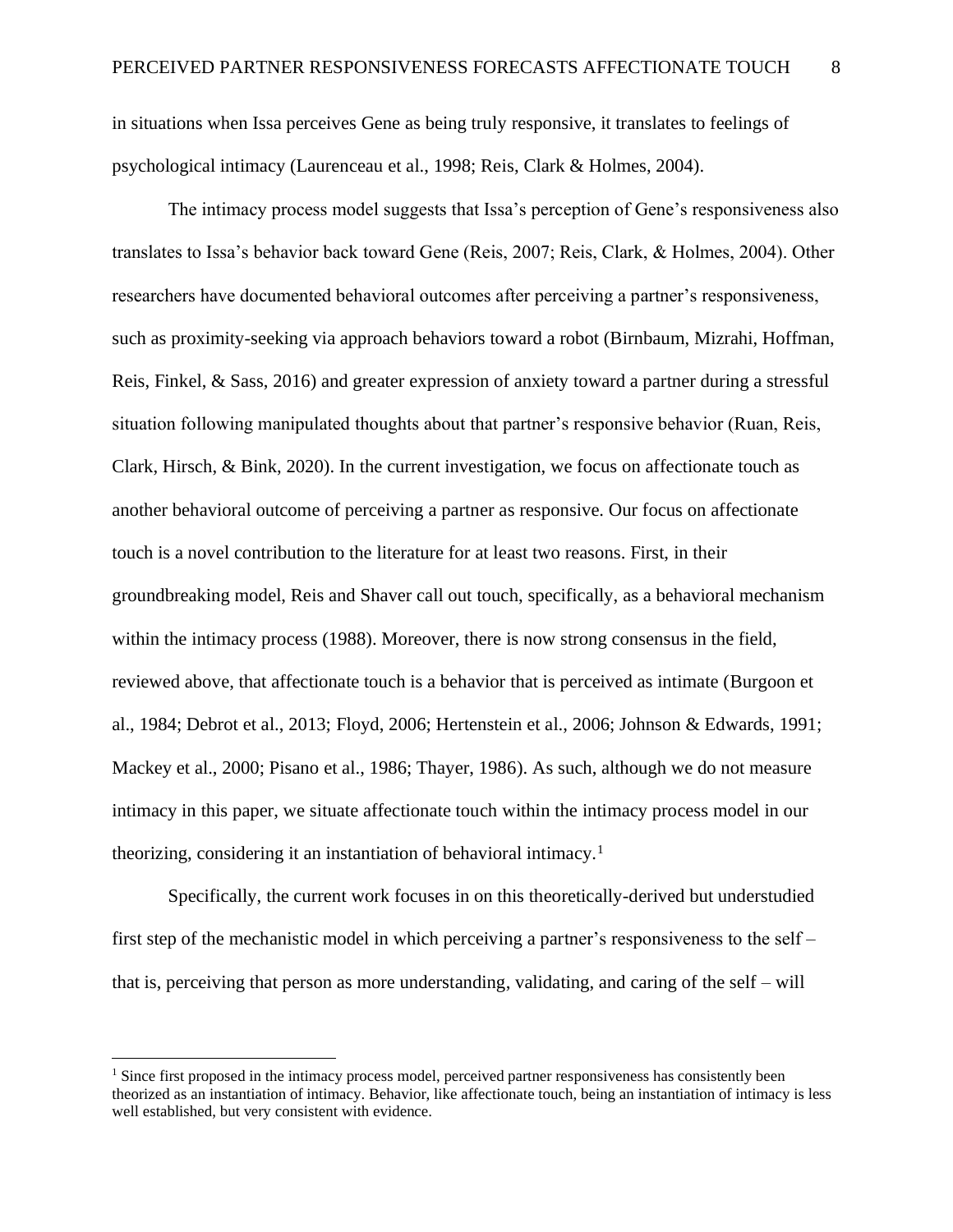in situations when Issa perceives Gene as being truly responsive, it translates to feelings of psychological intimacy (Laurenceau et al., 1998; Reis, Clark & Holmes, 2004).

The intimacy process model suggests that Issa's perception of Gene's responsiveness also translates to Issa's behavior back toward Gene (Reis, 2007; Reis, Clark, & Holmes, 2004). Other researchers have documented behavioral outcomes after perceiving a partner's responsiveness, such as proximity-seeking via approach behaviors toward a robot (Birnbaum, Mizrahi, Hoffman, Reis, Finkel, & Sass, 2016) and greater expression of anxiety toward a partner during a stressful situation following manipulated thoughts about that partner's responsive behavior (Ruan, Reis, Clark, Hirsch, & Bink, 2020). In the current investigation, we focus on affectionate touch as another behavioral outcome of perceiving a partner as responsive. Our focus on affectionate touch is a novel contribution to the literature for at least two reasons. First, in their groundbreaking model, Reis and Shaver call out touch, specifically, as a behavioral mechanism within the intimacy process (1988). Moreover, there is now strong consensus in the field, reviewed above, that affectionate touch is a behavior that is perceived as intimate (Burgoon et al., 1984; Debrot et al., 2013; Floyd, 2006; Hertenstein et al., 2006; Johnson & Edwards, 1991; Mackey et al., 2000; Pisano et al., 1986; Thayer, 1986). As such, although we do not measure intimacy in this paper, we situate affectionate touch within the intimacy process model in our theorizing, considering it an instantiation of behavioral intimacy.[1]

Specifically, the current work focuses in on this theoretically-derived but understudied first step of the mechanistic model in which perceiving a partner's responsiveness to the self – that is, perceiving that person as more understanding, validating, and caring of the self – will

[1] Since first proposed in the intimacy process model, perceived partner responsiveness has consistently been theorized as an instantiation of intimacy. Behavior, like affectionate touch, being an instantiation of intimacy is less well established, but very consistent with evidence.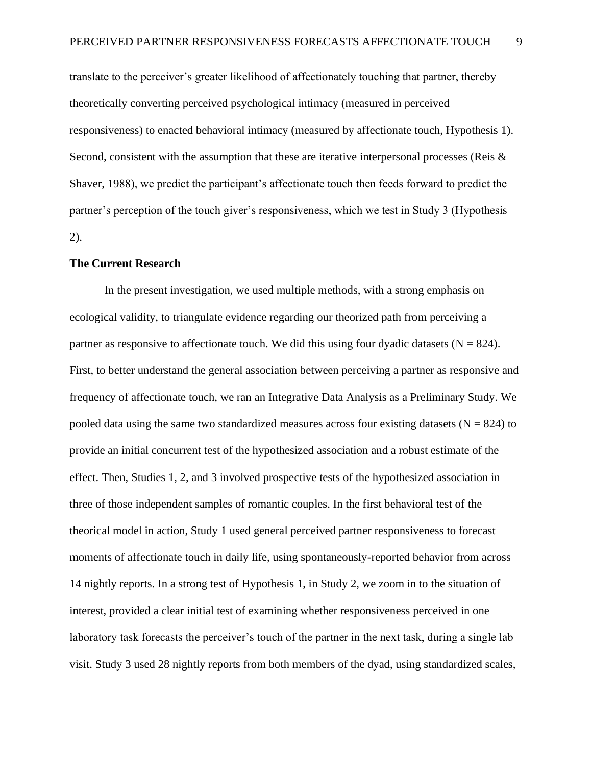translate to the perceiver's greater likelihood of affectionately touching that partner, thereby theoretically converting perceived psychological intimacy (measured in perceived responsiveness) to enacted behavioral intimacy (measured by affectionate touch, Hypothesis 1). Second, consistent with the assumption that these are iterative interpersonal processes (Reis & Shaver, 1988), we predict the participant's affectionate touch then feeds forward to predict the partner's perception of the touch giver's responsiveness, which we test in Study 3 (Hypothesis 2).

**The Current Research**

In the present investigation, we used multiple methods, with a strong emphasis on ecological validity, to triangulate evidence regarding our theorized path from perceiving a partner as responsive to affectionate touch. We did this using four dyadic datasets (N = 824). First, to better understand the general association between perceiving a partner as responsive and frequency of affectionate touch, we ran an Integrative Data Analysis as a Preliminary Study. We pooled data using the same two standardized measures across four existing datasets (N = 824) to provide an initial concurrent test of the hypothesized association and a robust estimate of the effect. Then, Studies 1, 2, and 3 involved prospective tests of the hypothesized association in three of those independent samples of romantic couples. In the first behavioral test of the theorical model in action, Study 1 used general perceived partner responsiveness to forecast moments of affectionate touch in daily life, using spontaneously-reported behavior from across 14 nightly reports. In a strong test of Hypothesis 1, in Study 2, we zoom in to the situation of interest, provided a clear initial test of examining whether responsiveness perceived in one laboratory task forecasts the perceiver's touch of the partner in the next task, during a single lab visit. Study 3 used 28 nightly reports from both members of the dyad, using standardized scales,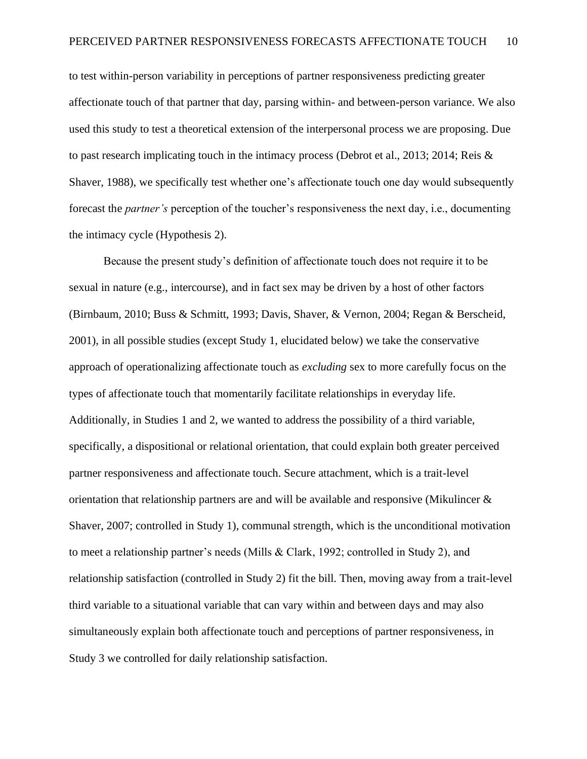to test within-person variability in perceptions of partner responsiveness predicting greater affectionate touch of that partner that day, parsing within- and between-person variance. We also used this study to test a theoretical extension of the interpersonal process we are proposing. Due to past research implicating touch in the intimacy process (Debrot et al., 2013; 2014; Reis & Shaver, 1988), we specifically test whether one's affectionate touch one day would subsequently forecast the *partner's* perception of the toucher's responsiveness the next day, i.e., documenting the intimacy cycle (Hypothesis 2).

Because the present study's definition of affectionate touch does not require it to be sexual in nature (e.g., intercourse), and in fact sex may be driven by a host of other factors (Birnbaum, 2010; Buss & Schmitt, 1993; Davis, Shaver, & Vernon, 2004; Regan & Berscheid, 2001), in all possible studies (except Study 1, elucidated below) we take the conservative approach of operationalizing affectionate touch as *excluding* sex to more carefully focus on the types of affectionate touch that momentarily facilitate relationships in everyday life. Additionally, in Studies 1 and 2, we wanted to address the possibility of a third variable, specifically, a dispositional or relational orientation, that could explain both greater perceived partner responsiveness and affectionate touch. Secure attachment, which is a trait-level orientation that relationship partners are and will be available and responsive (Mikulincer & Shaver, 2007; controlled in Study 1), communal strength, which is the unconditional motivation to meet a relationship partner's needs (Mills & Clark, 1992; controlled in Study 2), and relationship satisfaction (controlled in Study 2) fit the bill. Then, moving away from a trait-level third variable to a situational variable that can vary within and between days and may also simultaneously explain both affectionate touch and perceptions of partner responsiveness, in Study 3 we controlled for daily relationship satisfaction.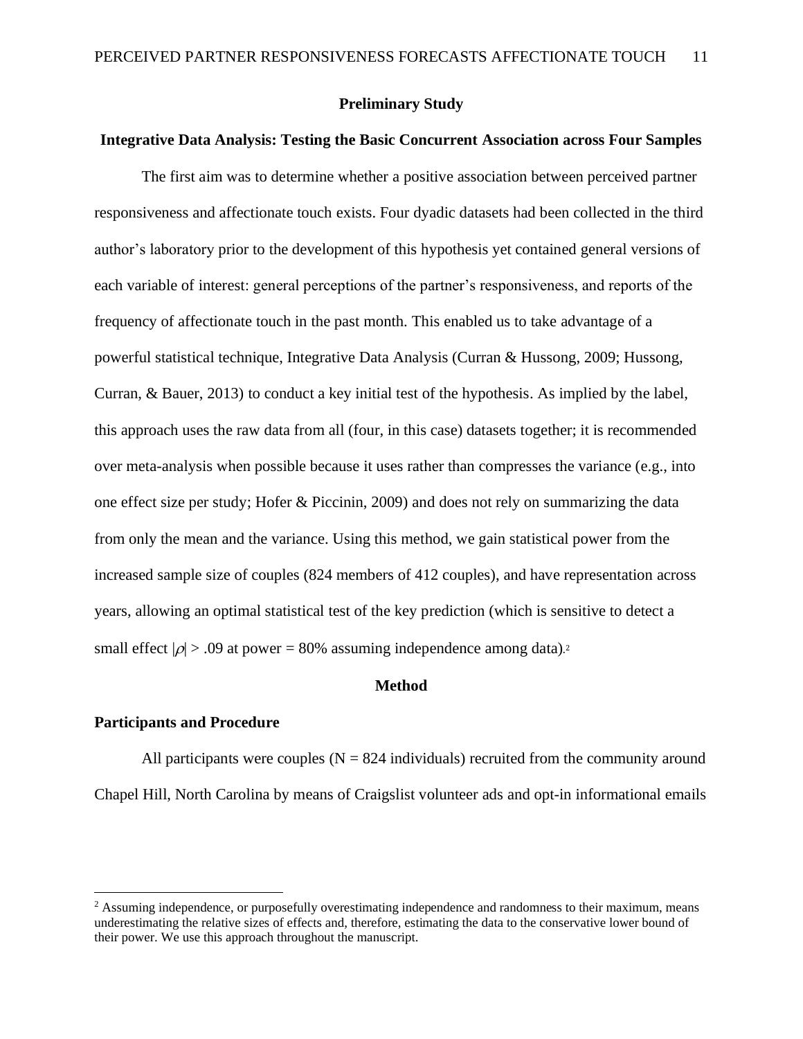## Preliminary Study

### Integrative Data Analysis: Testing the Basic Concurrent Association across Four Samples

The first aim was to determine whether a positive association between perceived partner responsiveness and affectionate touch exists. Four dyadic datasets had been collected in the third author's laboratory prior to the development of this hypothesis yet contained general versions of each variable of interest: general perceptions of the partner's responsiveness, and reports of the frequency of affectionate touch in the past month. This enabled us to take advantage of a powerful statistical technique, Integrative Data Analysis (Curran & Hussong, 2009; Hussong, Curran, & Bauer, 2013) to conduct a key initial test of the hypothesis. As implied by the label, this approach uses the raw data from all (four, in this case) datasets together; it is recommended over meta-analysis when possible because it uses rather than compresses the variance (e.g., into one effect size per study; Hofer & Piccinin, 2009) and does not rely on summarizing the data from only the mean and the variance. Using this method, we gain statistical power from the increased sample size of couples (824 members of 412 couples), and have representation across years, allowing an optimal statistical test of the key prediction (which is sensitive to detect a small effect $|\rho| > .09$ at power = 80% assuming independence among data).[2]

## Method

### Participants and Procedure

All participants were couples (N = 824 individuals) recruited from the community around Chapel Hill, North Carolina by means of Craigslist volunteer ads and opt-in informational emails

[2] Assuming independence, or purposefully overestimating independence and randomness to their maximum, means underestimating the relative sizes of effects and, therefore, estimating the data to the conservative lower bound of their power. We use this approach throughout the manuscript.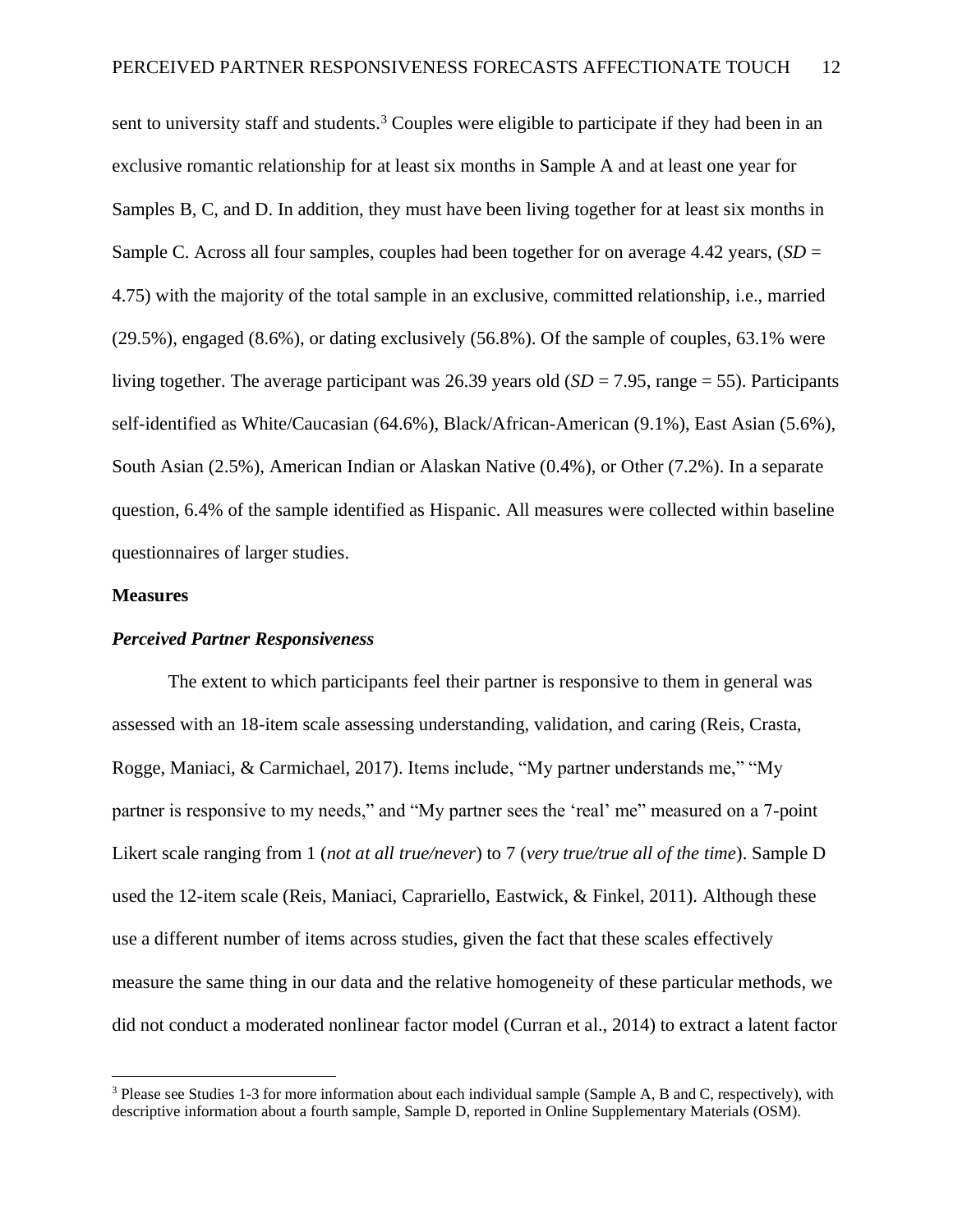sent to university staff and students.[3] Couples were eligible to participate if they had been in an exclusive romantic relationship for at least six months in Sample A and at least one year for Samples B, C, and D. In addition, they must have been living together for at least six months in Sample C. Across all four samples, couples had been together for on average 4.42 years, (*SD* = 4.75) with the majority of the total sample in an exclusive, committed relationship, i.e., married (29.5%), engaged (8.6%), or dating exclusively (56.8%). Of the sample of couples, 63.1% were living together. The average participant was 26.39 years old (*SD* = 7.95, range = 55). Participants self-identified as White/Caucasian (64.6%), Black/African-American (9.1%), East Asian (5.6%), South Asian (2.5%), American Indian or Alaskan Native (0.4%), or Other (7.2%). In a separate question, 6.4% of the sample identified as Hispanic. All measures were collected within baseline questionnaires of larger studies.

## Measures

### *Perceived Partner Responsiveness*

The extent to which participants feel their partner is responsive to them in general was assessed with an 18-item scale assessing understanding, validation, and caring (Reis, Crasta, Rogge, Maniaci, & Carmichael, 2017). Items include, "My partner understands me," "My partner is responsive to my needs," and "My partner sees the 'real' me" measured on a 7-point Likert scale ranging from 1 (*not at all true/never*) to 7 (*very true/true all of the time*). Sample D used the 12-item scale (Reis, Maniaci, Caprariello, Eastwick, & Finkel, 2011). Although these use a different number of items across studies, given the fact that these scales effectively measure the same thing in our data and the relative homogeneity of these particular methods, we did not conduct a moderated nonlinear factor model (Curran et al., 2014) to extract a latent factor

[3] Please see Studies 1-3 for more information about each individual sample (Sample A, B and C, respectively), with descriptive information about a fourth sample, Sample D, reported in Online Supplementary Materials (OSM).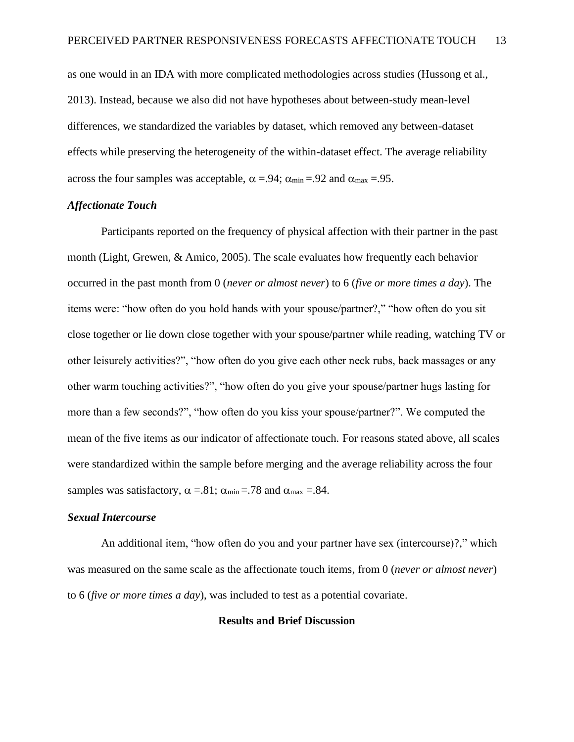as one would in an IDA with more complicated methodologies across studies (Hussong et al., 2013). Instead, because we also did not have hypotheses about between-study mean-level differences, we standardized the variables by dataset, which removed any between-dataset effects while preserving the heterogeneity of the within-dataset effect. The average reliability across the four samples was acceptable, $\alpha$ =.94; $\alpha_{min}$ =.92 and $\alpha_{max}$ =.95.

### *Affectionate Touch*

Participants reported on the frequency of physical affection with their partner in the past month (Light, Grewen, & Amico, 2005). The scale evaluates how frequently each behavior occurred in the past month from 0 (*never or almost never*) to 6 (*five or more times a day*). The items were: "how often do you hold hands with your spouse/partner?," "how often do you sit close together or lie down close together with your spouse/partner while reading, watching TV or other leisurely activities?", "how often do you give each other neck rubs, back massages or any other warm touching activities?", "how often do you give your spouse/partner hugs lasting for more than a few seconds?", "how often do you kiss your spouse/partner?". We computed the mean of the five items as our indicator of affectionate touch. For reasons stated above, all scales were standardized within the sample before merging and the average reliability across the four samples was satisfactory, $\alpha$ =.81; $\alpha_{min}$ =.78 and $\alpha_{max}$ =.84.

### *Sexual Intercourse*

An additional item, "how often do you and your partner have sex (intercourse)?," which was measured on the same scale as the affectionate touch items, from 0 (*never or almost never*) to 6 (*five or more times a day*), was included to test as a potential covariate.

## Results and Brief Discussion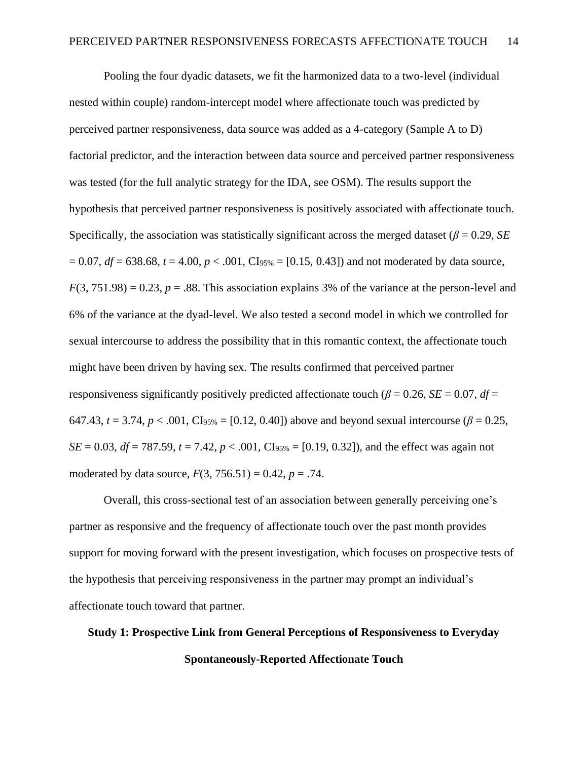Pooling the four dyadic datasets, we fit the harmonized data to a two-level (individual nested within couple) random-intercept model where affectionate touch was predicted by perceived partner responsiveness, data source was added as a 4-category (Sample A to D) factorial predictor, and the interaction between data source and perceived partner responsiveness was tested (for the full analytic strategy for the IDA, see OSM). The results support the hypothesis that perceived partner responsiveness is positively associated with affectionate touch. Specifically, the association was statistically significant across the merged dataset ($\beta = 0.29$, $SE = 0.07$, $df = 638.68$, $t = 4.00$, $p < .001$, $CI_{95\%} = [0.15, 0.43]$) and not moderated by data source, $F(3, 751.98) = 0.23$, $p = .88$. This association explains 3% of the variance at the person-level and 6% of the variance at the dyad-level. We also tested a second model in which we controlled for sexual intercourse to address the possibility that in this romantic context, the affectionate touch might have been driven by having sex. The results confirmed that perceived partner responsiveness significantly positively predicted affectionate touch ($\beta = 0.26$, $SE = 0.07$, $df = 647.43$, $t = 3.74$, $p < .001$, $CI_{95\%} = [0.12, 0.40]$) above and beyond sexual intercourse ($\beta = 0.25$, $SE = 0.03$, $df = 787.59$, $t = 7.42$, $p < .001$, $CI_{95\%} = [0.19, 0.32]$), and the effect was again not moderated by data source, $F(3, 756.51) = 0.42$, $p = .74$.

Overall, this cross-sectional test of an association between generally perceiving one's partner as responsive and the frequency of affectionate touch over the past month provides support for moving forward with the present investigation, which focuses on prospective tests of the hypothesis that perceiving responsiveness in the partner may prompt an individual's affectionate touch toward that partner.

## Study 1: Prospective Link from General Perceptions of Responsiveness to Everyday Spontaneously-Reported Affectionate Touch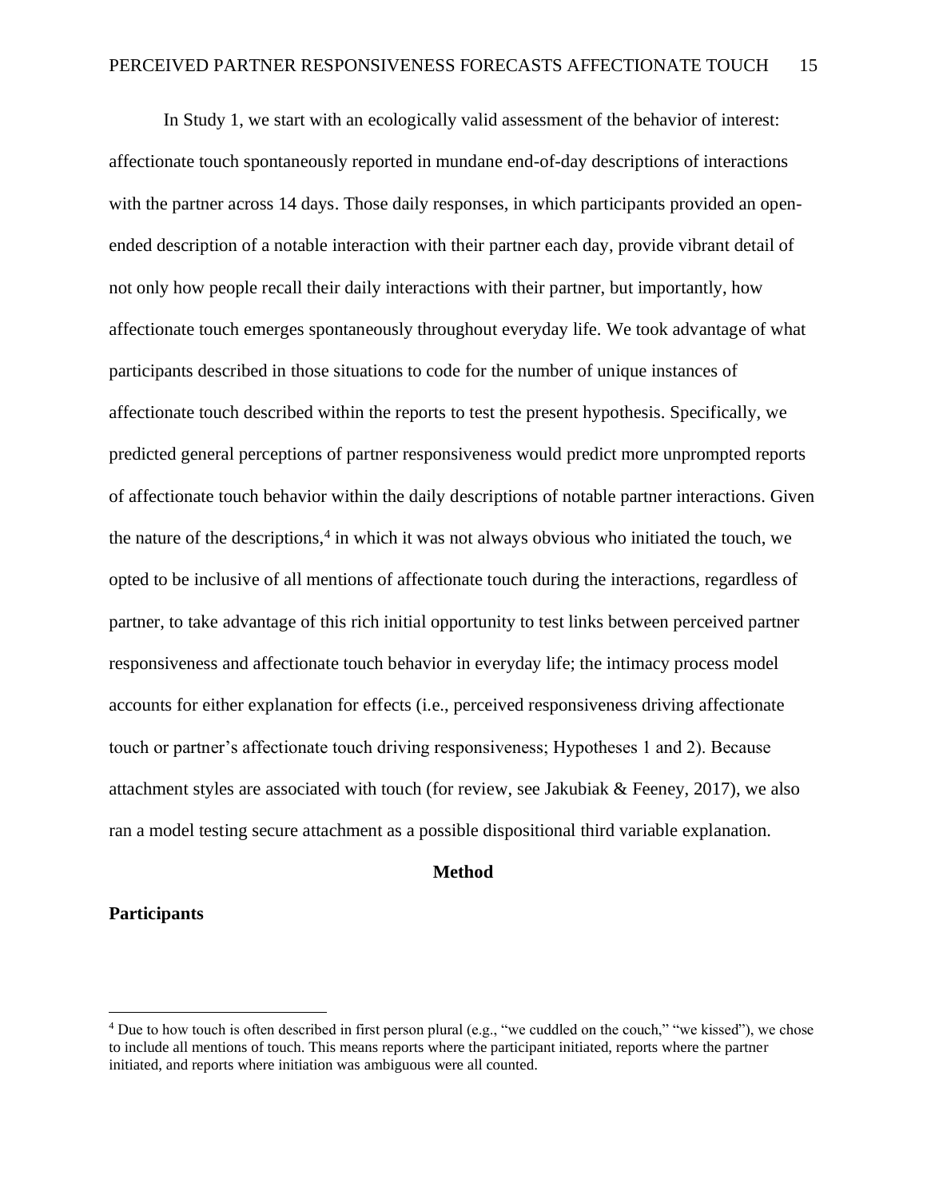In Study 1, we start with an ecologically valid assessment of the behavior of interest: affectionate touch spontaneously reported in mundane end-of-day descriptions of interactions with the partner across 14 days. Those daily responses, in which participants provided an open-ended description of a notable interaction with their partner each day, provide vibrant detail of not only how people recall their daily interactions with their partner, but importantly, how affectionate touch emerges spontaneously throughout everyday life. We took advantage of what participants described in those situations to code for the number of unique instances of affectionate touch described within the reports to test the present hypothesis. Specifically, we predicted general perceptions of partner responsiveness would predict more unprompted reports of affectionate touch behavior within the daily descriptions of notable partner interactions. Given the nature of the descriptions,[4] in which it was not always obvious who initiated the touch, we opted to be inclusive of all mentions of affectionate touch during the interactions, regardless of partner, to take advantage of this rich initial opportunity to test links between perceived partner responsiveness and affectionate touch behavior in everyday life; the intimacy process model accounts for either explanation for effects (i.e., perceived responsiveness driving affectionate touch or partner's affectionate touch driving responsiveness; Hypotheses 1 and 2). Because attachment styles are associated with touch (for review, see Jakubiak & Feeney, 2017), we also ran a model testing secure attachment as a possible dispositional third variable explanation.

## Method

### Participants

[4] Due to how touch is often described in first person plural (e.g., "we cuddled on the couch," "we kissed"), we chose to include all mentions of touch. This means reports where the participant initiated, reports where the partner initiated, and reports where initiation was ambiguous were all counted.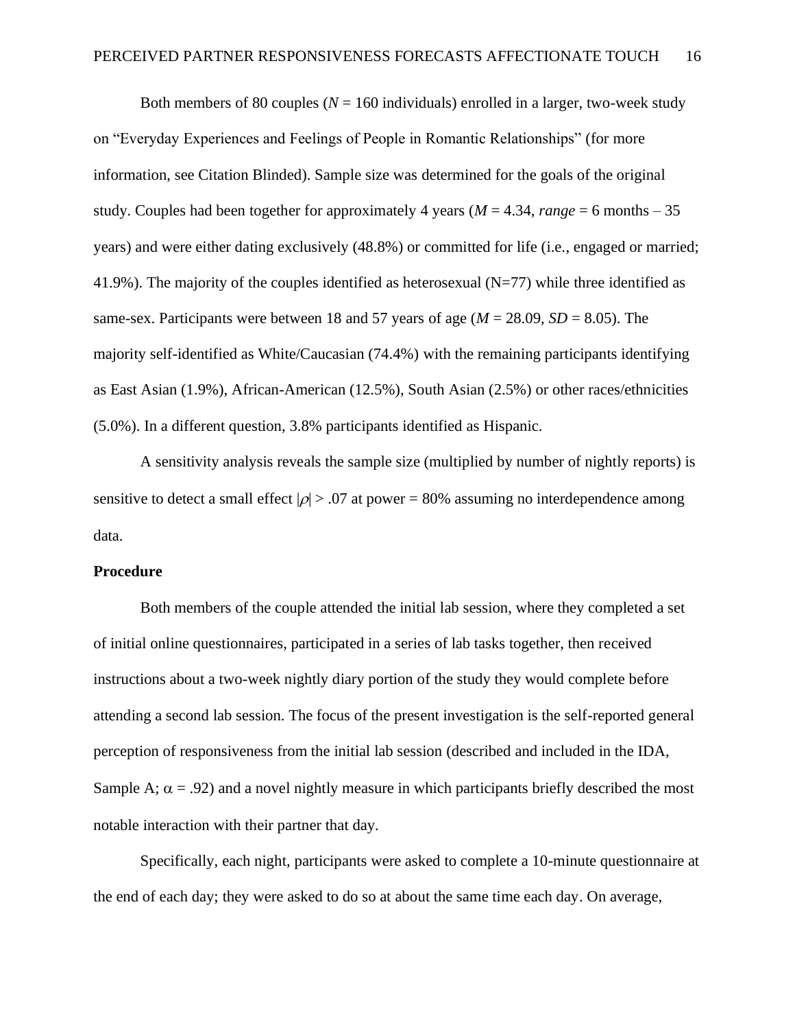Both members of 80 couples (*N* = 160 individuals) enrolled in a larger, two-week study on "Everyday Experiences and Feelings of People in Romantic Relationships" (for more information, see Citation Blinded). Sample size was determined for the goals of the original study. Couples had been together for approximately 4 years (*M* = 4.34, *range* = 6 months – 35 years) and were either dating exclusively (48.8%) or committed for life (i.e., engaged or married; 41.9%). The majority of the couples identified as heterosexual (N=77) while three identified as same-sex. Participants were between 18 and 57 years of age (*M* = 28.09, *SD* = 8.05). The majority self-identified as White/Caucasian (74.4%) with the remaining participants identifying as East Asian (1.9%), African-American (12.5%), South Asian (2.5%) or other races/ethnicities (5.0%). In a different question, 3.8% participants identified as Hispanic.

A sensitivity analysis reveals the sample size (multiplied by number of nightly reports) is sensitive to detect a small effect $|\rho| > .07$ at power = 80% assuming no interdependence among data.

**Procedure**

Both members of the couple attended the initial lab session, where they completed a set of initial online questionnaires, participated in a series of lab tasks together, then received instructions about a two-week nightly diary portion of the study they would complete before attending a second lab session. The focus of the present investigation is the self-reported general perception of responsiveness from the initial lab session (described and included in the IDA, Sample A; $\alpha = .92$) and a novel nightly measure in which participants briefly described the most notable interaction with their partner that day.

Specifically, each night, participants were asked to complete a 10-minute questionnaire at the end of each day; they were asked to do so at about the same time each day. On average,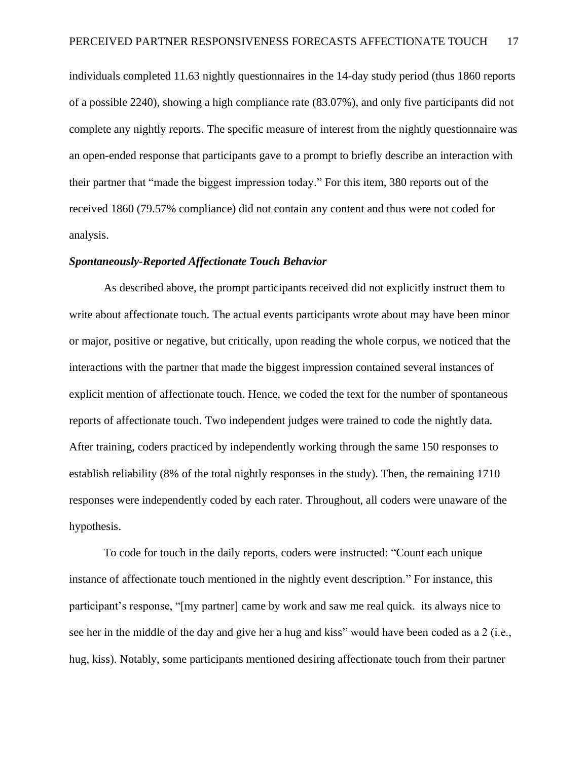individuals completed 11.63 nightly questionnaires in the 14-day study period (thus 1860 reports of a possible 2240), showing a high compliance rate (83.07%), and only five participants did not complete any nightly reports. The specific measure of interest from the nightly questionnaire was an open-ended response that participants gave to a prompt to briefly describe an interaction with their partner that "made the biggest impression today." For this item, 380 reports out of the received 1860 (79.57% compliance) did not contain any content and thus were not coded for analysis.

### ***Spontaneously-Reported Affectionate Touch Behavior***

As described above, the prompt participants received did not explicitly instruct them to write about affectionate touch. The actual events participants wrote about may have been minor or major, positive or negative, but critically, upon reading the whole corpus, we noticed that the interactions with the partner that made the biggest impression contained several instances of explicit mention of affectionate touch. Hence, we coded the text for the number of spontaneous reports of affectionate touch. Two independent judges were trained to code the nightly data. After training, coders practiced by independently working through the same 150 responses to establish reliability (8% of the total nightly responses in the study). Then, the remaining 1710 responses were independently coded by each rater. Throughout, all coders were unaware of the hypothesis.

To code for touch in the daily reports, coders were instructed: "Count each unique instance of affectionate touch mentioned in the nightly event description." For instance, this participant's response, "[my partner] came by work and saw me real quick. its always nice to see her in the middle of the day and give her a hug and kiss" would have been coded as a 2 (i.e., hug, kiss). Notably, some participants mentioned desiring affectionate touch from their partner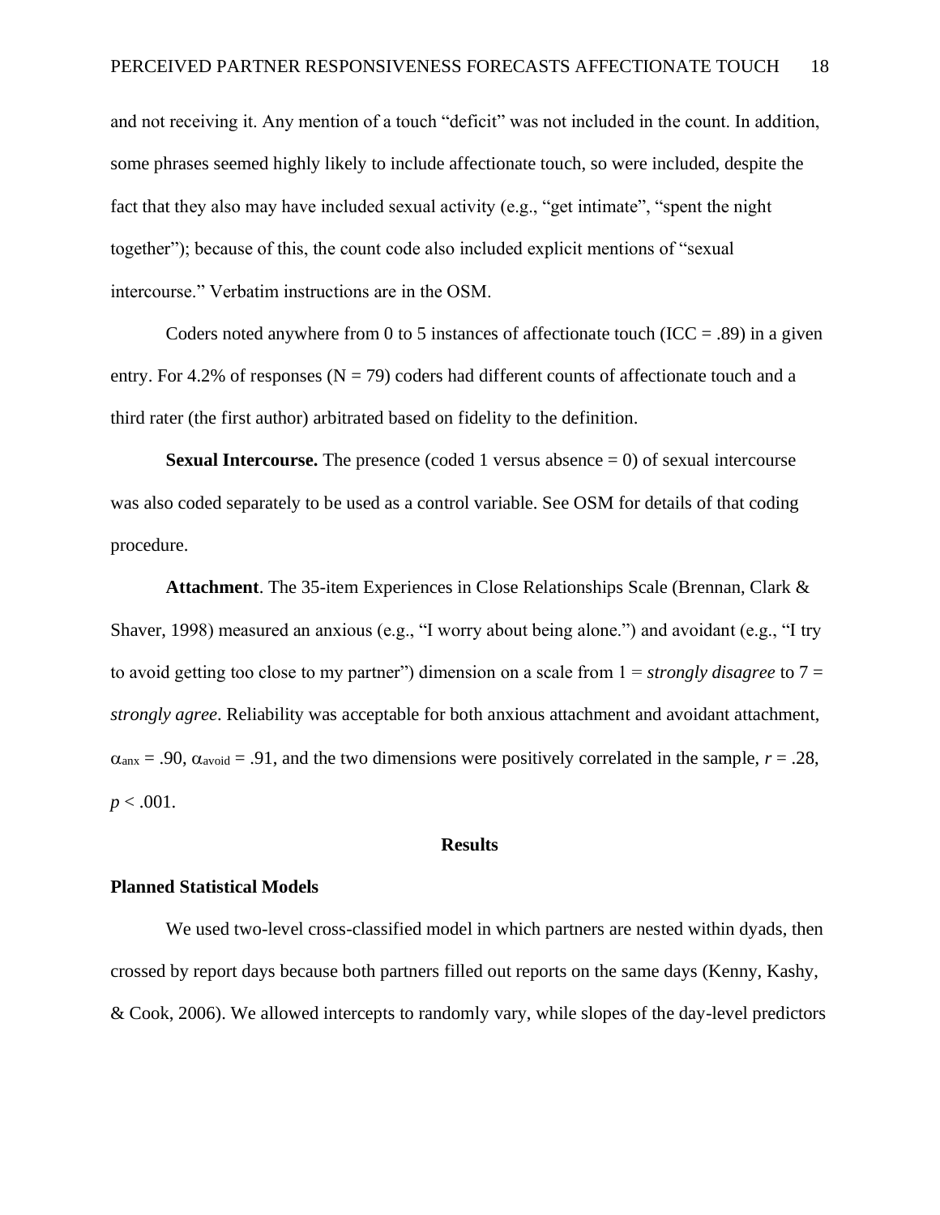and not receiving it. Any mention of a touch "deficit" was not included in the count. In addition, some phrases seemed highly likely to include affectionate touch, so were included, despite the fact that they also may have included sexual activity (e.g., "get intimate", "spent the night together"); because of this, the count code also included explicit mentions of "sexual intercourse." Verbatim instructions are in the OSM.

Coders noted anywhere from 0 to 5 instances of affectionate touch (ICC = .89) in a given entry. For 4.2% of responses (N = 79) coders had different counts of affectionate touch and a third rater (the first author) arbitrated based on fidelity to the definition.

**Sexual Intercourse.** The presence (coded 1 versus absence = 0) of sexual intercourse was also coded separately to be used as a control variable. See OSM for details of that coding procedure.

**Attachment**. The 35-item Experiences in Close Relationships Scale (Brennan, Clark & Shaver, 1998) measured an anxious (e.g., "I worry about being alone.") and avoidant (e.g., "I try to avoid getting too close to my partner") dimension on a scale from 1 = *strongly disagree* to 7 = *strongly agree*. Reliability was acceptable for both anxious attachment and avoidant attachment, $\alpha_{anx} = .90$, $\alpha_{avoid} = .91$, and the two dimensions were positively correlated in the sample, $r = .28$, $p < .001$.

## Results

### Planned Statistical Models

We used two-level cross-classified model in which partners are nested within dyads, then crossed by report days because both partners filled out reports on the same days (Kenny, Kashy, & Cook, 2006). We allowed intercepts to randomly vary, while slopes of the day-level predictors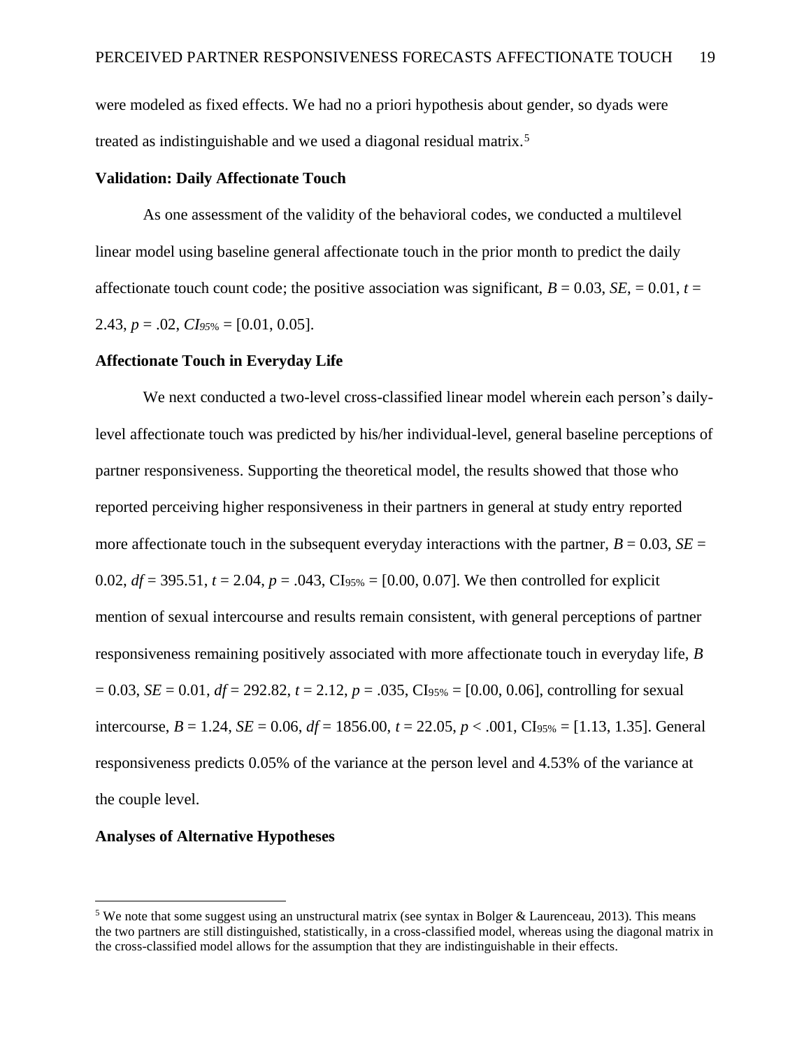were modeled as fixed effects. We had no a priori hypothesis about gender, so dyads were treated as indistinguishable and we used a diagonal residual matrix.[5]

### Validation: Daily Affectionate Touch

As one assessment of the validity of the behavioral codes, we conducted a multilevel linear model using baseline general affectionate touch in the prior month to predict the daily affectionate touch count code; the positive association was significant, $B = 0.03$, $SE$, $= 0.01$, $t = 2.43$, $p = .02$, $CI_{95\%} = [0.01, 0.05]$.

### Affectionate Touch in Everyday Life

We next conducted a two-level cross-classified linear model wherein each person's daily-level affectionate touch was predicted by his/her individual-level, general baseline perceptions of partner responsiveness. Supporting the theoretical model, the results showed that those who reported perceiving higher responsiveness in their partners in general at study entry reported more affectionate touch in the subsequent everyday interactions with the partner, $B = 0.03$, $SE = 0.02$, $df = 395.51$, $t = 2.04$, $p = .043$, $\text{CI}_{95\%} = [0.00, 0.07]$. We then controlled for explicit mention of sexual intercourse and results remain consistent, with general perceptions of partner responsiveness remaining positively associated with more affectionate touch in everyday life, $B = 0.03$, $SE = 0.01$, $df = 292.82$, $t = 2.12$, $p = .035$, $\text{CI}_{95\%} = [0.00, 0.06]$, controlling for sexual intercourse, $B = 1.24$, $SE = 0.06$, $df = 1856.00$, $t = 22.05$, $p < .001$, $\text{CI}_{95\%} = [1.13, 1.35]$. General responsiveness predicts 0.05% of the variance at the person level and 4.53% of the variance at the couple level.

### Analyses of Alternative Hypotheses

[5] We note that some suggest using an unstructural matrix (see syntax in Bolger & Laurenceau, 2013). This means the two partners are still distinguished, statistically, in a cross-classified model, whereas using the diagonal matrix in the cross-classified model allows for the assumption that they are indistinguishable in their effects.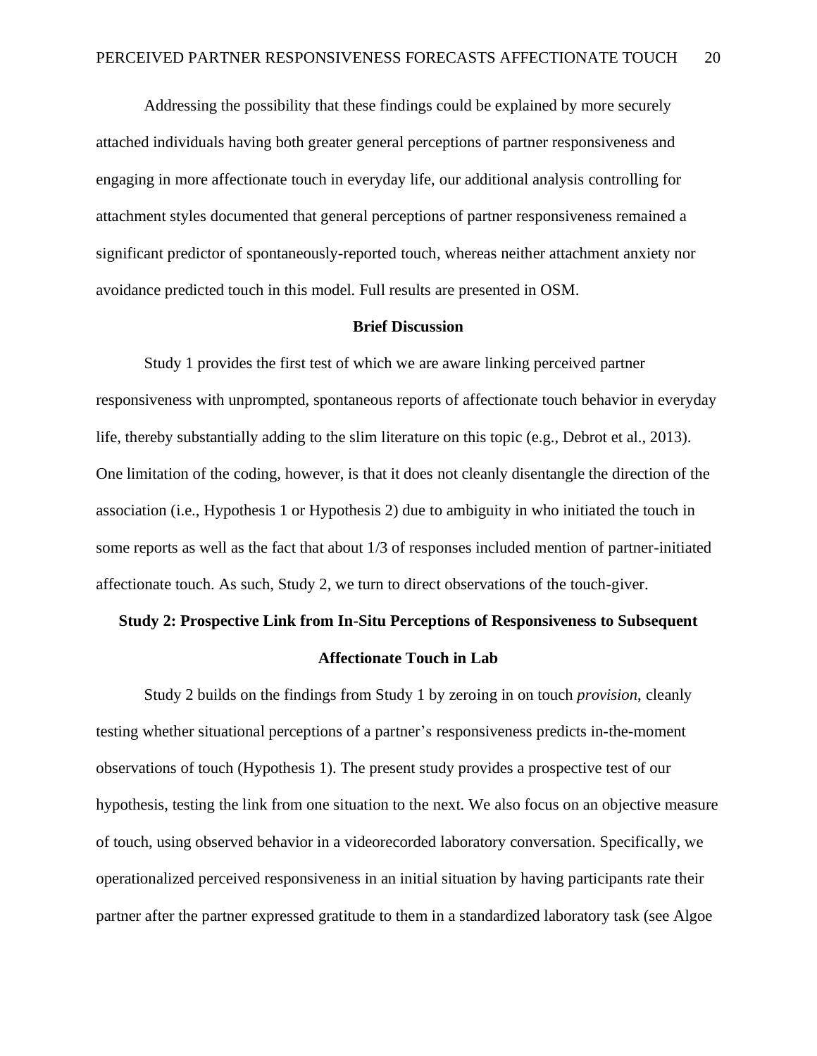Addressing the possibility that these findings could be explained by more securely attached individuals having both greater general perceptions of partner responsiveness and engaging in more affectionate touch in everyday life, our additional analysis controlling for attachment styles documented that general perceptions of partner responsiveness remained a significant predictor of spontaneously-reported touch, whereas neither attachment anxiety nor avoidance predicted touch in this model. Full results are presented in OSM.

**Brief Discussion**

Study 1 provides the first test of which we are aware linking perceived partner responsiveness with unprompted, spontaneous reports of affectionate touch behavior in everyday life, thereby substantially adding to the slim literature on this topic (e.g., Debrot et al., 2013). One limitation of the coding, however, is that it does not cleanly disentangle the direction of the association (i.e., Hypothesis 1 or Hypothesis 2) due to ambiguity in who initiated the touch in some reports as well as the fact that about 1/3 of responses included mention of partner-initiated affectionate touch. As such, Study 2, we turn to direct observations of the touch-giver.

## Study 2: Prospective Link from In-Situ Perceptions of Responsiveness to Subsequent Affectionate Touch in Lab

Study 2 builds on the findings from Study 1 by zeroing in on touch *provision*, cleanly testing whether situational perceptions of a partner's responsiveness predicts in-the-moment observations of touch (Hypothesis 1). The present study provides a prospective test of our hypothesis, testing the link from one situation to the next. We also focus on an objective measure of touch, using observed behavior in a videorecorded laboratory conversation. Specifically, we operationalized perceived responsiveness in an initial situation by having participants rate their partner after the partner expressed gratitude to them in a standardized laboratory task (see Algoe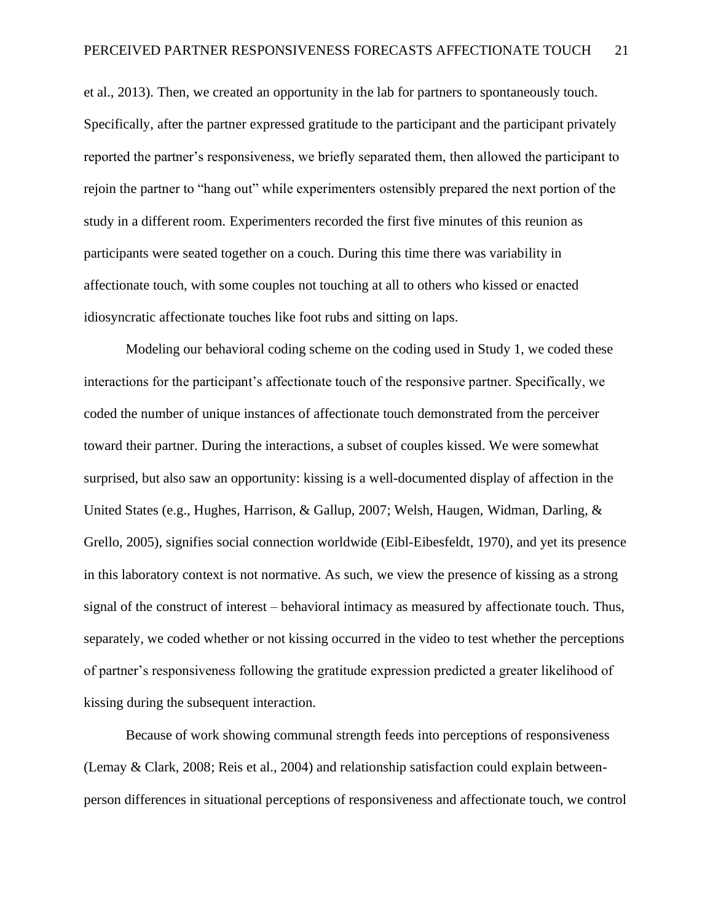et al., 2013). Then, we created an opportunity in the lab for partners to spontaneously touch. Specifically, after the partner expressed gratitude to the participant and the participant privately reported the partner's responsiveness, we briefly separated them, then allowed the participant to rejoin the partner to "hang out" while experimenters ostensibly prepared the next portion of the study in a different room. Experimenters recorded the first five minutes of this reunion as participants were seated together on a couch. During this time there was variability in affectionate touch, with some couples not touching at all to others who kissed or enacted idiosyncratic affectionate touches like foot rubs and sitting on laps.

Modeling our behavioral coding scheme on the coding used in Study 1, we coded these interactions for the participant's affectionate touch of the responsive partner. Specifically, we coded the number of unique instances of affectionate touch demonstrated from the perceiver toward their partner. During the interactions, a subset of couples kissed. We were somewhat surprised, but also saw an opportunity: kissing is a well-documented display of affection in the United States (e.g., Hughes, Harrison, & Gallup, 2007; Welsh, Haugen, Widman, Darling, & Grello, 2005), signifies social connection worldwide (Eibl-Eibesfeldt, 1970), and yet its presence in this laboratory context is not normative. As such, we view the presence of kissing as a strong signal of the construct of interest – behavioral intimacy as measured by affectionate touch. Thus, separately, we coded whether or not kissing occurred in the video to test whether the perceptions of partner's responsiveness following the gratitude expression predicted a greater likelihood of kissing during the subsequent interaction.

Because of work showing communal strength feeds into perceptions of responsiveness (Lemay & Clark, 2008; Reis et al., 2004) and relationship satisfaction could explain between-person differences in situational perceptions of responsiveness and affectionate touch, we control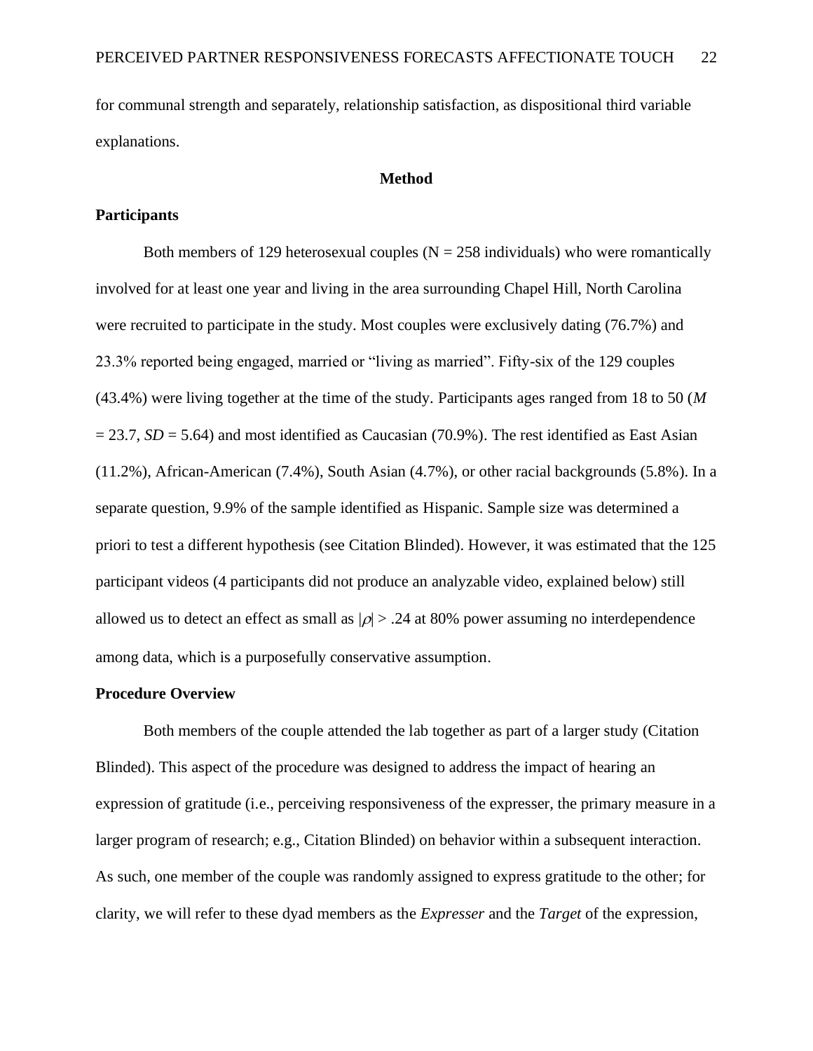for communal strength and separately, relationship satisfaction, as dispositional third variable explanations.

## Method

### Participants

Both members of 129 heterosexual couples (N = 258 individuals) who were romantically involved for at least one year and living in the area surrounding Chapel Hill, North Carolina were recruited to participate in the study. Most couples were exclusively dating (76.7%) and 23.3% reported being engaged, married or "living as married". Fifty-six of the 129 couples (43.4%) were living together at the time of the study. Participants ages ranged from 18 to 50 ($M$ = 23.7, $SD$ = 5.64) and most identified as Caucasian (70.9%). The rest identified as East Asian (11.2%), African-American (7.4%), South Asian (4.7%), or other racial backgrounds (5.8%). In a separate question, 9.9% of the sample identified as Hispanic. Sample size was determined a priori to test a different hypothesis (see Citation Blinded). However, it was estimated that the 125 participant videos (4 participants did not produce an analyzable video, explained below) still allowed us to detect an effect as small as $|\rho| > .24$ at 80% power assuming no interdependence among data, which is a purposefully conservative assumption.

### Procedure Overview

Both members of the couple attended the lab together as part of a larger study (Citation Blinded). This aspect of the procedure was designed to address the impact of hearing an expression of gratitude (i.e., perceiving responsiveness of the expresser, the primary measure in a larger program of research; e.g., Citation Blinded) on behavior within a subsequent interaction. As such, one member of the couple was randomly assigned to express gratitude to the other; for clarity, we will refer to these dyad members as the *Expresser* and the *Target* of the expression,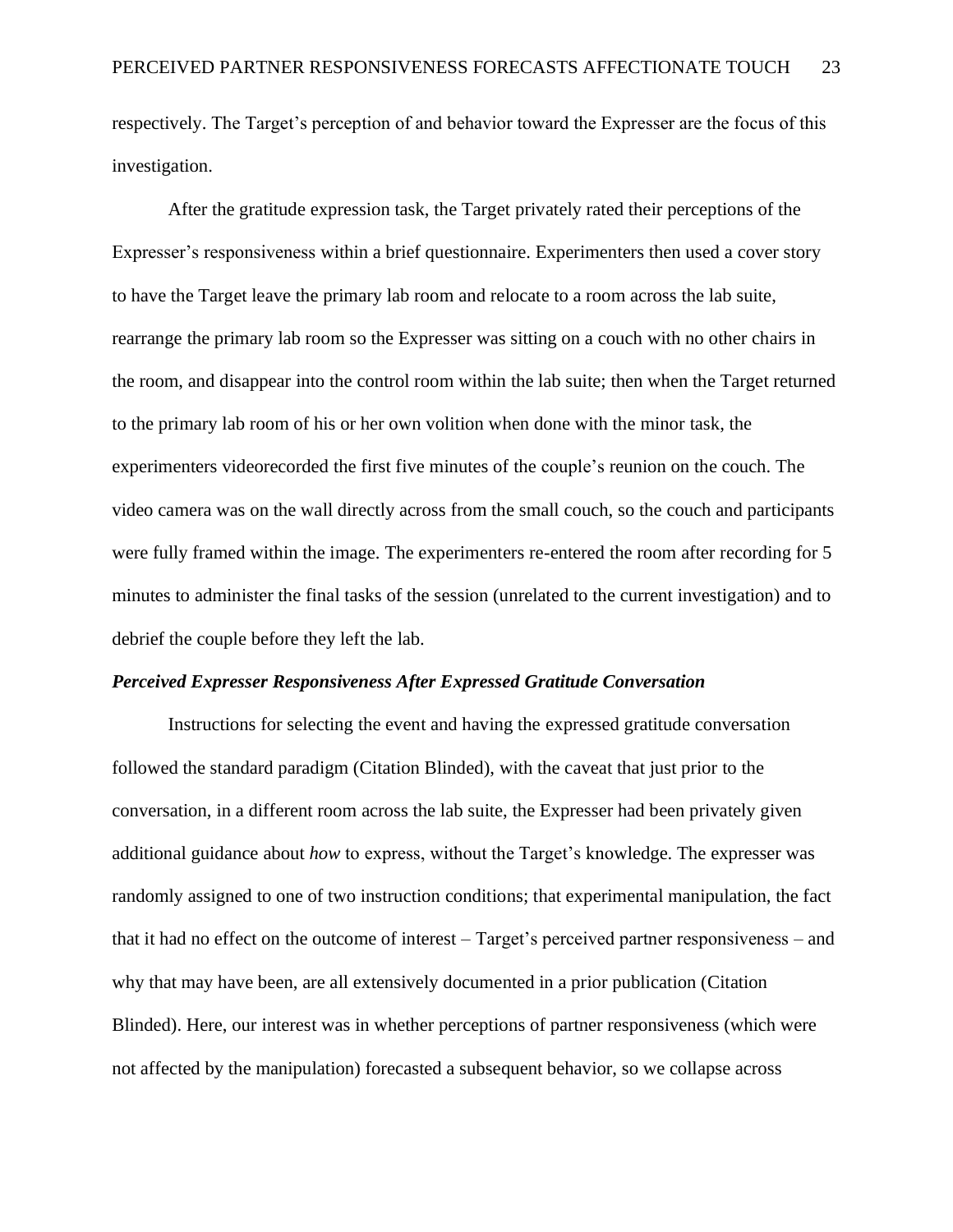respectively. The Target's perception of and behavior toward the Expresser are the focus of this investigation.

After the gratitude expression task, the Target privately rated their perceptions of the Expresser's responsiveness within a brief questionnaire. Experimenters then used a cover story to have the Target leave the primary lab room and relocate to a room across the lab suite, rearrange the primary lab room so the Expresser was sitting on a couch with no other chairs in the room, and disappear into the control room within the lab suite; then when the Target returned to the primary lab room of his or her own volition when done with the minor task, the experimenters videorecorded the first five minutes of the couple's reunion on the couch. The video camera was on the wall directly across from the small couch, so the couch and participants were fully framed within the image. The experimenters re-entered the room after recording for 5 minutes to administer the final tasks of the session (unrelated to the current investigation) and to debrief the couple before they left the lab.

### *Perceived Expresser Responsiveness After Expressed Gratitude Conversation*

Instructions for selecting the event and having the expressed gratitude conversation followed the standard paradigm (Citation Blinded), with the caveat that just prior to the conversation, in a different room across the lab suite, the Expresser had been privately given additional guidance about *how* to express, without the Target's knowledge. The expresser was randomly assigned to one of two instruction conditions; that experimental manipulation, the fact that it had no effect on the outcome of interest – Target's perceived partner responsiveness – and why that may have been, are all extensively documented in a prior publication (Citation Blinded). Here, our interest was in whether perceptions of partner responsiveness (which were not affected by the manipulation) forecasted a subsequent behavior, so we collapse across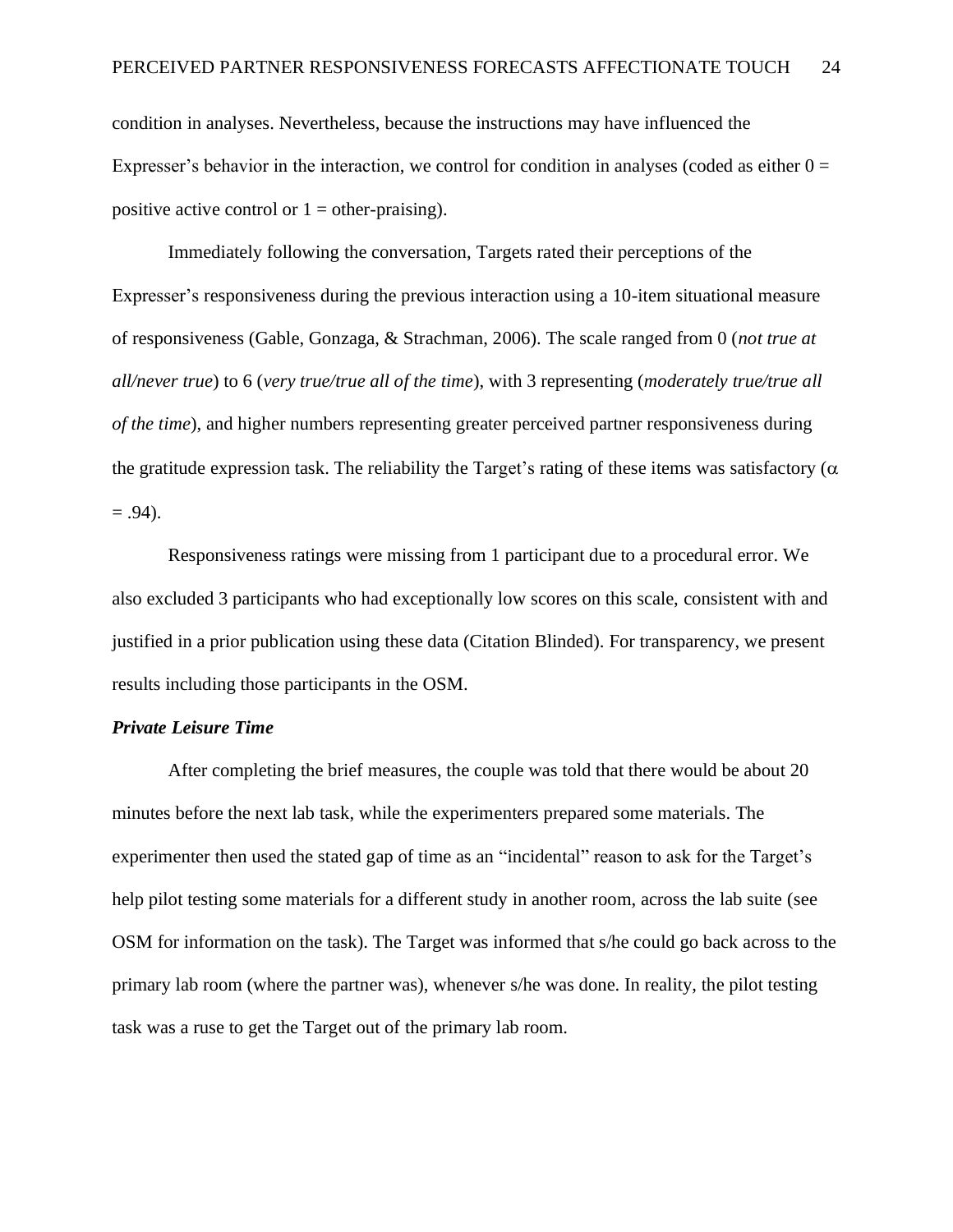condition in analyses. Nevertheless, because the instructions may have influenced the Expresser's behavior in the interaction, we control for condition in analyses (coded as either 0 = positive active control or 1 = other-praising).

Immediately following the conversation, Targets rated their perceptions of the Expresser's responsiveness during the previous interaction using a 10-item situational measure of responsiveness (Gable, Gonzaga, & Strachman, 2006). The scale ranged from 0 (*not true at all/never true*) to 6 (*very true/true all of the time*), with 3 representing (*moderately true/true all of the time*), and higher numbers representing greater perceived partner responsiveness during the gratitude expression task. The reliability the Target's rating of these items was satisfactory ($\alpha = .94$).

Responsiveness ratings were missing from 1 participant due to a procedural error. We also excluded 3 participants who had exceptionally low scores on this scale, consistent with and justified in a prior publication using these data (Citation Blinded). For transparency, we present results including those participants in the OSM.

### *Private Leisure Time*

After completing the brief measures, the couple was told that there would be about 20 minutes before the next lab task, while the experimenters prepared some materials. The experimenter then used the stated gap of time as an "incidental" reason to ask for the Target's help pilot testing some materials for a different study in another room, across the lab suite (see OSM for information on the task). The Target was informed that s/he could go back across to the primary lab room (where the partner was), whenever s/he was done. In reality, the pilot testing task was a ruse to get the Target out of the primary lab room.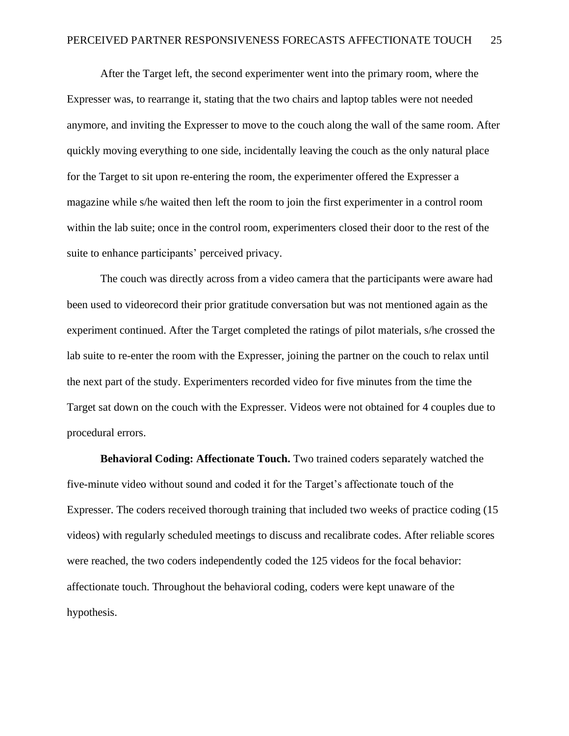After the Target left, the second experimenter went into the primary room, where the Expresser was, to rearrange it, stating that the two chairs and laptop tables were not needed anymore, and inviting the Expresser to move to the couch along the wall of the same room. After quickly moving everything to one side, incidentally leaving the couch as the only natural place for the Target to sit upon re-entering the room, the experimenter offered the Expresser a magazine while s/he waited then left the room to join the first experimenter in a control room within the lab suite; once in the control room, experimenters closed their door to the rest of the suite to enhance participants' perceived privacy.

The couch was directly across from a video camera that the participants were aware had been used to videorecord their prior gratitude conversation but was not mentioned again as the experiment continued. After the Target completed the ratings of pilot materials, s/he crossed the lab suite to re-enter the room with the Expresser, joining the partner on the couch to relax until the next part of the study. Experimenters recorded video for five minutes from the time the Target sat down on the couch with the Expresser. Videos were not obtained for 4 couples due to procedural errors.

**Behavioral Coding: Affectionate Touch.** Two trained coders separately watched the five-minute video without sound and coded it for the Target's affectionate touch of the Expresser. The coders received thorough training that included two weeks of practice coding (15 videos) with regularly scheduled meetings to discuss and recalibrate codes. After reliable scores were reached, the two coders independently coded the 125 videos for the focal behavior: affectionate touch. Throughout the behavioral coding, coders were kept unaware of the hypothesis.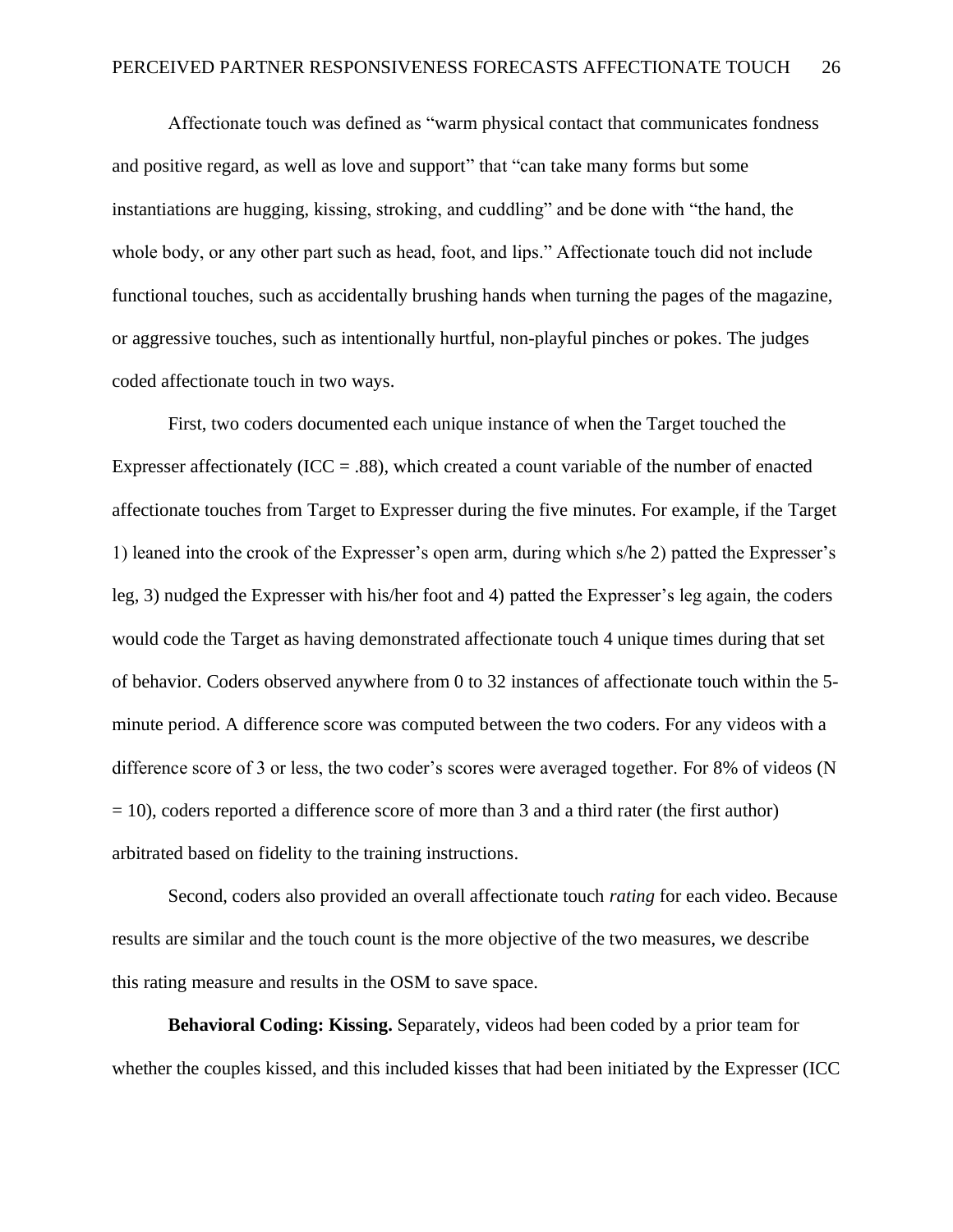Affectionate touch was defined as "warm physical contact that communicates fondness and positive regard, as well as love and support" that "can take many forms but some instantiations are hugging, kissing, stroking, and cuddling" and be done with "the hand, the whole body, or any other part such as head, foot, and lips." Affectionate touch did not include functional touches, such as accidentally brushing hands when turning the pages of the magazine, or aggressive touches, such as intentionally hurtful, non-playful pinches or pokes. The judges coded affectionate touch in two ways.

First, two coders documented each unique instance of when the Target touched the Expresser affectionately (ICC = .88), which created a count variable of the number of enacted affectionate touches from Target to Expresser during the five minutes. For example, if the Target 1) leaned into the crook of the Expresser's open arm, during which s/he 2) patted the Expresser's leg, 3) nudged the Expresser with his/her foot and 4) patted the Expresser's leg again, the coders would code the Target as having demonstrated affectionate touch 4 unique times during that set of behavior. Coders observed anywhere from 0 to 32 instances of affectionate touch within the 5-minute period. A difference score was computed between the two coders. For any videos with a difference score of 3 or less, the two coder's scores were averaged together. For 8% of videos (N = 10), coders reported a difference score of more than 3 and a third rater (the first author) arbitrated based on fidelity to the training instructions.

Second, coders also provided an overall affectionate touch *rating* for each video. Because results are similar and the touch count is the more objective of the two measures, we describe this rating measure and results in the OSM to save space.

**Behavioral Coding: Kissing.** Separately, videos had been coded by a prior team for whether the couples kissed, and this included kisses that had been initiated by the Expresser (ICC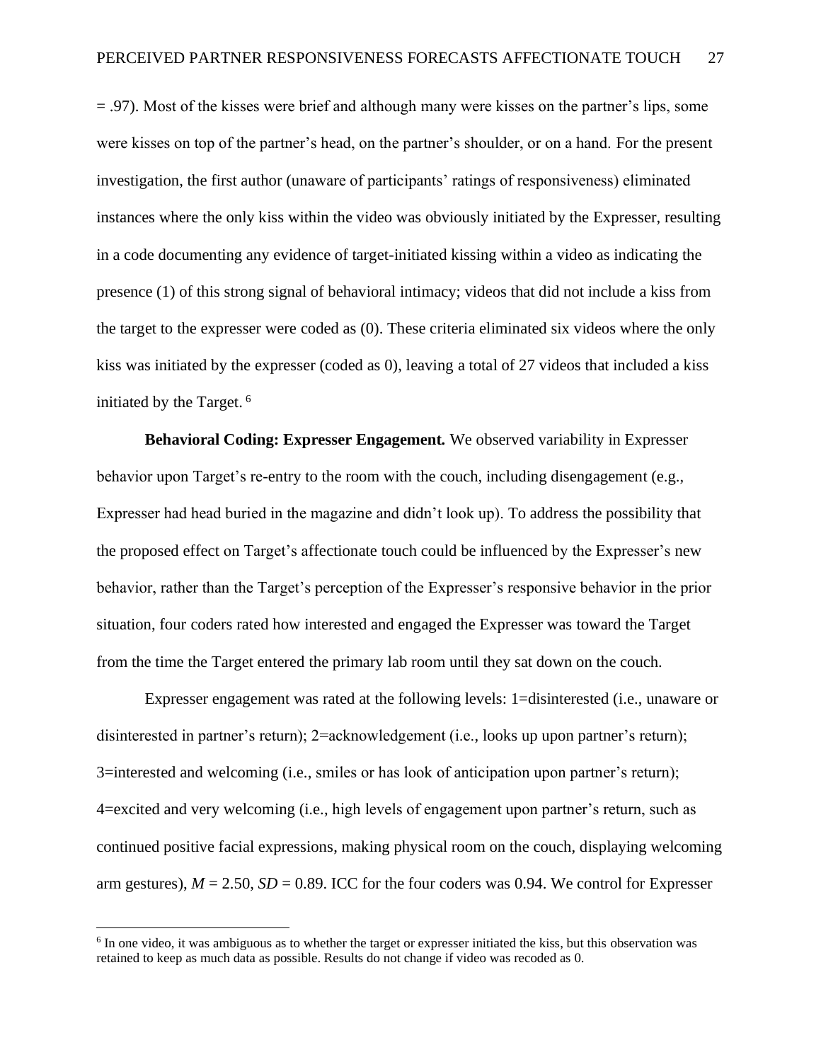= .97). Most of the kisses were brief and although many were kisses on the partner's lips, some were kisses on top of the partner's head, on the partner's shoulder, or on a hand. For the present investigation, the first author (unaware of participants' ratings of responsiveness) eliminated instances where the only kiss within the video was obviously initiated by the Expresser, resulting in a code documenting any evidence of target-initiated kissing within a video as indicating the presence (1) of this strong signal of behavioral intimacy; videos that did not include a kiss from the target to the expresser were coded as (0). These criteria eliminated six videos where the only kiss was initiated by the expresser (coded as 0), leaving a total of 27 videos that included a kiss initiated by the Target. [6]

**Behavioral Coding: Expresser Engagement.** We observed variability in Expresser behavior upon Target's re-entry to the room with the couch, including disengagement (e.g., Expresser had head buried in the magazine and didn't look up). To address the possibility that the proposed effect on Target's affectionate touch could be influenced by the Expresser's new behavior, rather than the Target's perception of the Expresser's responsive behavior in the prior situation, four coders rated how interested and engaged the Expresser was toward the Target from the time the Target entered the primary lab room until they sat down on the couch.

Expresser engagement was rated at the following levels: 1=disinterested (i.e., unaware or disinterested in partner's return); 2=acknowledgement (i.e., looks up upon partner's return); 3=interested and welcoming (i.e., smiles or has look of anticipation upon partner's return); 4=excited and very welcoming (i.e., high levels of engagement upon partner's return, such as continued positive facial expressions, making physical room on the couch, displaying welcoming arm gestures), $M = 2.50$, $SD = 0.89$. ICC for the four coders was 0.94. We control for Expresser

[6] In one video, it was ambiguous as to whether the target or expresser initiated the kiss, but this observation was retained to keep as much data as possible. Results do not change if video was recoded as 0.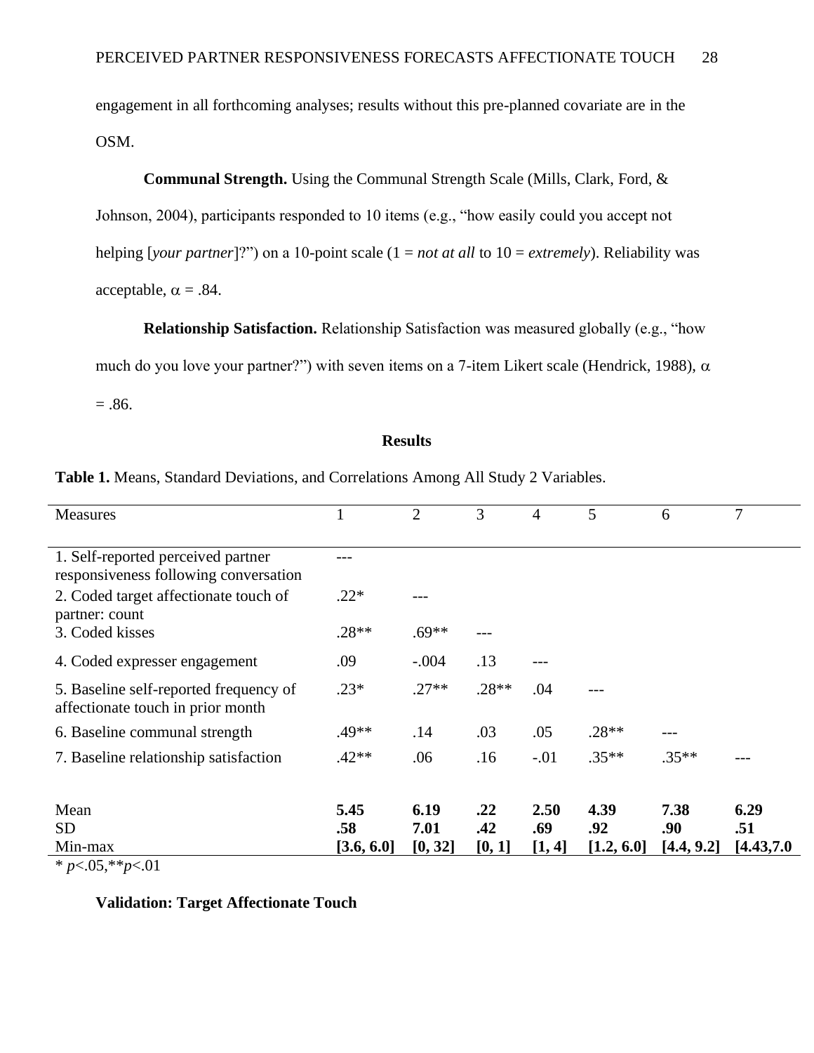engagement in all forthcoming analyses; results without this pre-planned covariate are in the OSM.

**Communal Strength.** Using the Communal Strength Scale (Mills, Clark, Ford, & Johnson, 2004), participants responded to 10 items (e.g., "how easily could you accept not helping [*your partner*]?") on a 10-point scale (1 = *not at all* to 10 = *extremely*). Reliability was acceptable, $\alpha$ = .84.

**Relationship Satisfaction.** Relationship Satisfaction was measured globally (e.g., "how much do you love your partner?") with seven items on a 7-item Likert scale (Hendrick, 1988), $\alpha$ = .86.

## Results

**Table 1.** Means, Standard Deviations, and Correlations Among All Study 2 Variables.

| Measures | 1 | 2 | 3 | 4 | 5 | 6 | 7 |
|---|---|---|---|---|---|---|---|
| 1. Self-reported perceived partner responsiveness following conversation | --- | | | | | | |
| 2. Coded target affectionate touch of partner: count | .22* | --- | | | | | |
| 3. Coded kisses | .28** | .69** | --- | | | | |
| 4. Coded expresser engagement | .09 | -.004 | .13 | --- | | | |
| 5. Baseline self-reported frequency of affectionate touch in prior month | .23* | .27** | .28** | .04 | --- | | |
| 6. Baseline communal strength | .49** | .14 | .03 | .05 | .28** | --- | |
| 7. Baseline relationship satisfaction | .42** | .06 | .16 | -.01 | .35** | .35** | --- |
| Mean | **5.45** | **6.19** | **.22** | **2.50** | **4.39** | **7.38** | **6.29** |
| SD | **.58** | **7.01** | **.42** | **.69** | **.92** | **.90** | **.51** |
| Min-max | **[3.6, 6.0]** | **[0, 32]** | **[0, 1]** | **[1, 4]** | **[1.2, 6.0]** | **[4.4, 9.2]** | **[4.43,7.0** |

\* $p$<.05,** $p$<.01

### Validation: Target Affectionate Touch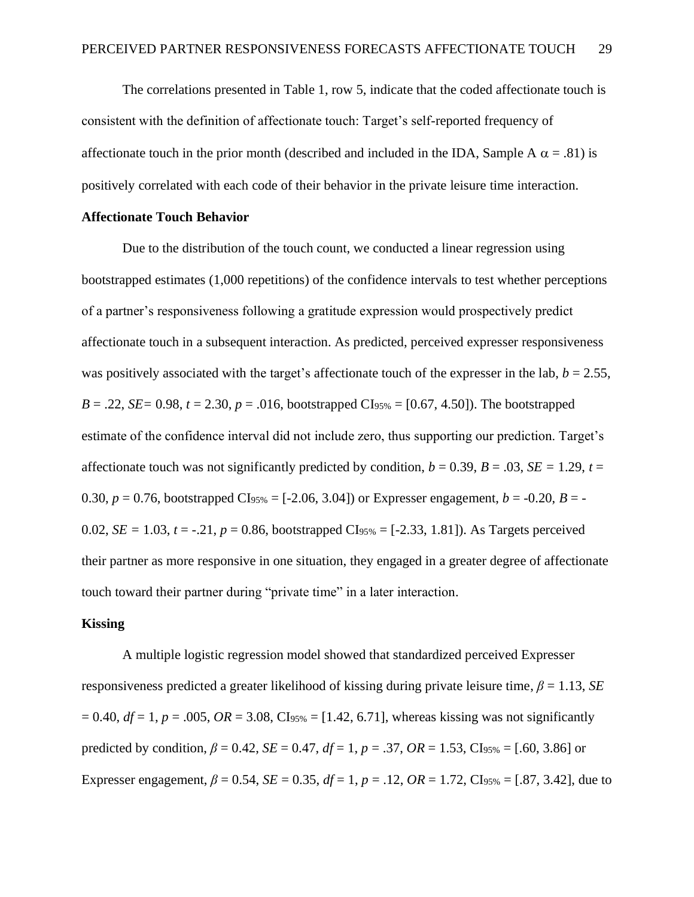The correlations presented in Table 1, row 5, indicate that the coded affectionate touch is consistent with the definition of affectionate touch: Target's self-reported frequency of affectionate touch in the prior month (described and included in the IDA, Sample A $\alpha = .81$) is positively correlated with each code of their behavior in the private leisure time interaction.

**Affectionate Touch Behavior**

Due to the distribution of the touch count, we conducted a linear regression using bootstrapped estimates (1,000 repetitions) of the confidence intervals to test whether perceptions of a partner's responsiveness following a gratitude expression would prospectively predict affectionate touch in a subsequent interaction. As predicted, perceived expresser responsiveness was positively associated with the target's affectionate touch of the expresser in the lab, $b = 2.55$, $B = .22$, $SE = 0.98$, $t = 2.30$, $p = .016$, bootstrapped $CI_{95\%} = [0.67, 4.50]$). The bootstrapped estimate of the confidence interval did not include zero, thus supporting our prediction. Target's affectionate touch was not significantly predicted by condition, $b = 0.39$, $B = .03$, $SE = 1.29$, $t = 0.30$, $p = 0.76$, bootstrapped $CI_{95\%} = [-2.06, 3.04]$) or Expresser engagement, $b = -0.20$, $B = -0.02$, $SE = 1.03$, $t = -.21$, $p = 0.86$, bootstrapped $CI_{95\%} = [-2.33, 1.81]$). As Targets perceived their partner as more responsive in one situation, they engaged in a greater degree of affectionate touch toward their partner during "private time" in a later interaction.

**Kissing**

A multiple logistic regression model showed that standardized perceived Expresser responsiveness predicted a greater likelihood of kissing during private leisure time, $\beta = 1.13$, $SE = 0.40$, $df = 1$, $p = .005$, $OR = 3.08$, $CI_{95\%} = [1.42, 6.71]$, whereas kissing was not significantly predicted by condition, $\beta = 0.42$, $SE = 0.47$, $df = 1$, $p = .37$, $OR = 1.53$, $CI_{95\%} = [.60, 3.86]$ or Expresser engagement, $\beta = 0.54$, $SE = 0.35$, $df = 1$, $p = .12$, $OR = 1.72$, $CI_{95\%} = [.87, 3.42]$, due to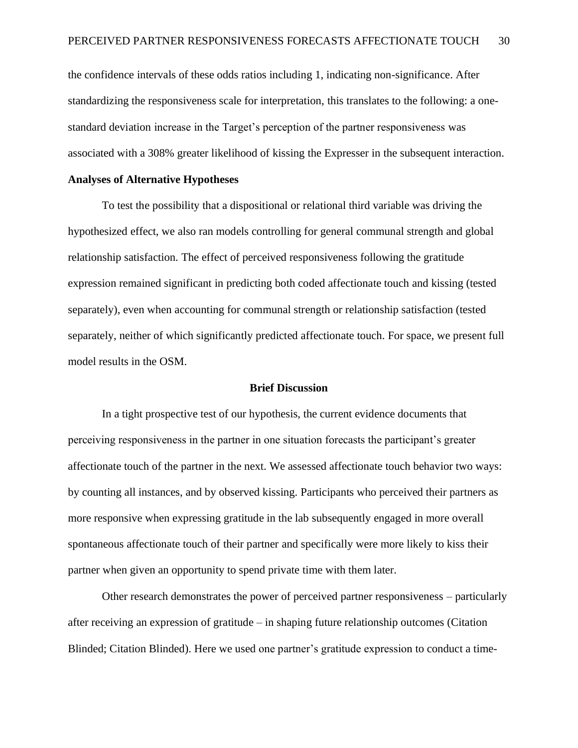the confidence intervals of these odds ratios including 1, indicating non-significance. After standardizing the responsiveness scale for interpretation, this translates to the following: a one-standard deviation increase in the Target's perception of the partner responsiveness was associated with a 308% greater likelihood of kissing the Expresser in the subsequent interaction.

**Analyses of Alternative Hypotheses**

To test the possibility that a dispositional or relational third variable was driving the hypothesized effect, we also ran models controlling for general communal strength and global relationship satisfaction. The effect of perceived responsiveness following the gratitude expression remained significant in predicting both coded affectionate touch and kissing (tested separately), even when accounting for communal strength or relationship satisfaction (tested separately, neither of which significantly predicted affectionate touch. For space, we present full model results in the OSM.

## Brief Discussion

In a tight prospective test of our hypothesis, the current evidence documents that perceiving responsiveness in the partner in one situation forecasts the participant's greater affectionate touch of the partner in the next. We assessed affectionate touch behavior two ways: by counting all instances, and by observed kissing. Participants who perceived their partners as more responsive when expressing gratitude in the lab subsequently engaged in more overall spontaneous affectionate touch of their partner and specifically were more likely to kiss their partner when given an opportunity to spend private time with them later.

Other research demonstrates the power of perceived partner responsiveness – particularly after receiving an expression of gratitude – in shaping future relationship outcomes (Citation Blinded; Citation Blinded). Here we used one partner's gratitude expression to conduct a time-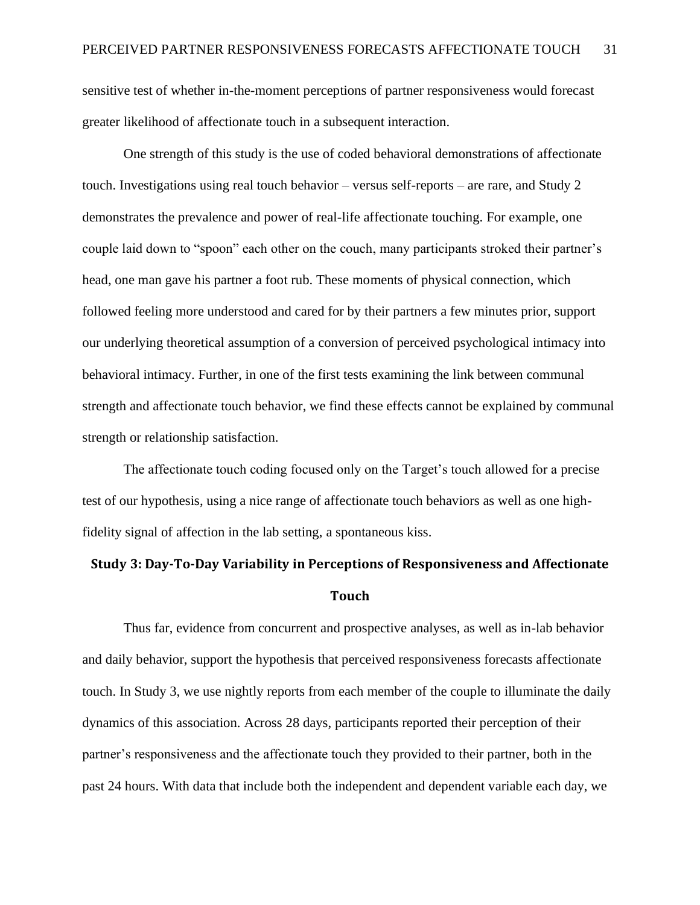sensitive test of whether in-the-moment perceptions of partner responsiveness would forecast greater likelihood of affectionate touch in a subsequent interaction.

One strength of this study is the use of coded behavioral demonstrations of affectionate touch. Investigations using real touch behavior – versus self-reports – are rare, and Study 2 demonstrates the prevalence and power of real-life affectionate touching. For example, one couple laid down to "spoon" each other on the couch, many participants stroked their partner's head, one man gave his partner a foot rub. These moments of physical connection, which followed feeling more understood and cared for by their partners a few minutes prior, support our underlying theoretical assumption of a conversion of perceived psychological intimacy into behavioral intimacy. Further, in one of the first tests examining the link between communal strength and affectionate touch behavior, we find these effects cannot be explained by communal strength or relationship satisfaction.

The affectionate touch coding focused only on the Target's touch allowed for a precise test of our hypothesis, using a nice range of affectionate touch behaviors as well as one high-fidelity signal of affection in the lab setting, a spontaneous kiss.

## Study 3: Day-To-Day Variability in Perceptions of Responsiveness and Affectionate Touch

Thus far, evidence from concurrent and prospective analyses, as well as in-lab behavior and daily behavior, support the hypothesis that perceived responsiveness forecasts affectionate touch. In Study 3, we use nightly reports from each member of the couple to illuminate the daily dynamics of this association. Across 28 days, participants reported their perception of their partner's responsiveness and the affectionate touch they provided to their partner, both in the past 24 hours. With data that include both the independent and dependent variable each day, we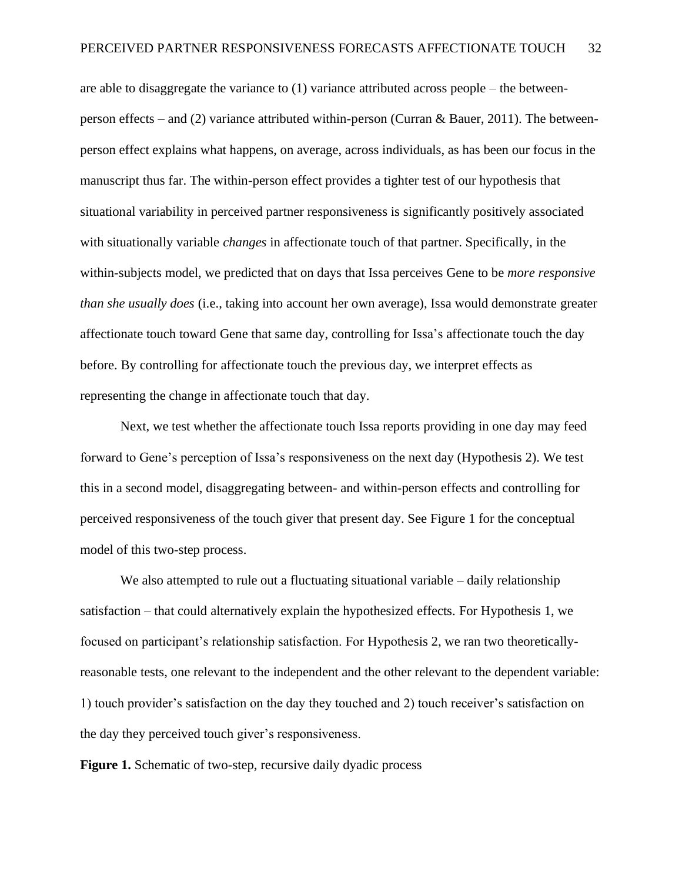are able to disaggregate the variance to (1) variance attributed across people – the between-person effects – and (2) variance attributed within-person (Curran & Bauer, 2011). The between-person effect explains what happens, on average, across individuals, as has been our focus in the manuscript thus far. The within-person effect provides a tighter test of our hypothesis that situational variability in perceived partner responsiveness is significantly positively associated with situationally variable *changes* in affectionate touch of that partner. Specifically, in the within-subjects model, we predicted that on days that Issa perceives Gene to be *more responsive than she usually does* (i.e., taking into account her own average), Issa would demonstrate greater affectionate touch toward Gene that same day, controlling for Issa's affectionate touch the day before. By controlling for affectionate touch the previous day, we interpret effects as representing the change in affectionate touch that day.

Next, we test whether the affectionate touch Issa reports providing in one day may feed forward to Gene's perception of Issa's responsiveness on the next day (Hypothesis 2). We test this in a second model, disaggregating between- and within-person effects and controlling for perceived responsiveness of the touch giver that present day. See Figure 1 for the conceptual model of this two-step process.

We also attempted to rule out a fluctuating situational variable – daily relationship satisfaction – that could alternatively explain the hypothesized effects. For Hypothesis 1, we focused on participant's relationship satisfaction. For Hypothesis 2, we ran two theoretically-reasonable tests, one relevant to the independent and the other relevant to the dependent variable: 1) touch provider's satisfaction on the day they touched and 2) touch receiver's satisfaction on the day they perceived touch giver's responsiveness.

**Figure 1.** Schematic of two-step, recursive daily dyadic process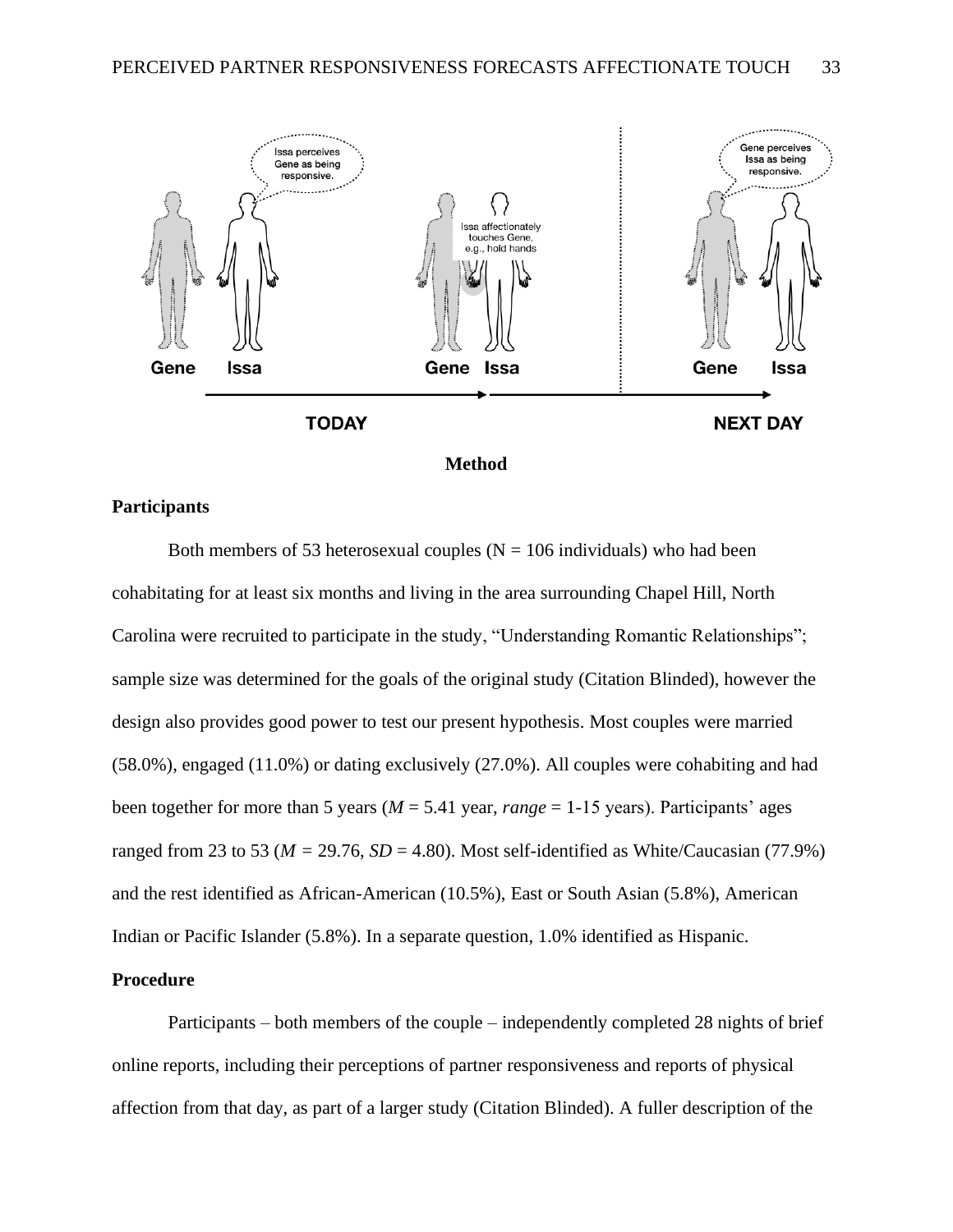Issa perceives Gene as being responsive.

Issa affectionately touches Gene, e.g., hold hands

Gene perceives Issa as being responsive.

Gene Issa Gene Issa Gene Issa

TODAY NEXT DAY

## Method

### Participants

Both members of 53 heterosexual couples (N = 106 individuals) who had been cohabitating for at least six months and living in the area surrounding Chapel Hill, North Carolina were recruited to participate in the study, "Understanding Romantic Relationships"; sample size was determined for the goals of the original study (Citation Blinded), however the design also provides good power to test our present hypothesis. Most couples were married (58.0%), engaged (11.0%) or dating exclusively (27.0%). All couples were cohabiting and had been together for more than 5 years (*M* = 5.41 year, *range* = 1-15 years). Participants' ages ranged from 23 to 53 (*M* = 29.76, *SD* = 4.80). Most self-identified as White/Caucasian (77.9%) and the rest identified as African-American (10.5%), East or South Asian (5.8%), American Indian or Pacific Islander (5.8%). In a separate question, 1.0% identified as Hispanic.

### Procedure

Participants – both members of the couple – independently completed 28 nights of brief online reports, including their perceptions of partner responsiveness and reports of physical affection from that day, as part of a larger study (Citation Blinded). A fuller description of the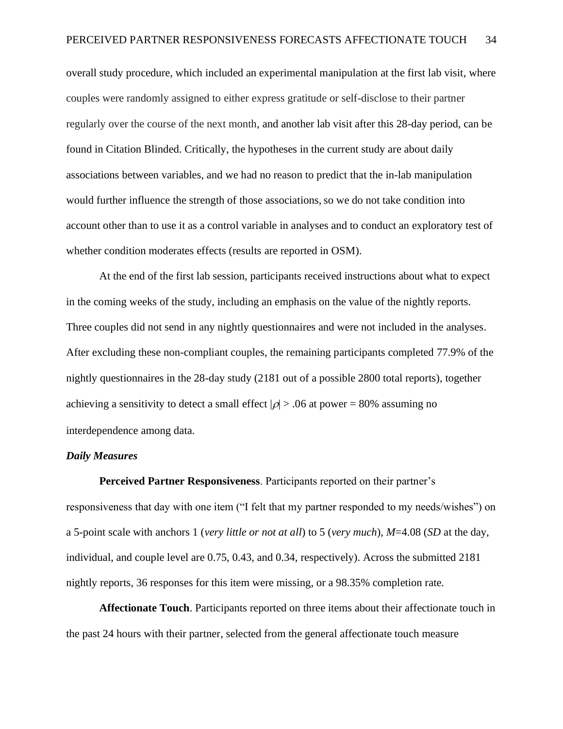overall study procedure, which included an experimental manipulation at the first lab visit, where couples were randomly assigned to either express gratitude or self-disclose to their partner regularly over the course of the next month, and another lab visit after this 28-day period, can be found in Citation Blinded. Critically, the hypotheses in the current study are about daily associations between variables, and we had no reason to predict that the in-lab manipulation would further influence the strength of those associations, so we do not take condition into account other than to use it as a control variable in analyses and to conduct an exploratory test of whether condition moderates effects (results are reported in OSM).

At the end of the first lab session, participants received instructions about what to expect in the coming weeks of the study, including an emphasis on the value of the nightly reports. Three couples did not send in any nightly questionnaires and were not included in the analyses. After excluding these non-compliant couples, the remaining participants completed 77.9% of the nightly questionnaires in the 28-day study (2181 out of a possible 2800 total reports), together achieving a sensitivity to detect a small effect $|\rho| > .06$ at power = 80% assuming no interdependence among data.

### *Daily Measures*

**Perceived Partner Responsiveness**. Participants reported on their partner's responsiveness that day with one item ("I felt that my partner responded to my needs/wishes") on a 5-point scale with anchors 1 (*very little or not at all*) to 5 (*very much*), $M$=4.08 ($SD$ at the day, individual, and couple level are 0.75, 0.43, and 0.34, respectively). Across the submitted 2181 nightly reports, 36 responses for this item were missing, or a 98.35% completion rate.

**Affectionate Touch**. Participants reported on three items about their affectionate touch in the past 24 hours with their partner, selected from the general affectionate touch measure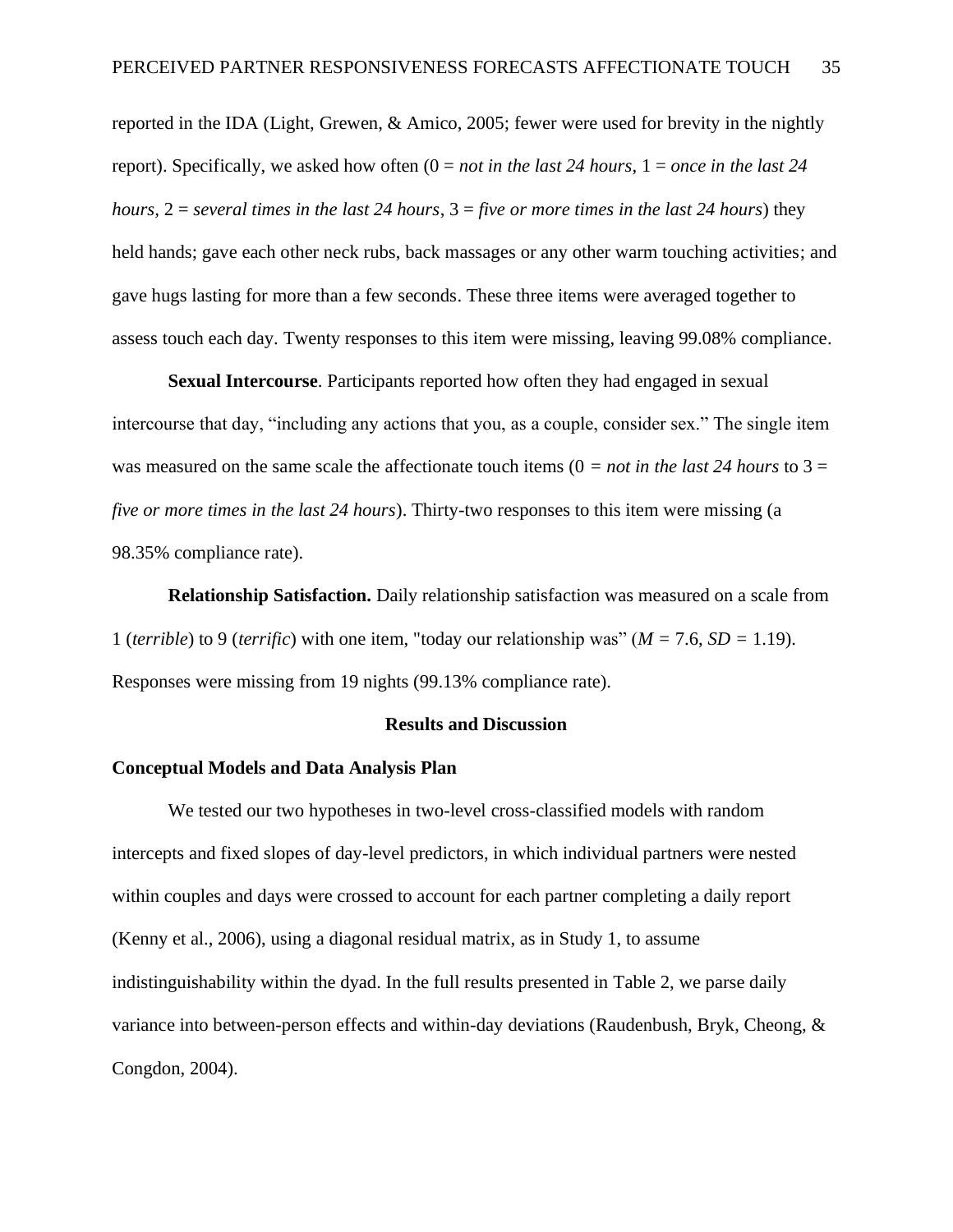reported in the IDA (Light, Grewen, & Amico, 2005; fewer were used for brevity in the nightly report). Specifically, we asked how often (0 = *not in the last 24 hours*, 1 = *once in the last 24 hours*, 2 = *several times in the last 24 hours*, 3 = *five or more times in the last 24 hours*) they held hands; gave each other neck rubs, back massages or any other warm touching activities; and gave hugs lasting for more than a few seconds. These three items were averaged together to assess touch each day. Twenty responses to this item were missing, leaving 99.08% compliance.

**Sexual Intercourse**. Participants reported how often they had engaged in sexual intercourse that day, "including any actions that you, as a couple, consider sex." The single item was measured on the same scale the affectionate touch items (0 = *not in the last 24 hours* to 3 = *five or more times in the last 24 hours*). Thirty-two responses to this item were missing (a 98.35% compliance rate).

**Relationship Satisfaction.** Daily relationship satisfaction was measured on a scale from 1 (*terrible*) to 9 (*terrific*) with one item, "today our relationship was" ($M$ = 7.6, $SD$ = 1.19). Responses were missing from 19 nights (99.13% compliance rate).

## Results and Discussion

### Conceptual Models and Data Analysis Plan

We tested our two hypotheses in two-level cross-classified models with random intercepts and fixed slopes of day-level predictors, in which individual partners were nested within couples and days were crossed to account for each partner completing a daily report (Kenny et al., 2006), using a diagonal residual matrix, as in Study 1, to assume indistinguishability within the dyad. In the full results presented in Table 2, we parse daily variance into between-person effects and within-day deviations (Raudenbush, Bryk, Cheong, & Congdon, 2004).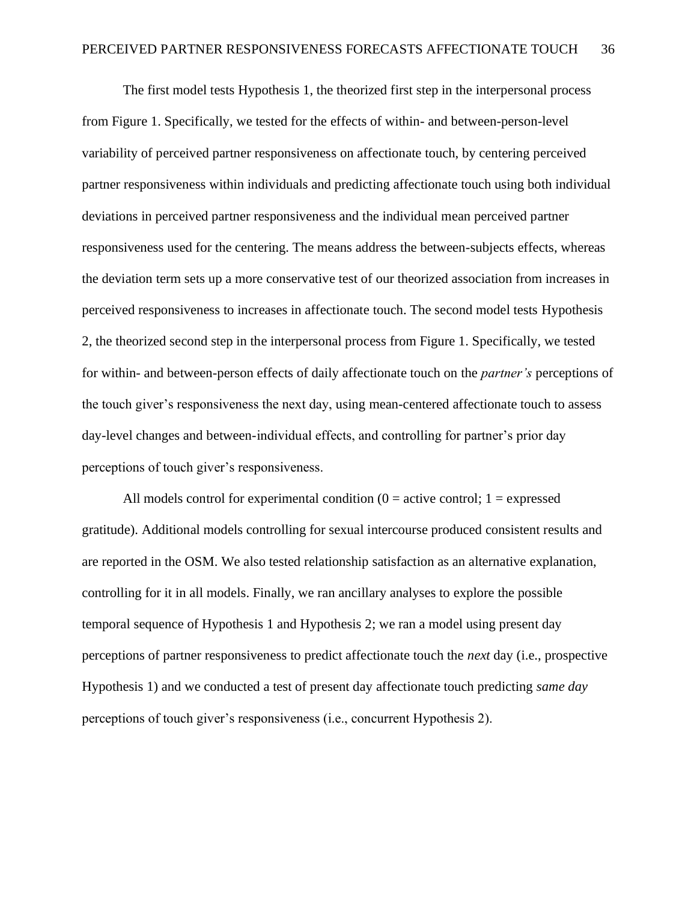The first model tests Hypothesis 1, the theorized first step in the interpersonal process from Figure 1. Specifically, we tested for the effects of within- and between-person-level variability of perceived partner responsiveness on affectionate touch, by centering perceived partner responsiveness within individuals and predicting affectionate touch using both individual deviations in perceived partner responsiveness and the individual mean perceived partner responsiveness used for the centering. The means address the between-subjects effects, whereas the deviation term sets up a more conservative test of our theorized association from increases in perceived responsiveness to increases in affectionate touch. The second model tests Hypothesis 2, the theorized second step in the interpersonal process from Figure 1. Specifically, we tested for within- and between-person effects of daily affectionate touch on the *partner's* perceptions of the touch giver's responsiveness the next day, using mean-centered affectionate touch to assess day-level changes and between-individual effects, and controlling for partner's prior day perceptions of touch giver's responsiveness.

All models control for experimental condition (0 = active control; 1 = expressed gratitude). Additional models controlling for sexual intercourse produced consistent results and are reported in the OSM. We also tested relationship satisfaction as an alternative explanation, controlling for it in all models. Finally, we ran ancillary analyses to explore the possible temporal sequence of Hypothesis 1 and Hypothesis 2; we ran a model using present day perceptions of partner responsiveness to predict affectionate touch the *next* day (i.e., prospective Hypothesis 1) and we conducted a test of present day affectionate touch predicting *same day* perceptions of touch giver's responsiveness (i.e., concurrent Hypothesis 2).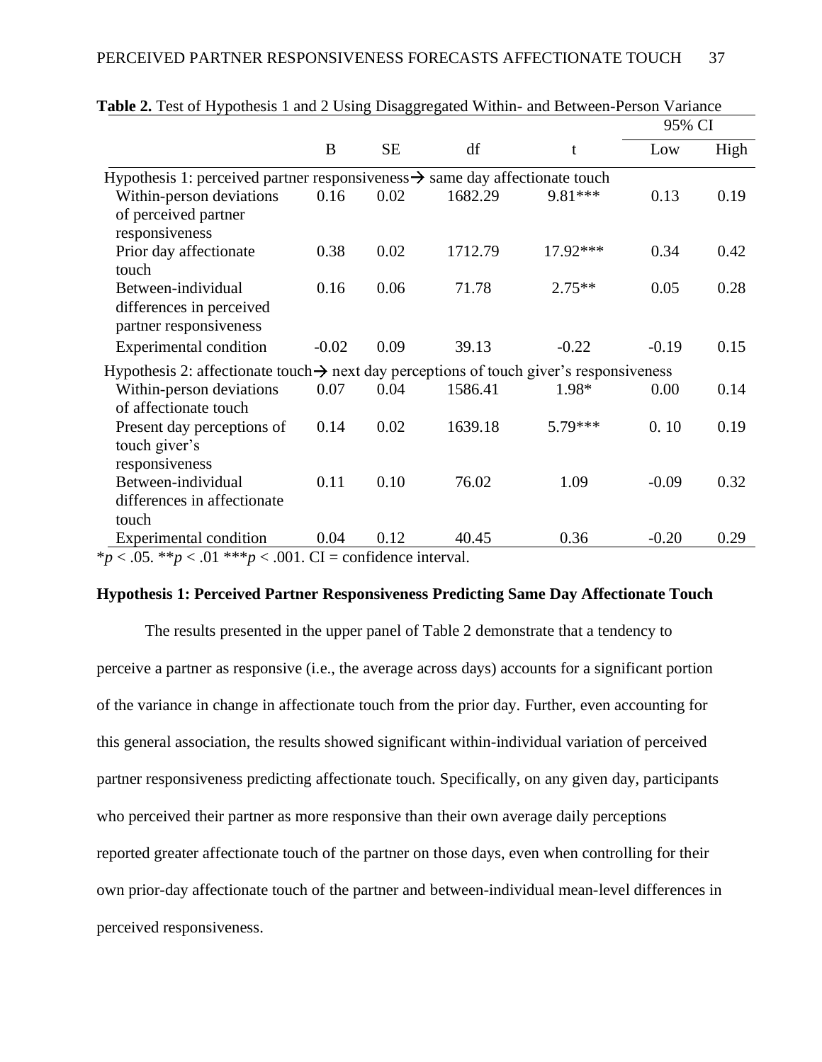**Table 2.** Test of Hypothesis 1 and 2 Using Disaggregated Within- and Between-Person Variance

| | B | SE | df | t | 95% CI | |
|---|---|---|---|---|---|---|
| | | | | | Low | High |
| Hypothesis 1: perceived partner responsiveness → same day affectionate touch | | | | | | |
| Within-person deviations of perceived partner responsiveness | 0.16 | 0.02 | 1682.29 | 9.81*** | 0.13 | 0.19 |
| Prior day affectionate touch | 0.38 | 0.02 | 1712.79 | 17.92*** | 0.34 | 0.42 |
| Between-individual differences in perceived partner responsiveness | 0.16 | 0.06 | 71.78 | 2.75** | 0.05 | 0.28 |
| Experimental condition | -0.02 | 0.09 | 39.13 | -0.22 | -0.19 | 0.15 |
| Hypothesis 2: affectionate touch → next day perceptions of touch giver's responsiveness | | | | | | |
| Within-person deviations of affectionate touch | 0.07 | 0.04 | 1586.41 | 1.98* | 0.00 | 0.14 |
| Present day perceptions of touch giver's responsiveness | 0.14 | 0.02 | 1639.18 | 5.79*** | 0. 10 | 0.19 |
| Between-individual differences in affectionate touch | 0.11 | 0.10 | 76.02 | 1.09 | -0.09 | 0.32 |
| Experimental condition | 0.04 | 0.12 | 40.45 | 0.36 | -0.20 | 0.29 |

\**p* < .05. \*\**p* < .01 \*\*\**p* < .001. CI = confidence interval.

**Hypothesis 1: Perceived Partner Responsiveness Predicting Same Day Affectionate Touch**

The results presented in the upper panel of Table 2 demonstrate that a tendency to perceive a partner as responsive (i.e., the average across days) accounts for a significant portion of the variance in change in affectionate touch from the prior day. Further, even accounting for this general association, the results showed significant within-individual variation of perceived partner responsiveness predicting affectionate touch. Specifically, on any given day, participants who perceived their partner as more responsive than their own average daily perceptions reported greater affectionate touch of the partner on those days, even when controlling for their own prior-day affectionate touch of the partner and between-individual mean-level differences in perceived responsiveness.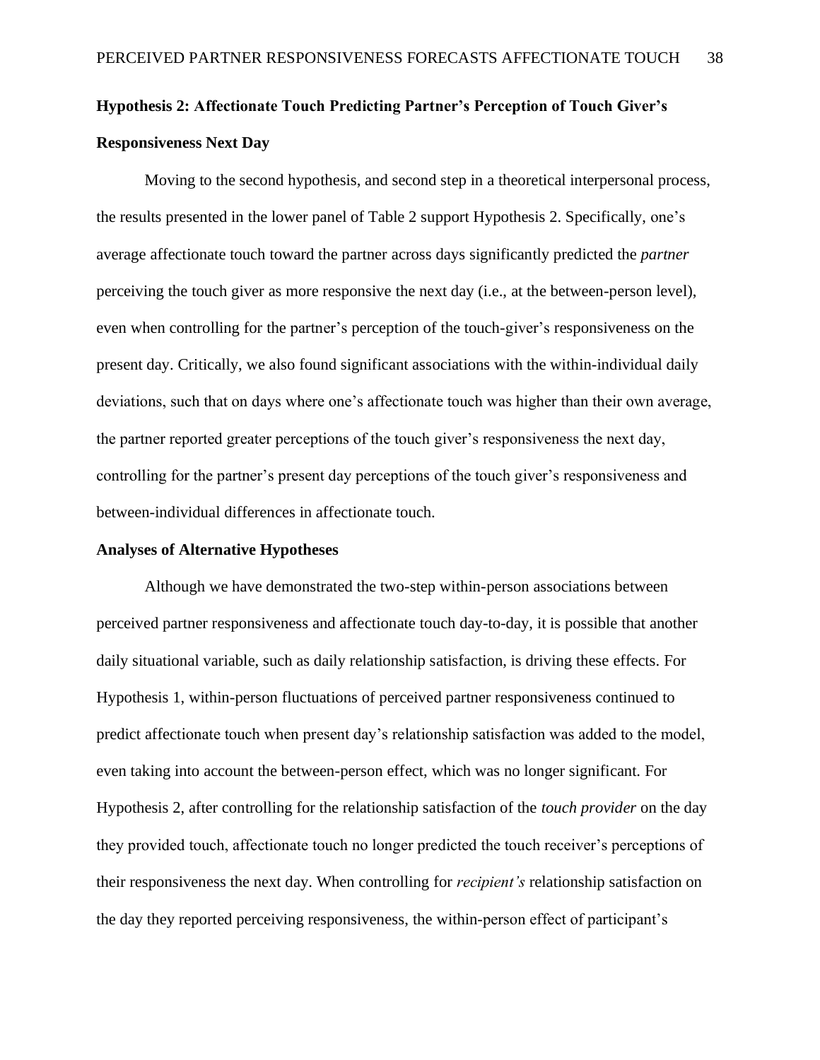**Hypothesis 2: Affectionate Touch Predicting Partner's Perception of Touch Giver's Responsiveness Next Day**

Moving to the second hypothesis, and second step in a theoretical interpersonal process, the results presented in the lower panel of Table 2 support Hypothesis 2. Specifically, one's average affectionate touch toward the partner across days significantly predicted the *partner* perceiving the touch giver as more responsive the next day (i.e., at the between-person level), even when controlling for the partner's perception of the touch-giver's responsiveness on the present day. Critically, we also found significant associations with the within-individual daily deviations, such that on days where one's affectionate touch was higher than their own average, the partner reported greater perceptions of the touch giver's responsiveness the next day, controlling for the partner's present day perceptions of the touch giver's responsiveness and between-individual differences in affectionate touch.

**Analyses of Alternative Hypotheses**

Although we have demonstrated the two-step within-person associations between perceived partner responsiveness and affectionate touch day-to-day, it is possible that another daily situational variable, such as daily relationship satisfaction, is driving these effects. For Hypothesis 1, within-person fluctuations of perceived partner responsiveness continued to predict affectionate touch when present day's relationship satisfaction was added to the model, even taking into account the between-person effect, which was no longer significant. For Hypothesis 2, after controlling for the relationship satisfaction of the *touch provider* on the day they provided touch, affectionate touch no longer predicted the touch receiver's perceptions of their responsiveness the next day. When controlling for *recipient's* relationship satisfaction on the day they reported perceiving responsiveness, the within-person effect of participant's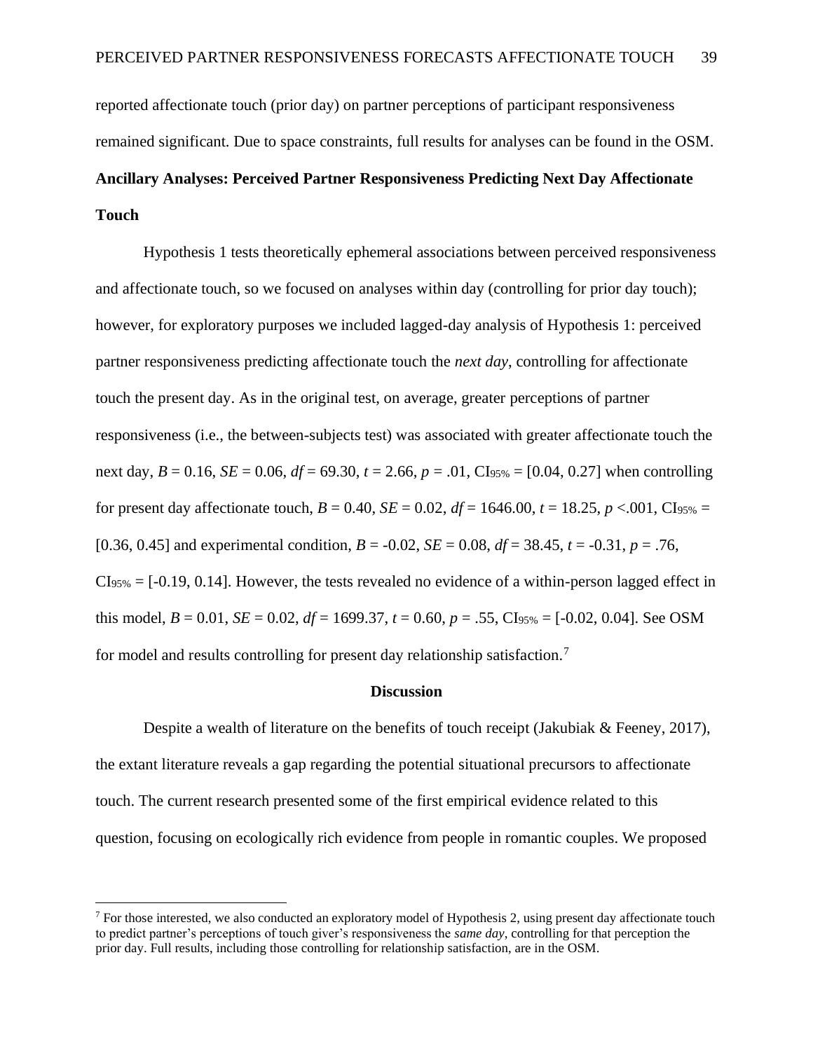reported affectionate touch (prior day) on partner perceptions of participant responsiveness remained significant. Due to space constraints, full results for analyses can be found in the OSM.

## Ancillary Analyses: Perceived Partner Responsiveness Predicting Next Day Affectionate Touch

Hypothesis 1 tests theoretically ephemeral associations between perceived responsiveness and affectionate touch, so we focused on analyses within day (controlling for prior day touch); however, for exploratory purposes we included lagged-day analysis of Hypothesis 1: perceived partner responsiveness predicting affectionate touch the *next day*, controlling for affectionate touch the present day. As in the original test, on average, greater perceptions of partner responsiveness (i.e., the between-subjects test) was associated with greater affectionate touch the next day, $B = 0.16$, $SE = 0.06$, $df = 69.30$, $t = 2.66$, $p = .01$, $CI_{95\%} = [0.04, 0.27]$ when controlling for present day affectionate touch, $B = 0.40$, $SE = 0.02$, $df = 1646.00$, $t = 18.25$, $p < .001$, $CI_{95\%} = [0.36, 0.45]$ and experimental condition, $B = -0.02$, $SE = 0.08$, $df = 38.45$, $t = -0.31$, $p = .76$, $CI_{95\%} = [-0.19, 0.14]$. However, the tests revealed no evidence of a within-person lagged effect in this model, $B = 0.01$, $SE = 0.02$, $df = 1699.37$, $t = 0.60$, $p = .55$, $CI_{95\%} = [-0.02, 0.04]$. See OSM for model and results controlling for present day relationship satisfaction.[7]

## Discussion

Despite a wealth of literature on the benefits of touch receipt (Jakubiak & Feeney, 2017), the extant literature reveals a gap regarding the potential situational precursors to affectionate touch. The current research presented some of the first empirical evidence related to this question, focusing on ecologically rich evidence from people in romantic couples. We proposed

---

[7] For those interested, we also conducted an exploratory model of Hypothesis 2, using present day affectionate touch to predict partner's perceptions of touch giver's responsiveness the *same day*, controlling for that perception the prior day. Full results, including those controlling for relationship satisfaction, are in the OSM.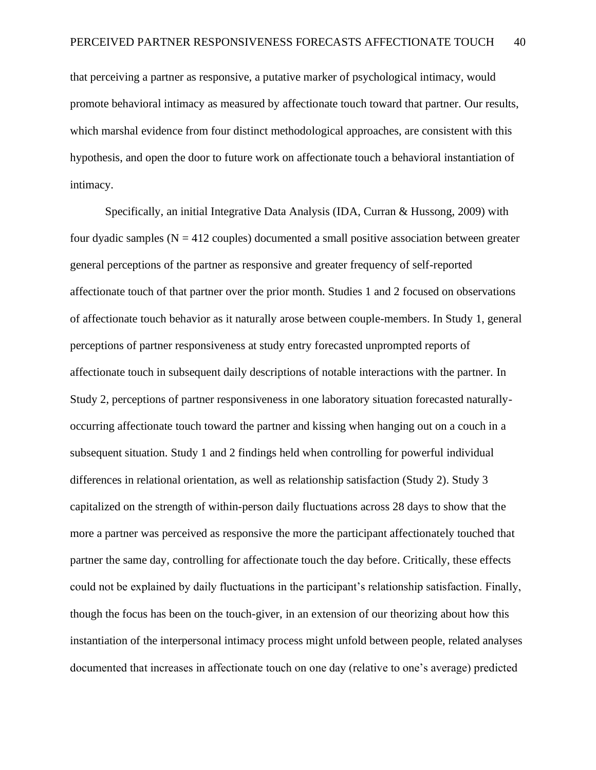that perceiving a partner as responsive, a putative marker of psychological intimacy, would promote behavioral intimacy as measured by affectionate touch toward that partner. Our results, which marshal evidence from four distinct methodological approaches, are consistent with this hypothesis, and open the door to future work on affectionate touch a behavioral instantiation of intimacy.

Specifically, an initial Integrative Data Analysis (IDA, Curran & Hussong, 2009) with four dyadic samples ($N = 412$ couples) documented a small positive association between greater general perceptions of the partner as responsive and greater frequency of self-reported affectionate touch of that partner over the prior month. Studies 1 and 2 focused on observations of affectionate touch behavior as it naturally arose between couple-members. In Study 1, general perceptions of partner responsiveness at study entry forecasted unprompted reports of affectionate touch in subsequent daily descriptions of notable interactions with the partner. In Study 2, perceptions of partner responsiveness in one laboratory situation forecasted naturally-occurring affectionate touch toward the partner and kissing when hanging out on a couch in a subsequent situation. Study 1 and 2 findings held when controlling for powerful individual differences in relational orientation, as well as relationship satisfaction (Study 2). Study 3 capitalized on the strength of within-person daily fluctuations across 28 days to show that the more a partner was perceived as responsive the more the participant affectionately touched that partner the same day, controlling for affectionate touch the day before. Critically, these effects could not be explained by daily fluctuations in the participant's relationship satisfaction. Finally, though the focus has been on the touch-giver, in an extension of our theorizing about how this instantiation of the interpersonal intimacy process might unfold between people, related analyses documented that increases in affectionate touch on one day (relative to one's average) predicted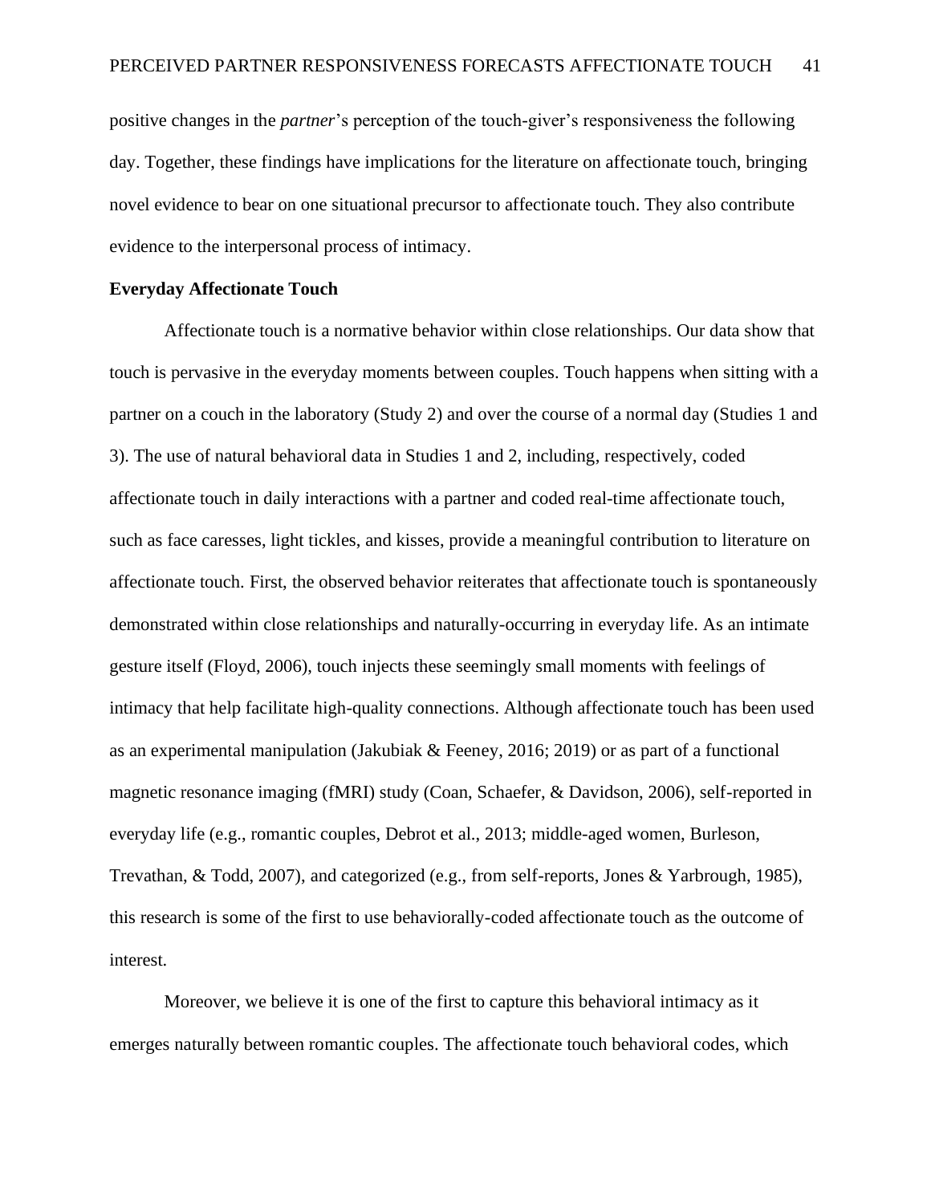positive changes in the *partner*'s perception of the touch-giver's responsiveness the following day. Together, these findings have implications for the literature on affectionate touch, bringing novel evidence to bear on one situational precursor to affectionate touch. They also contribute evidence to the interpersonal process of intimacy.

## Everyday Affectionate Touch

Affectionate touch is a normative behavior within close relationships. Our data show that touch is pervasive in the everyday moments between couples. Touch happens when sitting with a partner on a couch in the laboratory (Study 2) and over the course of a normal day (Studies 1 and 3). The use of natural behavioral data in Studies 1 and 2, including, respectively, coded affectionate touch in daily interactions with a partner and coded real-time affectionate touch, such as face caresses, light tickles, and kisses, provide a meaningful contribution to literature on affectionate touch. First, the observed behavior reiterates that affectionate touch is spontaneously demonstrated within close relationships and naturally-occurring in everyday life. As an intimate gesture itself (Floyd, 2006), touch injects these seemingly small moments with feelings of intimacy that help facilitate high-quality connections. Although affectionate touch has been used as an experimental manipulation (Jakubiak & Feeney, 2016; 2019) or as part of a functional magnetic resonance imaging (fMRI) study (Coan, Schaefer, & Davidson, 2006), self-reported in everyday life (e.g., romantic couples, Debrot et al., 2013; middle-aged women, Burleson, Trevathan, & Todd, 2007), and categorized (e.g., from self-reports, Jones & Yarbrough, 1985), this research is some of the first to use behaviorally-coded affectionate touch as the outcome of interest.

Moreover, we believe it is one of the first to capture this behavioral intimacy as it emerges naturally between romantic couples. The affectionate touch behavioral codes, which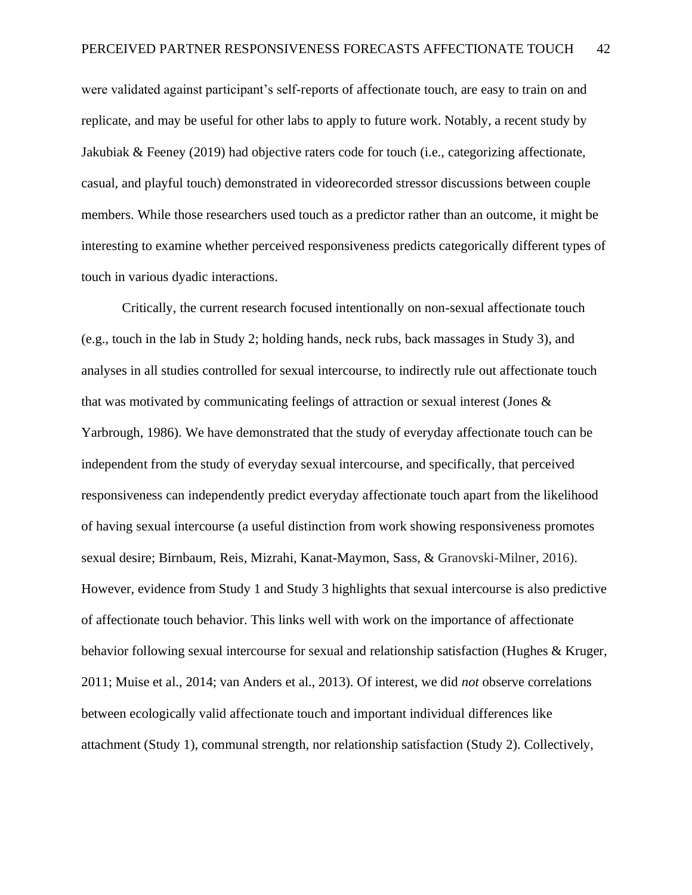were validated against participant's self-reports of affectionate touch, are easy to train on and replicate, and may be useful for other labs to apply to future work. Notably, a recent study by Jakubiak & Feeney (2019) had objective raters code for touch (i.e., categorizing affectionate, casual, and playful touch) demonstrated in videorecorded stressor discussions between couple members. While those researchers used touch as a predictor rather than an outcome, it might be interesting to examine whether perceived responsiveness predicts categorically different types of touch in various dyadic interactions.

Critically, the current research focused intentionally on non-sexual affectionate touch (e.g., touch in the lab in Study 2; holding hands, neck rubs, back massages in Study 3), and analyses in all studies controlled for sexual intercourse, to indirectly rule out affectionate touch that was motivated by communicating feelings of attraction or sexual interest (Jones & Yarbrough, 1986). We have demonstrated that the study of everyday affectionate touch can be independent from the study of everyday sexual intercourse, and specifically, that perceived responsiveness can independently predict everyday affectionate touch apart from the likelihood of having sexual intercourse (a useful distinction from work showing responsiveness promotes sexual desire; Birnbaum, Reis, Mizrahi, Kanat-Maymon, Sass, & Granovski-Milner, 2016). However, evidence from Study 1 and Study 3 highlights that sexual intercourse is also predictive of affectionate touch behavior. This links well with work on the importance of affectionate behavior following sexual intercourse for sexual and relationship satisfaction (Hughes & Kruger, 2011; Muise et al., 2014; van Anders et al., 2013). Of interest, we did *not* observe correlations between ecologically valid affectionate touch and important individual differences like attachment (Study 1), communal strength, nor relationship satisfaction (Study 2). Collectively,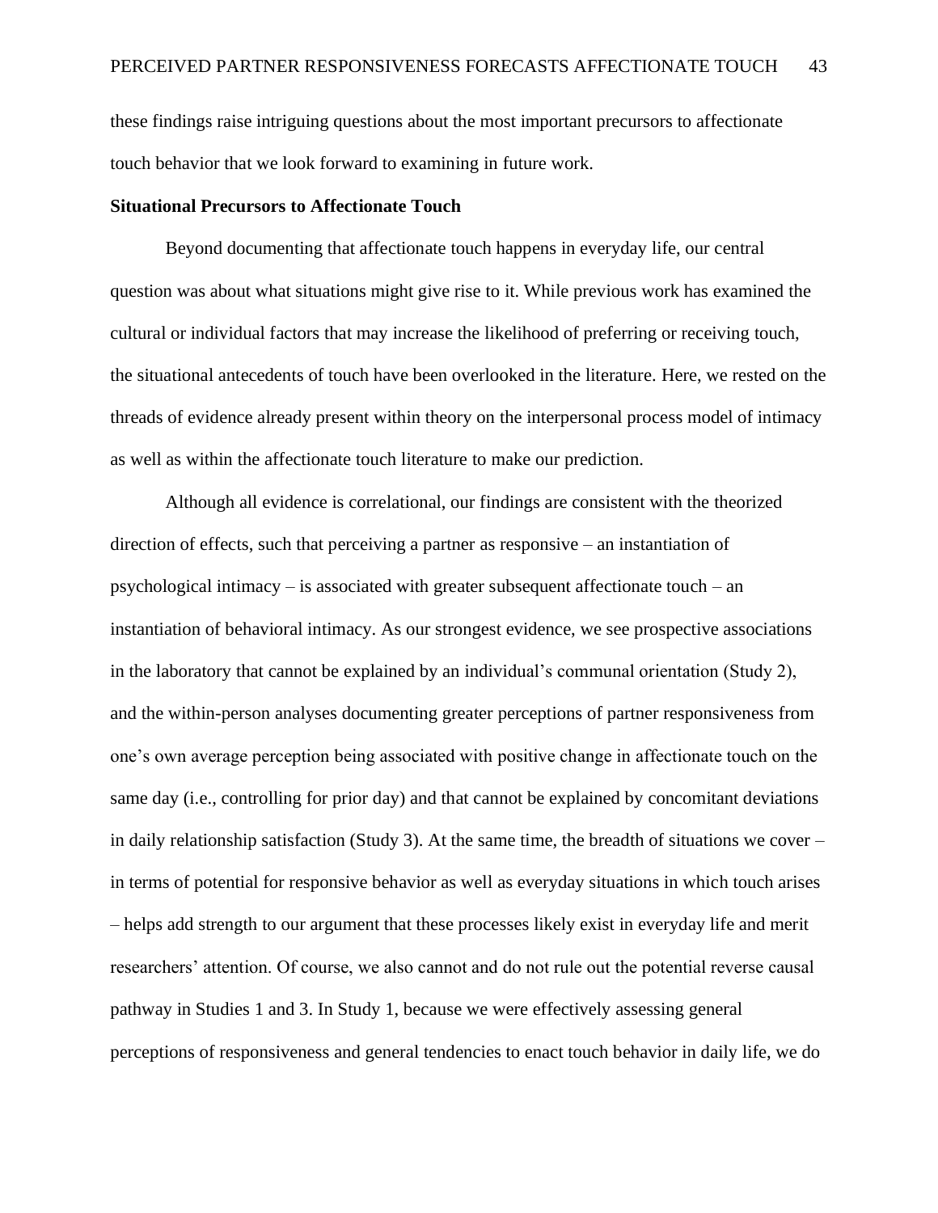these findings raise intriguing questions about the most important precursors to affectionate touch behavior that we look forward to examining in future work.

**Situational Precursors to Affectionate Touch**

Beyond documenting that affectionate touch happens in everyday life, our central question was about what situations might give rise to it. While previous work has examined the cultural or individual factors that may increase the likelihood of preferring or receiving touch, the situational antecedents of touch have been overlooked in the literature. Here, we rested on the threads of evidence already present within theory on the interpersonal process model of intimacy as well as within the affectionate touch literature to make our prediction.

Although all evidence is correlational, our findings are consistent with the theorized direction of effects, such that perceiving a partner as responsive – an instantiation of psychological intimacy – is associated with greater subsequent affectionate touch – an instantiation of behavioral intimacy. As our strongest evidence, we see prospective associations in the laboratory that cannot be explained by an individual's communal orientation (Study 2), and the within-person analyses documenting greater perceptions of partner responsiveness from one's own average perception being associated with positive change in affectionate touch on the same day (i.e., controlling for prior day) and that cannot be explained by concomitant deviations in daily relationship satisfaction (Study 3). At the same time, the breadth of situations we cover – in terms of potential for responsive behavior as well as everyday situations in which touch arises – helps add strength to our argument that these processes likely exist in everyday life and merit researchers' attention. Of course, we also cannot and do not rule out the potential reverse causal pathway in Studies 1 and 3. In Study 1, because we were effectively assessing general perceptions of responsiveness and general tendencies to enact touch behavior in daily life, we do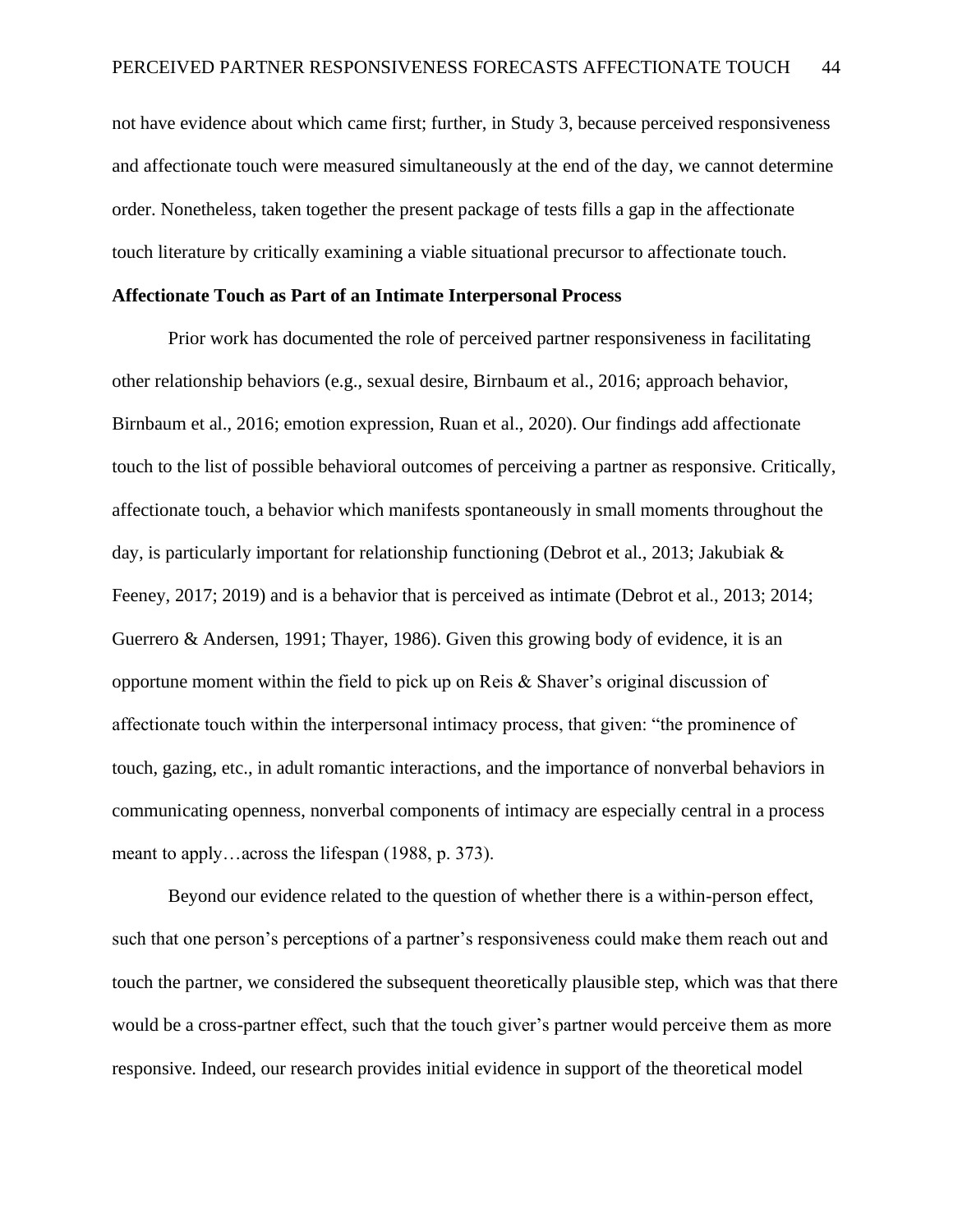not have evidence about which came first; further, in Study 3, because perceived responsiveness and affectionate touch were measured simultaneously at the end of the day, we cannot determine order. Nonetheless, taken together the present package of tests fills a gap in the affectionate touch literature by critically examining a viable situational precursor to affectionate touch.

**Affectionate Touch as Part of an Intimate Interpersonal Process**

Prior work has documented the role of perceived partner responsiveness in facilitating other relationship behaviors (e.g., sexual desire, Birnbaum et al., 2016; approach behavior, Birnbaum et al., 2016; emotion expression, Ruan et al., 2020). Our findings add affectionate touch to the list of possible behavioral outcomes of perceiving a partner as responsive. Critically, affectionate touch, a behavior which manifests spontaneously in small moments throughout the day, is particularly important for relationship functioning (Debrot et al., 2013; Jakubiak & Feeney, 2017; 2019) and is a behavior that is perceived as intimate (Debrot et al., 2013; 2014; Guerrero & Andersen, 1991; Thayer, 1986). Given this growing body of evidence, it is an opportune moment within the field to pick up on Reis & Shaver's original discussion of affectionate touch within the interpersonal intimacy process, that given: "the prominence of touch, gazing, etc., in adult romantic interactions, and the importance of nonverbal behaviors in communicating openness, nonverbal components of intimacy are especially central in a process meant to apply…across the lifespan (1988, p. 373).

Beyond our evidence related to the question of whether there is a within-person effect, such that one person's perceptions of a partner's responsiveness could make them reach out and touch the partner, we considered the subsequent theoretically plausible step, which was that there would be a cross-partner effect, such that the touch giver's partner would perceive them as more responsive. Indeed, our research provides initial evidence in support of the theoretical model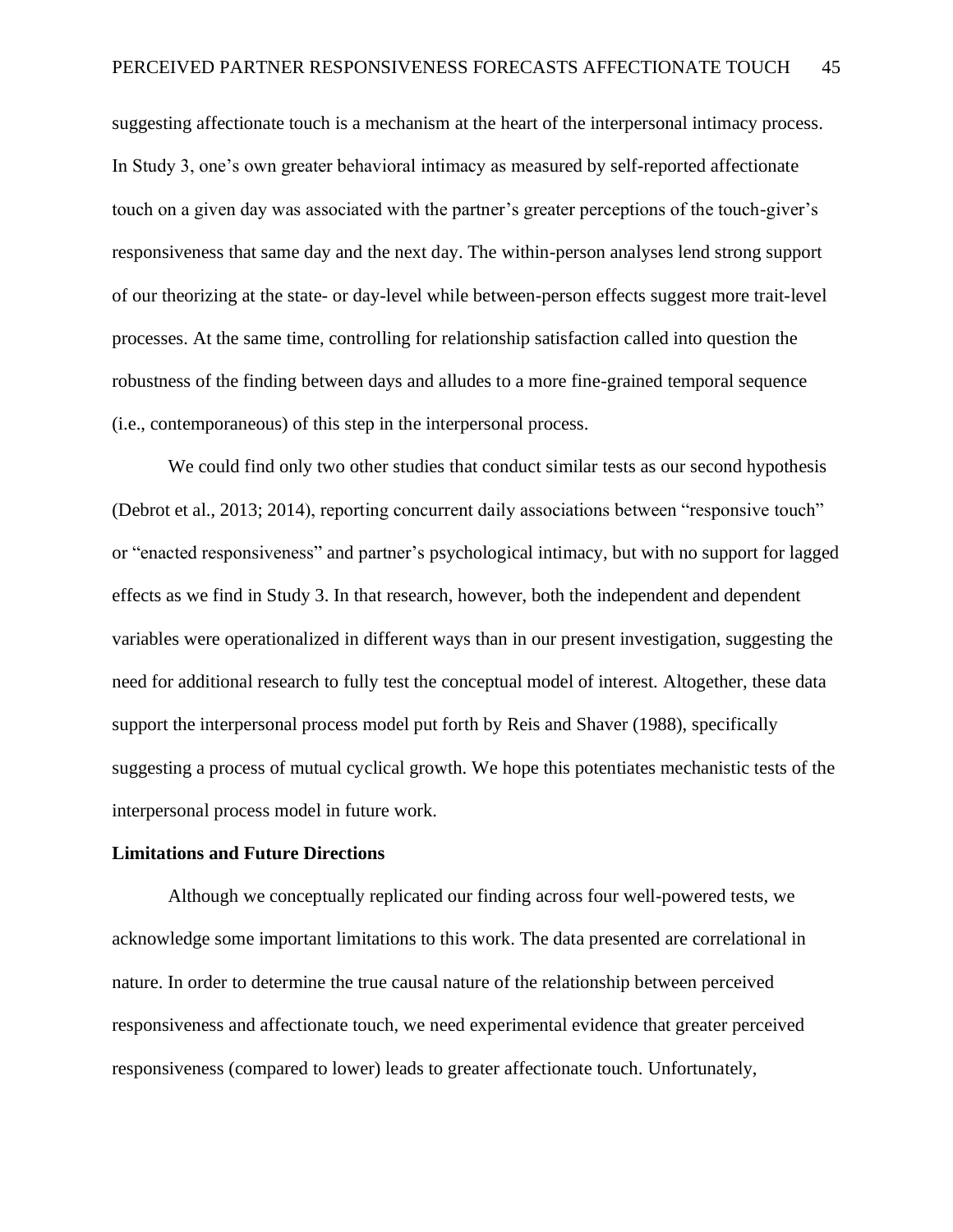suggesting affectionate touch is a mechanism at the heart of the interpersonal intimacy process. In Study 3, one's own greater behavioral intimacy as measured by self-reported affectionate touch on a given day was associated with the partner's greater perceptions of the touch-giver's responsiveness that same day and the next day. The within-person analyses lend strong support of our theorizing at the state- or day-level while between-person effects suggest more trait-level processes. At the same time, controlling for relationship satisfaction called into question the robustness of the finding between days and alludes to a more fine-grained temporal sequence (i.e., contemporaneous) of this step in the interpersonal process.

We could find only two other studies that conduct similar tests as our second hypothesis (Debrot et al., 2013; 2014), reporting concurrent daily associations between "responsive touch" or "enacted responsiveness" and partner's psychological intimacy, but with no support for lagged effects as we find in Study 3. In that research, however, both the independent and dependent variables were operationalized in different ways than in our present investigation, suggesting the need for additional research to fully test the conceptual model of interest. Altogether, these data support the interpersonal process model put forth by Reis and Shaver (1988), specifically suggesting a process of mutual cyclical growth. We hope this potentiates mechanistic tests of the interpersonal process model in future work.

**Limitations and Future Directions**

Although we conceptually replicated our finding across four well-powered tests, we acknowledge some important limitations to this work. The data presented are correlational in nature. In order to determine the true causal nature of the relationship between perceived responsiveness and affectionate touch, we need experimental evidence that greater perceived responsiveness (compared to lower) leads to greater affectionate touch. Unfortunately,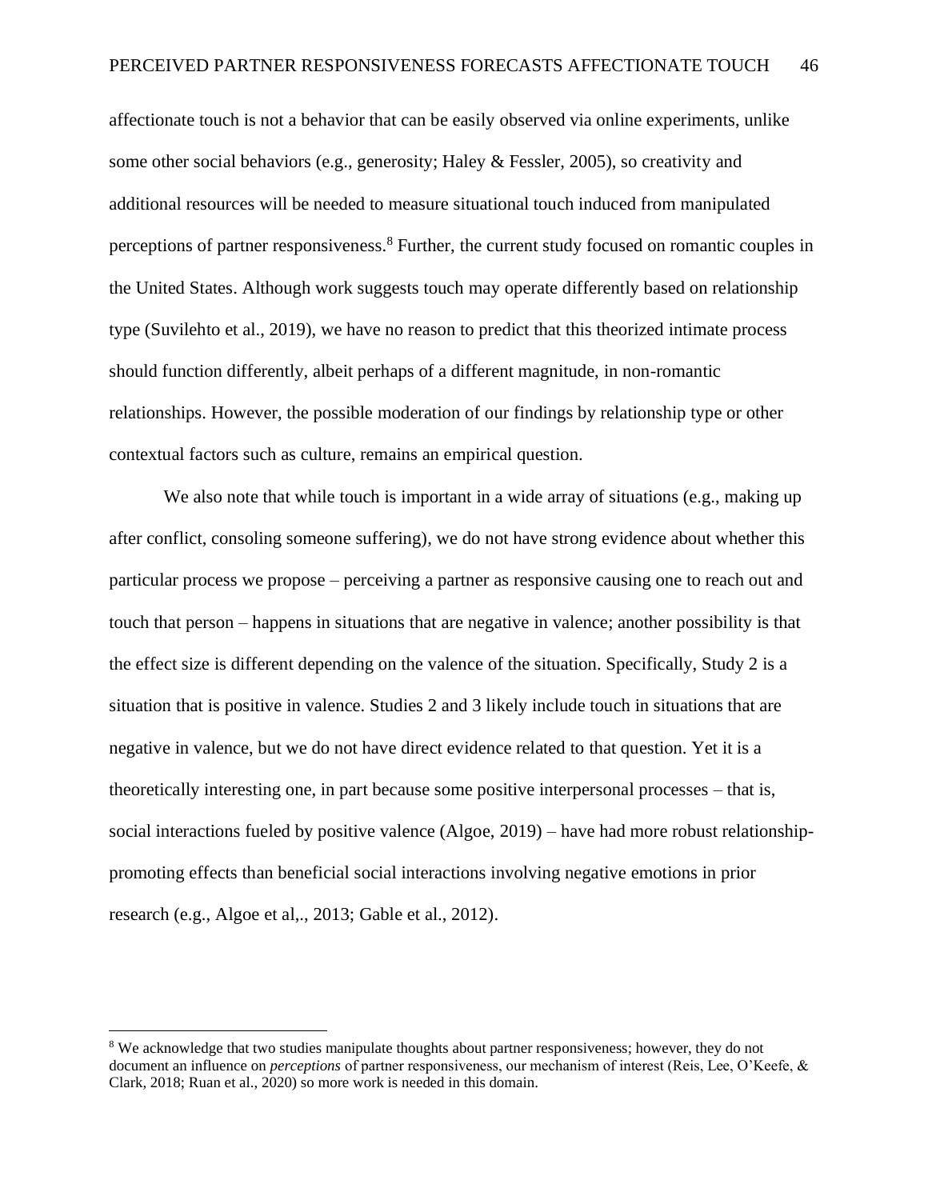affectionate touch is not a behavior that can be easily observed via online experiments, unlike some other social behaviors (e.g., generosity; Haley & Fessler, 2005), so creativity and additional resources will be needed to measure situational touch induced from manipulated perceptions of partner responsiveness.[8] Further, the current study focused on romantic couples in the United States. Although work suggests touch may operate differently based on relationship type (Suvilehto et al., 2019), we have no reason to predict that this theorized intimate process should function differently, albeit perhaps of a different magnitude, in non-romantic relationships. However, the possible moderation of our findings by relationship type or other contextual factors such as culture, remains an empirical question.

We also note that while touch is important in a wide array of situations (e.g., making up after conflict, consoling someone suffering), we do not have strong evidence about whether this particular process we propose – perceiving a partner as responsive causing one to reach out and touch that person – happens in situations that are negative in valence; another possibility is that the effect size is different depending on the valence of the situation. Specifically, Study 2 is a situation that is positive in valence. Studies 2 and 3 likely include touch in situations that are negative in valence, but we do not have direct evidence related to that question. Yet it is a theoretically interesting one, in part because some positive interpersonal processes – that is, social interactions fueled by positive valence (Algoe, 2019) – have had more robust relationship-promoting effects than beneficial social interactions involving negative emotions in prior research (e.g., Algoe et al,., 2013; Gable et al., 2012).

[8] We acknowledge that two studies manipulate thoughts about partner responsiveness; however, they do not document an influence on *perceptions* of partner responsiveness, our mechanism of interest (Reis, Lee, O'Keefe, & Clark, 2018; Ruan et al., 2020) so more work is needed in this domain.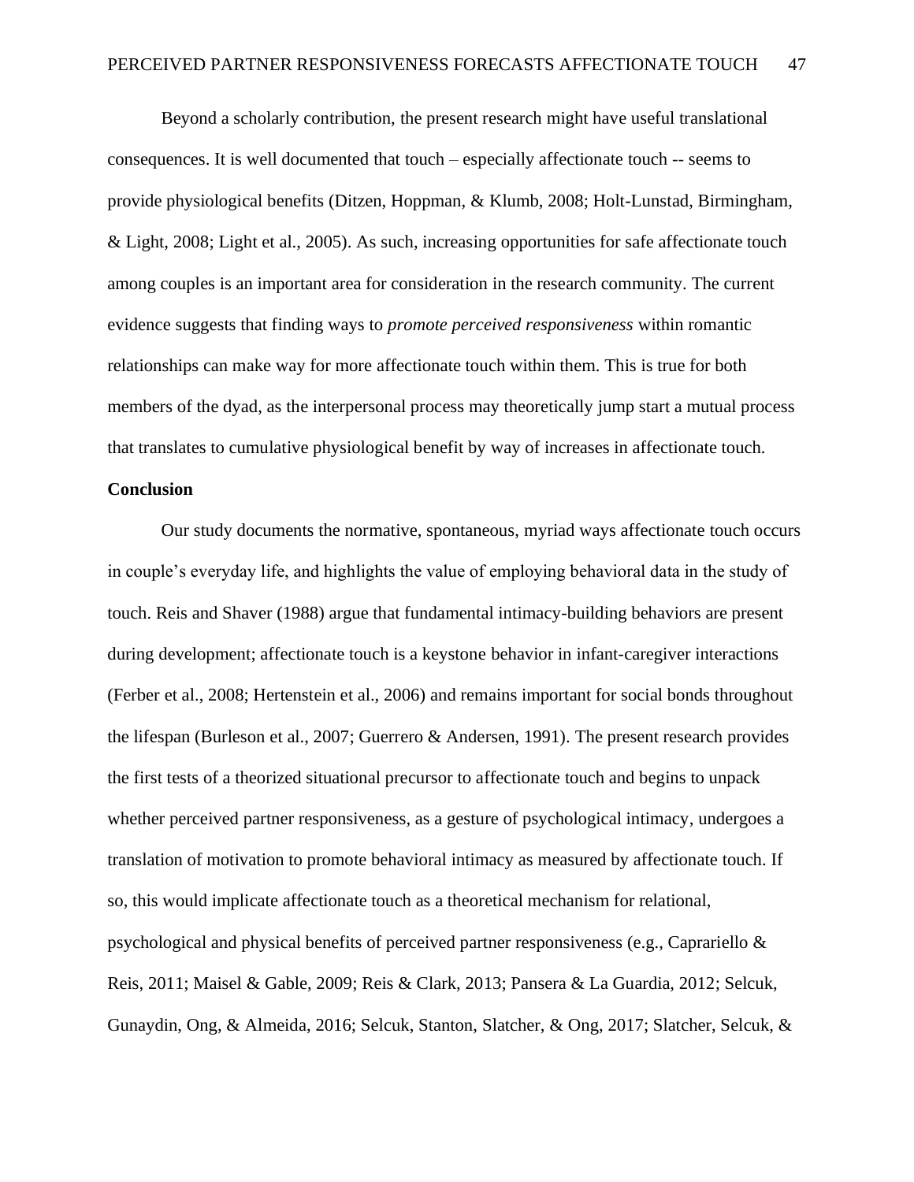Beyond a scholarly contribution, the present research might have useful translational consequences. It is well documented that touch – especially affectionate touch -- seems to provide physiological benefits (Ditzen, Hoppman, & Klumb, 2008; Holt-Lunstad, Birmingham, & Light, 2008; Light et al., 2005). As such, increasing opportunities for safe affectionate touch among couples is an important area for consideration in the research community. The current evidence suggests that finding ways to *promote perceived responsiveness* within romantic relationships can make way for more affectionate touch within them. This is true for both members of the dyad, as the interpersonal process may theoretically jump start a mutual process that translates to cumulative physiological benefit by way of increases in affectionate touch.

**Conclusion**

Our study documents the normative, spontaneous, myriad ways affectionate touch occurs in couple's everyday life, and highlights the value of employing behavioral data in the study of touch. Reis and Shaver (1988) argue that fundamental intimacy-building behaviors are present during development; affectionate touch is a keystone behavior in infant-caregiver interactions (Ferber et al., 2008; Hertenstein et al., 2006) and remains important for social bonds throughout the lifespan (Burleson et al., 2007; Guerrero & Andersen, 1991). The present research provides the first tests of a theorized situational precursor to affectionate touch and begins to unpack whether perceived partner responsiveness, as a gesture of psychological intimacy, undergoes a translation of motivation to promote behavioral intimacy as measured by affectionate touch. If so, this would implicate affectionate touch as a theoretical mechanism for relational, psychological and physical benefits of perceived partner responsiveness (e.g., Caprariello & Reis, 2011; Maisel & Gable, 2009; Reis & Clark, 2013; Pansera & La Guardia, 2012; Selcuk, Gunaydin, Ong, & Almeida, 2016; Selcuk, Stanton, Slatcher, & Ong, 2017; Slatcher, Selcuk, &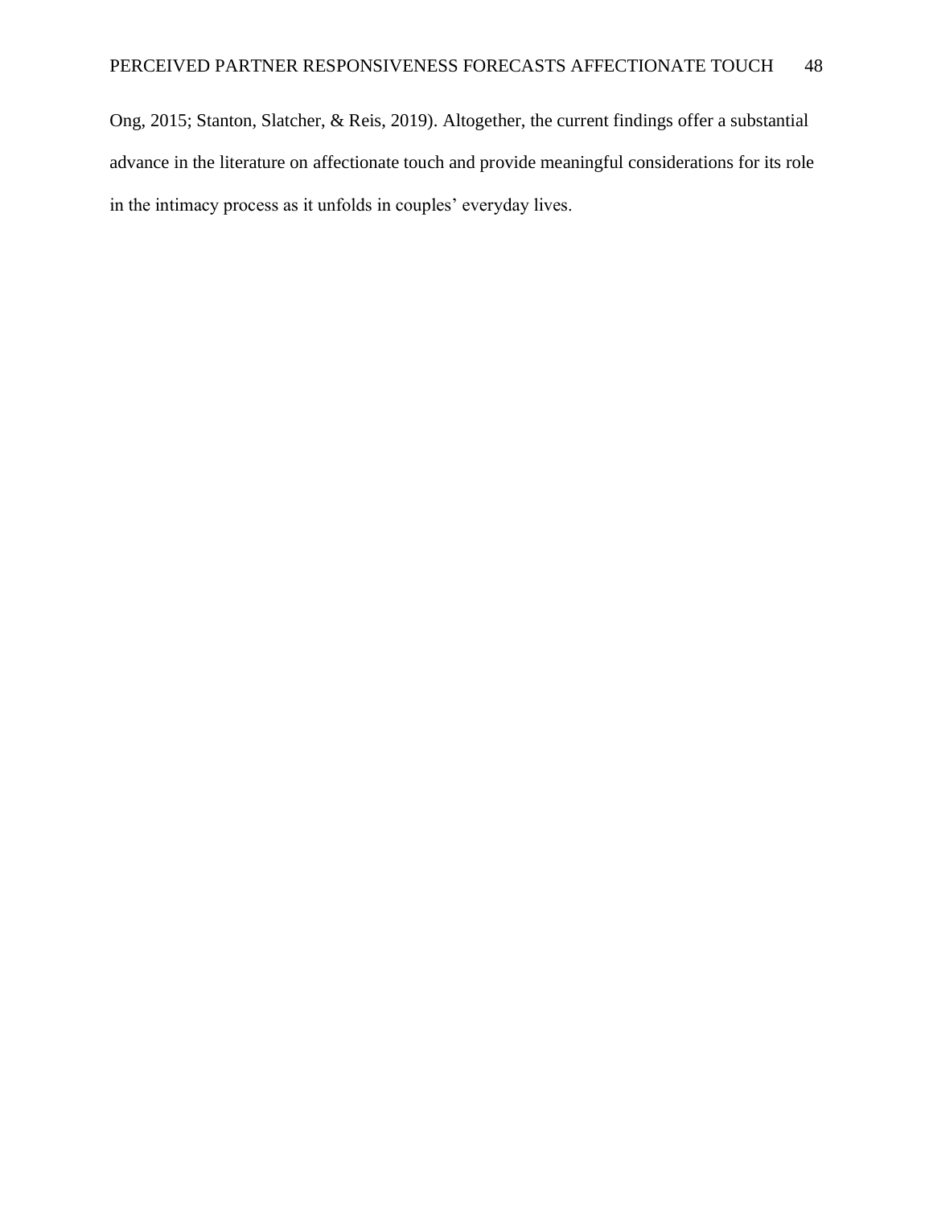Ong, 2015; Stanton, Slatcher, & Reis, 2019). Altogether, the current findings offer a substantial advance in the literature on affectionate touch and provide meaningful considerations for its role in the intimacy process as it unfolds in couples' everyday lives.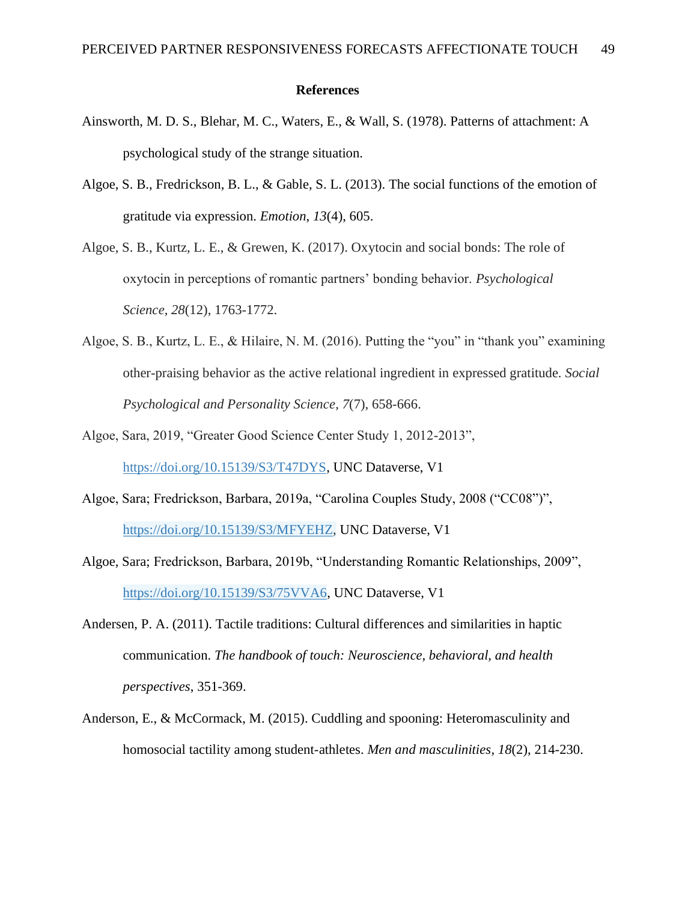# References

Ainsworth, M. D. S., Blehar, M. C., Waters, E., & Wall, S. (1978). Patterns of attachment: A psychological study of the strange situation.

Algoe, S. B., Fredrickson, B. L., & Gable, S. L. (2013). The social functions of the emotion of gratitude via expression. *Emotion*, *13*(4), 605.

Algoe, S. B., Kurtz, L. E., & Grewen, K. (2017). Oxytocin and social bonds: The role of oxytocin in perceptions of romantic partners' bonding behavior. *Psychological Science, 28*(12), 1763-1772.

Algoe, S. B., Kurtz, L. E., & Hilaire, N. M. (2016). Putting the "you" in "thank you" examining other-praising behavior as the active relational ingredient in expressed gratitude. *Social Psychological and Personality Science*, *7*(7), 658-666.

Algoe, Sara, 2019, "Greater Good Science Center Study 1, 2012-2013", https://doi.org/10.15139/S3/T47DYS, UNC Dataverse, V1

Algoe, Sara; Fredrickson, Barbara, 2019a, "Carolina Couples Study, 2008 ("CC08")", https://doi.org/10.15139/S3/MFYEHZ, UNC Dataverse, V1

Algoe, Sara; Fredrickson, Barbara, 2019b, "Understanding Romantic Relationships, 2009", https://doi.org/10.15139/S3/75VVA6, UNC Dataverse, V1

Andersen, P. A. (2011). Tactile traditions: Cultural differences and similarities in haptic communication. *The handbook of touch: Neuroscience, behavioral, and health perspectives*, 351-369.

Anderson, E., & McCormack, M. (2015). Cuddling and spooning: Heteromasculinity and homosocial tactility among student-athletes. *Men and masculinities*, *18*(2), 214-230.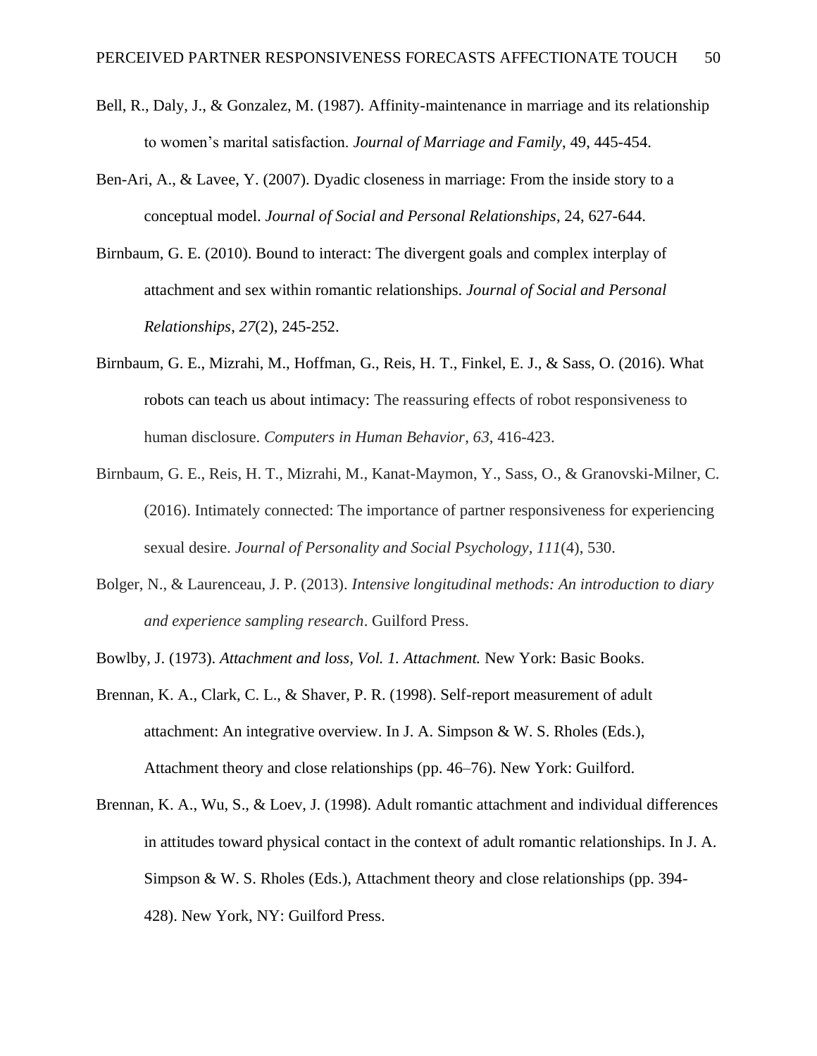Bell, R., Daly, J., & Gonzalez, M. (1987). Affinity-maintenance in marriage and its relationship to women's marital satisfaction. *Journal of Marriage and Family*, 49, 445-454.

Ben-Ari, A., & Lavee, Y. (2007). Dyadic closeness in marriage: From the inside story to a conceptual model. *Journal of Social and Personal Relationships*, 24, 627-644.

Birnbaum, G. E. (2010). Bound to interact: The divergent goals and complex interplay of attachment and sex within romantic relationships. *Journal of Social and Personal Relationships*, *27*(2), 245-252.

Birnbaum, G. E., Mizrahi, M., Hoffman, G., Reis, H. T., Finkel, E. J., & Sass, O. (2016). What robots can teach us about intimacy: The reassuring effects of robot responsiveness to human disclosure. *Computers in Human Behavior*, *63*, 416-423.

Birnbaum, G. E., Reis, H. T., Mizrahi, M., Kanat-Maymon, Y., Sass, O., & Granovski-Milner, C. (2016). Intimately connected: The importance of partner responsiveness for experiencing sexual desire. *Journal of Personality and Social Psychology*, *111*(4), 530.

Bolger, N., & Laurenceau, J. P. (2013). *Intensive longitudinal methods: An introduction to diary and experience sampling research*. Guilford Press.

Bowlby, J. (1973). *Attachment and loss, Vol. 1. Attachment.* New York: Basic Books.

Brennan, K. A., Clark, C. L., & Shaver, P. R. (1998). Self-report measurement of adult attachment: An integrative overview. In J. A. Simpson & W. S. Rholes (Eds.), Attachment theory and close relationships (pp. 46–76). New York: Guilford.

Brennan, K. A., Wu, S., & Loev, J. (1998). Adult romantic attachment and individual differences in attitudes toward physical contact in the context of adult romantic relationships. In J. A. Simpson & W. S. Rholes (Eds.), Attachment theory and close relationships (pp. 394-428). New York, NY: Guilford Press.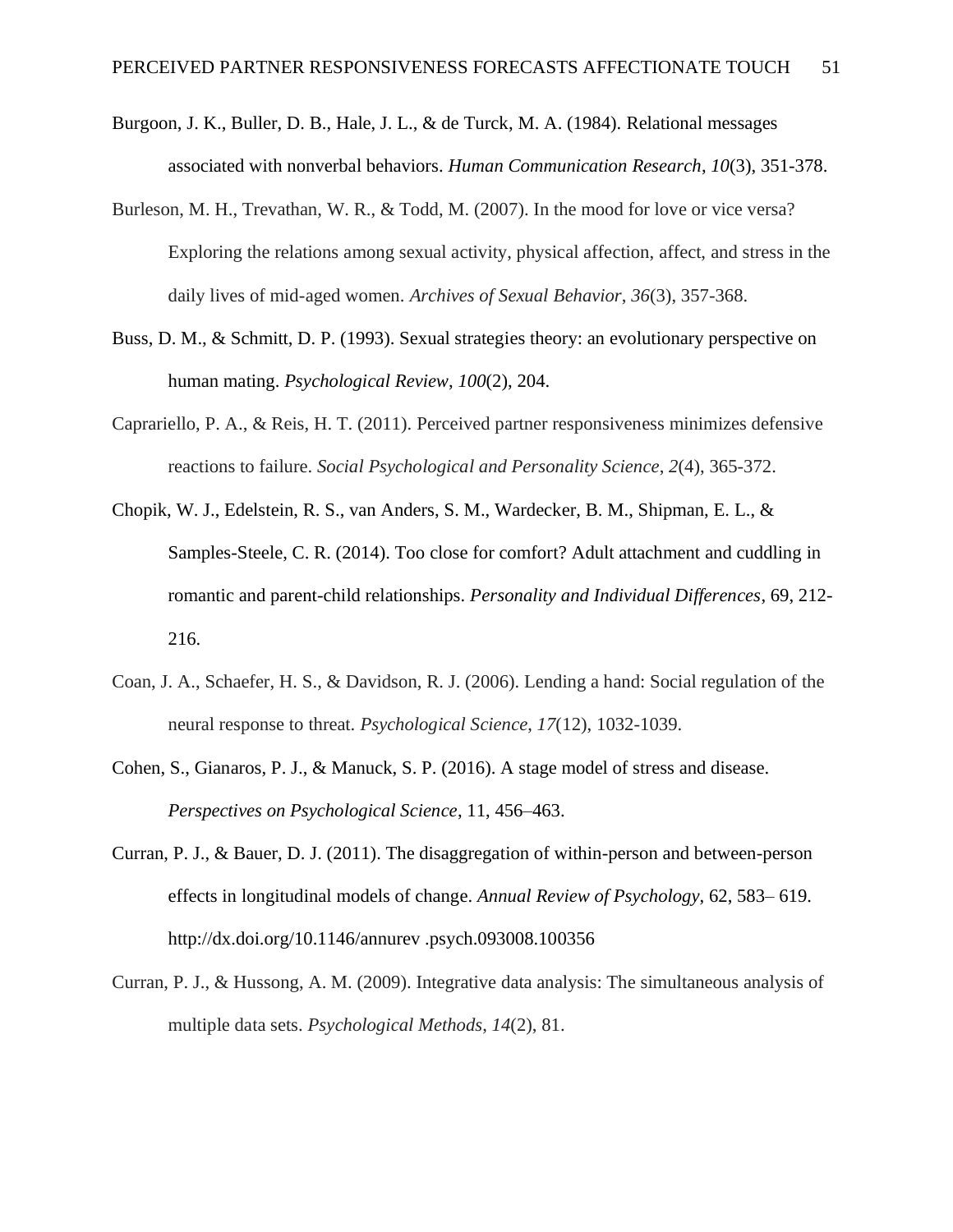Burgoon, J. K., Buller, D. B., Hale, J. L., & de Turck, M. A. (1984). Relational messages associated with nonverbal behaviors. *Human Communication Research*, *10*(3), 351-378.

Burleson, M. H., Trevathan, W. R., & Todd, M. (2007). In the mood for love or vice versa? Exploring the relations among sexual activity, physical affection, affect, and stress in the daily lives of mid-aged women. *Archives of Sexual Behavior*, *36*(3), 357-368.

Buss, D. M., & Schmitt, D. P. (1993). Sexual strategies theory: an evolutionary perspective on human mating. *Psychological Review*, *100*(2), 204.

Caprariello, P. A., & Reis, H. T. (2011). Perceived partner responsiveness minimizes defensive reactions to failure. *Social Psychological and Personality Science*, *2*(4), 365-372.

Chopik, W. J., Edelstein, R. S., van Anders, S. M., Wardecker, B. M., Shipman, E. L., & Samples-Steele, C. R. (2014). Too close for comfort? Adult attachment and cuddling in romantic and parent-child relationships. *Personality and Individual Differences*, 69, 212-216.

Coan, J. A., Schaefer, H. S., & Davidson, R. J. (2006). Lending a hand: Social regulation of the neural response to threat. *Psychological Science*, *17*(12), 1032-1039.

Cohen, S., Gianaros, P. J., & Manuck, S. P. (2016). A stage model of stress and disease. *Perspectives on Psychological Science*, 11, 456–463.

Curran, P. J., & Bauer, D. J. (2011). The disaggregation of within-person and between-person effects in longitudinal models of change. *Annual Review of Psychology*, 62, 583– 619. http://dx.doi.org/10.1146/annurev .psych.093008.100356

Curran, P. J., & Hussong, A. M. (2009). Integrative data analysis: The simultaneous analysis of multiple data sets. *Psychological Methods*, *14*(2), 81.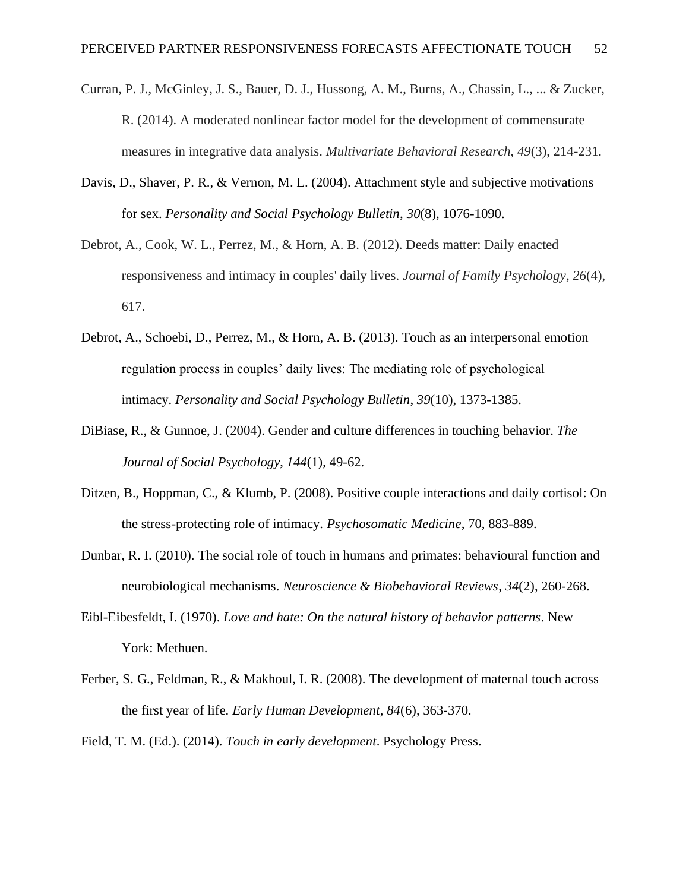Curran, P. J., McGinley, J. S., Bauer, D. J., Hussong, A. M., Burns, A., Chassin, L., ... & Zucker, R. (2014). A moderated nonlinear factor model for the development of commensurate measures in integrative data analysis. *Multivariate Behavioral Research*, *49*(3), 214-231.

Davis, D., Shaver, P. R., & Vernon, M. L. (2004). Attachment style and subjective motivations for sex. *Personality and Social Psychology Bulletin*, *30*(8), 1076-1090.

Debrot, A., Cook, W. L., Perrez, M., & Horn, A. B. (2012). Deeds matter: Daily enacted responsiveness and intimacy in couples' daily lives. *Journal of Family Psychology*, *26*(4), 617.

Debrot, A., Schoebi, D., Perrez, M., & Horn, A. B. (2013). Touch as an interpersonal emotion regulation process in couples' daily lives: The mediating role of psychological intimacy. *Personality and Social Psychology Bulletin*, *39*(10), 1373-1385.

DiBiase, R., & Gunnoe, J. (2004). Gender and culture differences in touching behavior. *The Journal of Social Psychology*, *144*(1), 49-62.

Ditzen, B., Hoppman, C., & Klumb, P. (2008). Positive couple interactions and daily cortisol: On the stress-protecting role of intimacy. *Psychosomatic Medicine*, 70, 883-889.

Dunbar, R. I. (2010). The social role of touch in humans and primates: behavioural function and neurobiological mechanisms. *Neuroscience & Biobehavioral Reviews*, *34*(2), 260-268.

Eibl-Eibesfeldt, I. (1970). *Love and hate: On the natural history of behavior patterns*. New York: Methuen.

Ferber, S. G., Feldman, R., & Makhoul, I. R. (2008). The development of maternal touch across the first year of life. *Early Human Development*, *84*(6), 363-370.

Field, T. M. (Ed.). (2014). *Touch in early development*. Psychology Press.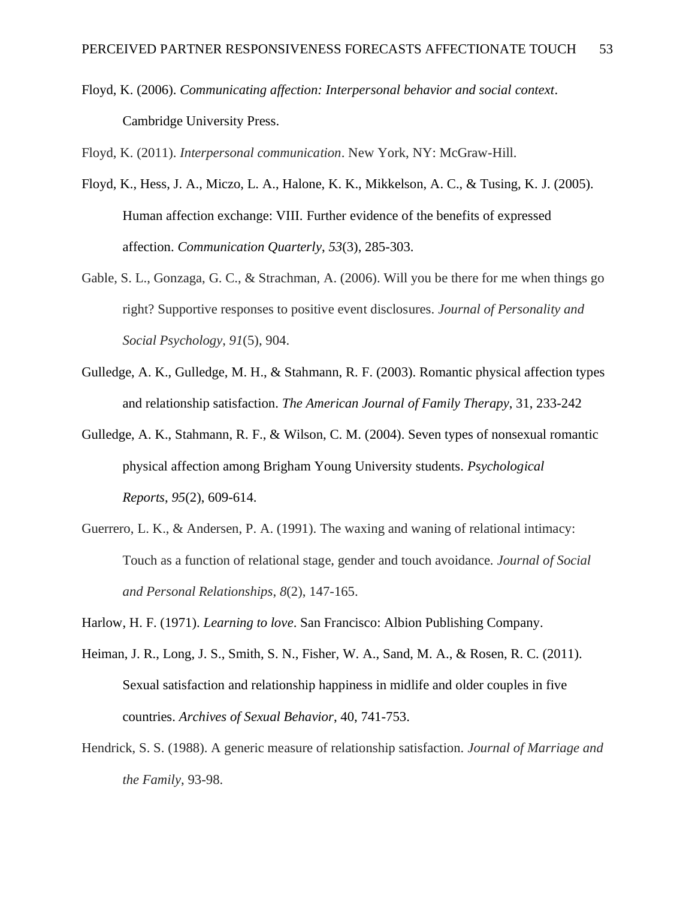Floyd, K. (2006). *Communicating affection: Interpersonal behavior and social context*. Cambridge University Press.

Floyd, K. (2011). *Interpersonal communication*. New York, NY: McGraw-Hill.

Floyd, K., Hess, J. A., Miczo, L. A., Halone, K. K., Mikkelson, A. C., & Tusing, K. J. (2005). Human affection exchange: VIII. Further evidence of the benefits of expressed affection. *Communication Quarterly*, *53*(3), 285-303.

Gable, S. L., Gonzaga, G. C., & Strachman, A. (2006). Will you be there for me when things go right? Supportive responses to positive event disclosures. *Journal of Personality and Social Psychology*, *91*(5), 904.

Gulledge, A. K., Gulledge, M. H., & Stahmann, R. F. (2003). Romantic physical affection types and relationship satisfaction. *The American Journal of Family Therapy*, 31, 233-242

Gulledge, A. K., Stahmann, R. F., & Wilson, C. M. (2004). Seven types of nonsexual romantic physical affection among Brigham Young University students. *Psychological Reports*, *95*(2), 609-614.

Guerrero, L. K., & Andersen, P. A. (1991). The waxing and waning of relational intimacy: Touch as a function of relational stage, gender and touch avoidance. *Journal of Social and Personal Relationships*, *8*(2), 147-165.

Harlow, H. F. (1971). *Learning to love*. San Francisco: Albion Publishing Company.

Heiman, J. R., Long, J. S., Smith, S. N., Fisher, W. A., Sand, M. A., & Rosen, R. C. (2011). Sexual satisfaction and relationship happiness in midlife and older couples in five countries. *Archives of Sexual Behavior*, 40, 741-753.

Hendrick, S. S. (1988). A generic measure of relationship satisfaction. *Journal of Marriage and the Family*, 93-98.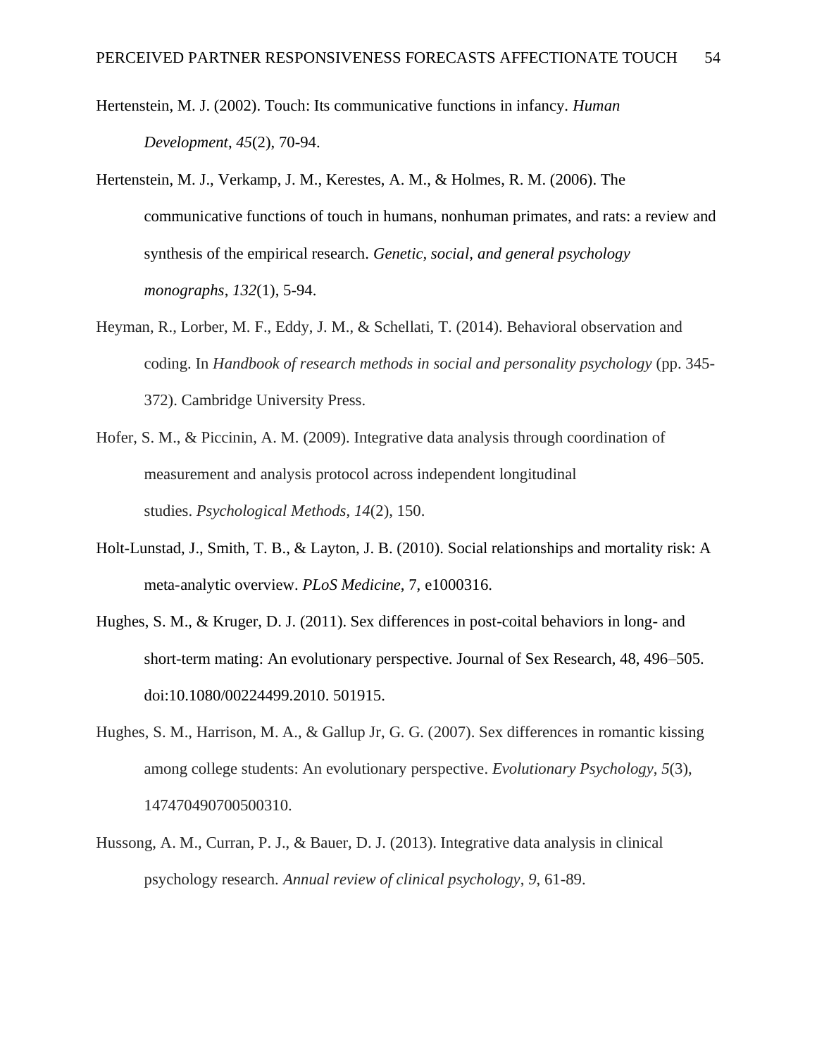Hertenstein, M. J. (2002). Touch: Its communicative functions in infancy. *Human Development*, *45*(2), 70-94.

Hertenstein, M. J., Verkamp, J. M., Kerestes, A. M., & Holmes, R. M. (2006). The communicative functions of touch in humans, nonhuman primates, and rats: a review and synthesis of the empirical research. *Genetic, social, and general psychology monographs*, *132*(1), 5-94.

Heyman, R., Lorber, M. F., Eddy, J. M., & Schellati, T. (2014). Behavioral observation and coding. In *Handbook of research methods in social and personality psychology* (pp. 345-372). Cambridge University Press.

Hofer, S. M., & Piccinin, A. M. (2009). Integrative data analysis through coordination of measurement and analysis protocol across independent longitudinal studies. *Psychological Methods*, *14*(2), 150.

Holt-Lunstad, J., Smith, T. B., & Layton, J. B. (2010). Social relationships and mortality risk: A meta-analytic overview. *PLoS Medicine*, 7, e1000316.

Hughes, S. M., & Kruger, D. J. (2011). Sex differences in post-coital behaviors in long- and short-term mating: An evolutionary perspective. Journal of Sex Research, 48, 496–505. doi:10.1080/00224499.2010. 501915.

Hughes, S. M., Harrison, M. A., & Gallup Jr, G. G. (2007). Sex differences in romantic kissing among college students: An evolutionary perspective. *Evolutionary Psychology*, *5*(3), 147470490700500310.

Hussong, A. M., Curran, P. J., & Bauer, D. J. (2013). Integrative data analysis in clinical psychology research. *Annual review of clinical psychology*, *9*, 61-89.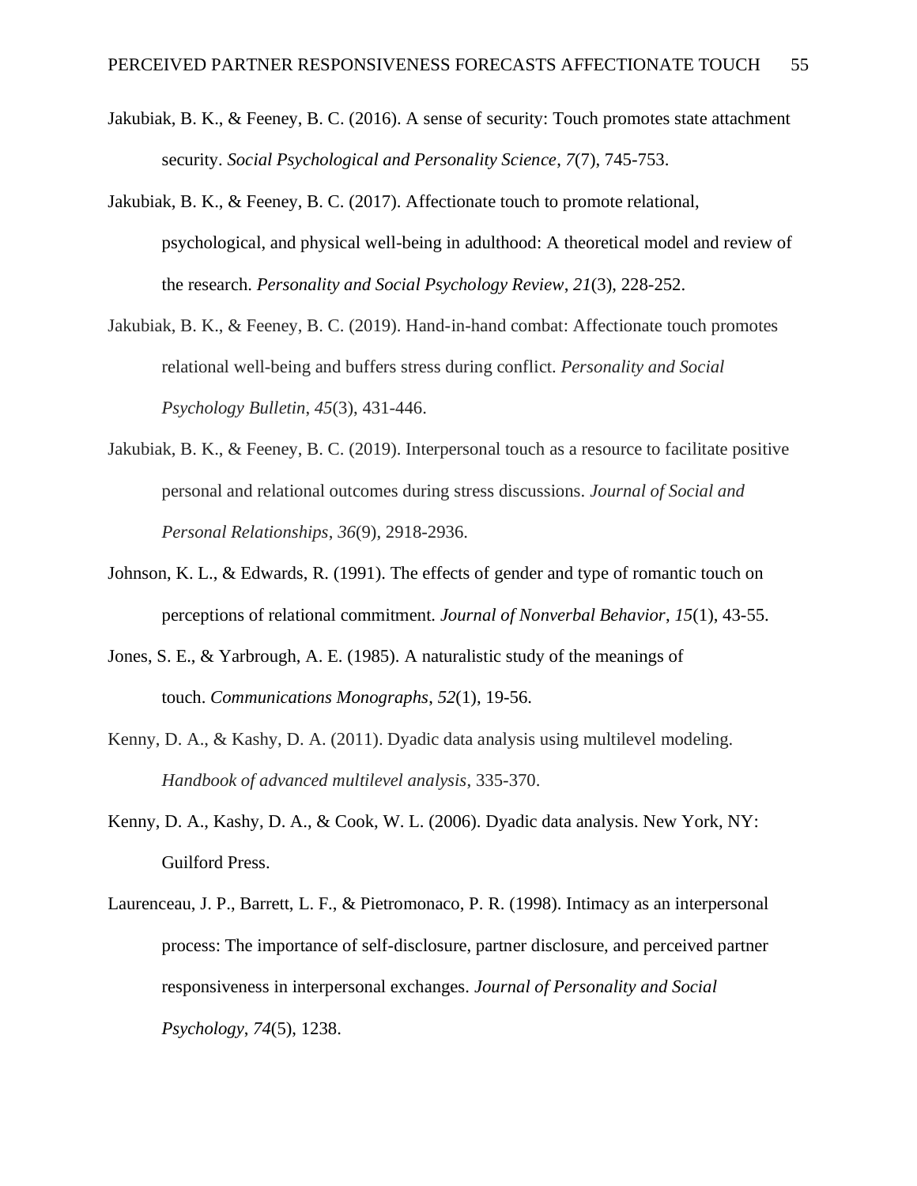Jakubiak, B. K., & Feeney, B. C. (2016). A sense of security: Touch promotes state attachment security. *Social Psychological and Personality Science*, *7*(7), 745-753.

Jakubiak, B. K., & Feeney, B. C. (2017). Affectionate touch to promote relational, psychological, and physical well-being in adulthood: A theoretical model and review of the research. *Personality and Social Psychology Review*, *21*(3), 228-252.

Jakubiak, B. K., & Feeney, B. C. (2019). Hand-in-hand combat: Affectionate touch promotes relational well-being and buffers stress during conflict. *Personality and Social Psychology Bulletin*, *45*(3), 431-446.

Jakubiak, B. K., & Feeney, B. C. (2019). Interpersonal touch as a resource to facilitate positive personal and relational outcomes during stress discussions. *Journal of Social and Personal Relationships*, *36*(9), 2918-2936.

Johnson, K. L., & Edwards, R. (1991). The effects of gender and type of romantic touch on perceptions of relational commitment. *Journal of Nonverbal Behavior*, *15*(1), 43-55.

Jones, S. E., & Yarbrough, A. E. (1985). A naturalistic study of the meanings of touch. *Communications Monographs*, *52*(1), 19-56.

Kenny, D. A., & Kashy, D. A. (2011). Dyadic data analysis using multilevel modeling. *Handbook of advanced multilevel analysis*, 335-370.

Kenny, D. A., Kashy, D. A., & Cook, W. L. (2006). Dyadic data analysis. New York, NY: Guilford Press.

Laurenceau, J. P., Barrett, L. F., & Pietromonaco, P. R. (1998). Intimacy as an interpersonal process: The importance of self-disclosure, partner disclosure, and perceived partner responsiveness in interpersonal exchanges. *Journal of Personality and Social Psychology*, *74*(5), 1238.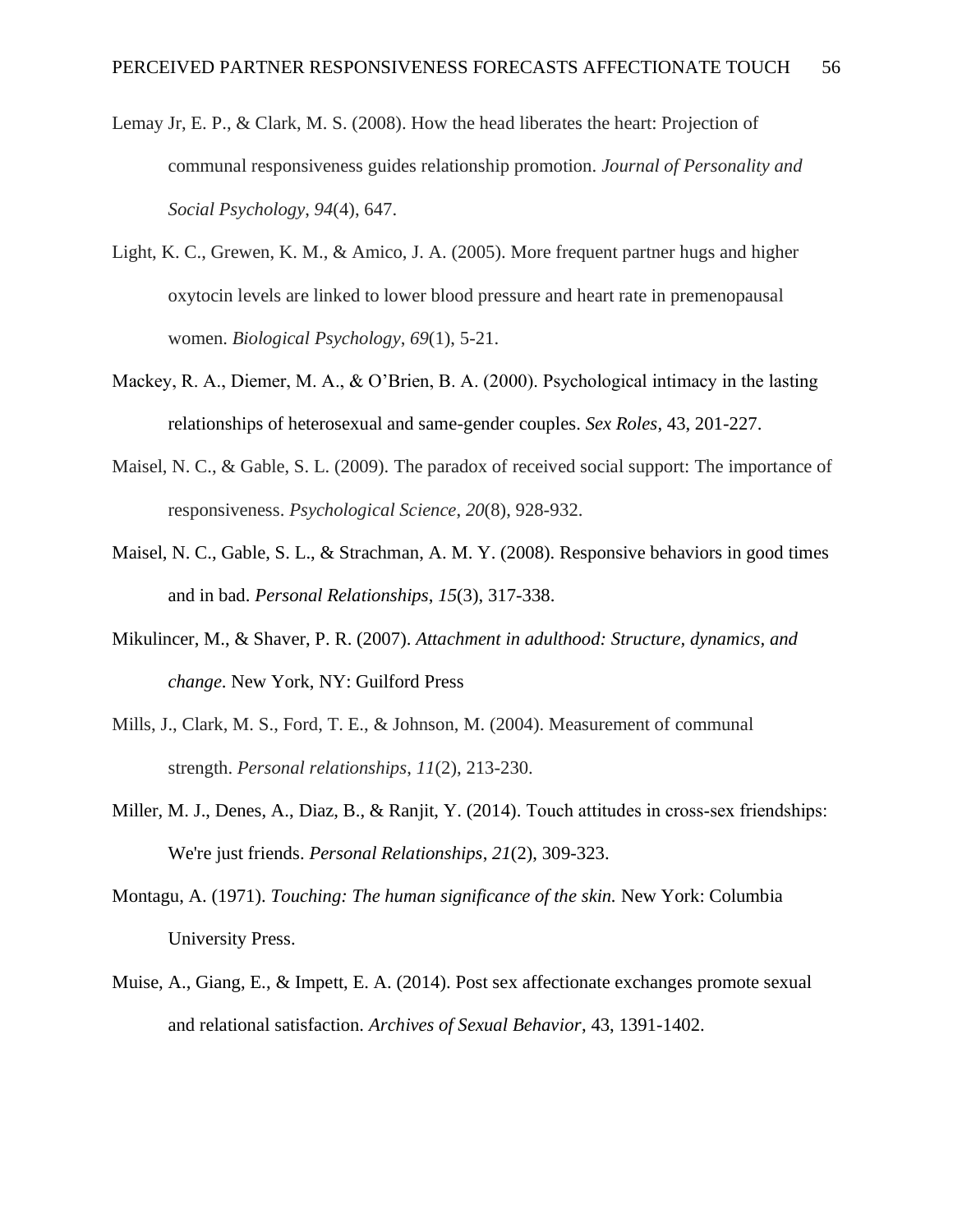Lemay Jr, E. P., & Clark, M. S. (2008). How the head liberates the heart: Projection of communal responsiveness guides relationship promotion. *Journal of Personality and Social Psychology*, *94*(4), 647.

Light, K. C., Grewen, K. M., & Amico, J. A. (2005). More frequent partner hugs and higher oxytocin levels are linked to lower blood pressure and heart rate in premenopausal women. *Biological Psychology*, *69*(1), 5-21.

Mackey, R. A., Diemer, M. A., & O'Brien, B. A. (2000). Psychological intimacy in the lasting relationships of heterosexual and same-gender couples. *Sex Roles*, 43, 201-227.

Maisel, N. C., & Gable, S. L. (2009). The paradox of received social support: The importance of responsiveness. *Psychological Science*, *20*(8), 928-932.

Maisel, N. C., Gable, S. L., & Strachman, A. M. Y. (2008). Responsive behaviors in good times and in bad. *Personal Relationships*, *15*(3), 317-338.

Mikulincer, M., & Shaver, P. R. (2007). *Attachment in adulthood: Structure, dynamics, and change*. New York, NY: Guilford Press

Mills, J., Clark, M. S., Ford, T. E., & Johnson, M. (2004). Measurement of communal strength. *Personal relationships*, *11*(2), 213-230.

Miller, M. J., Denes, A., Diaz, B., & Ranjit, Y. (2014). Touch attitudes in cross-sex friendships: We're just friends. *Personal Relationships*, *21*(2), 309-323.

Montagu, A. (1971). *Touching: The human significance of the skin.* New York: Columbia University Press.

Muise, A., Giang, E., & Impett, E. A. (2014). Post sex affectionate exchanges promote sexual and relational satisfaction. *Archives of Sexual Behavior*, 43, 1391-1402.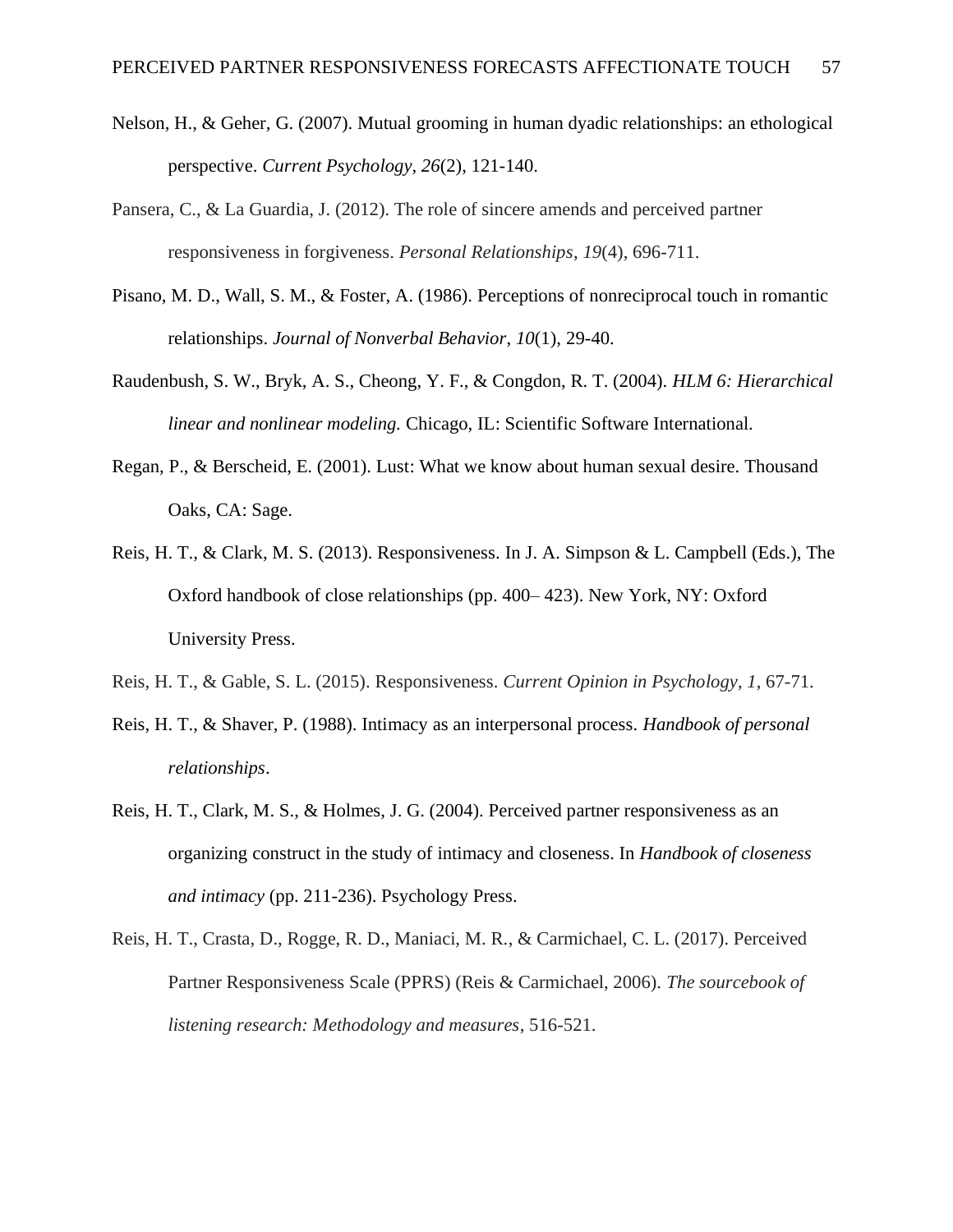Nelson, H., & Geher, G. (2007). Mutual grooming in human dyadic relationships: an ethological perspective. *Current Psychology*, *26*(2), 121-140.

Pansera, C., & La Guardia, J. (2012). The role of sincere amends and perceived partner responsiveness in forgiveness. *Personal Relationships*, *19*(4), 696-711.

Pisano, M. D., Wall, S. M., & Foster, A. (1986). Perceptions of nonreciprocal touch in romantic relationships. *Journal of Nonverbal Behavior*, *10*(1), 29-40.

Raudenbush, S. W., Bryk, A. S., Cheong, Y. F., & Congdon, R. T. (2004). *HLM 6: Hierarchical linear and nonlinear modeling.* Chicago, IL: Scientific Software International.

Regan, P., & Berscheid, E. (2001). Lust: What we know about human sexual desire. Thousand Oaks, CA: Sage.

Reis, H. T., & Clark, M. S. (2013). Responsiveness. In J. A. Simpson & L. Campbell (Eds.), The Oxford handbook of close relationships (pp. 400– 423). New York, NY: Oxford University Press.

Reis, H. T., & Gable, S. L. (2015). Responsiveness. *Current Opinion in Psychology*, *1*, 67-71.

Reis, H. T., & Shaver, P. (1988). Intimacy as an interpersonal process. *Handbook of personal relationships*.

Reis, H. T., Clark, M. S., & Holmes, J. G. (2004). Perceived partner responsiveness as an organizing construct in the study of intimacy and closeness. In *Handbook of closeness and intimacy* (pp. 211-236). Psychology Press.

Reis, H. T., Crasta, D., Rogge, R. D., Maniaci, M. R., & Carmichael, C. L. (2017). Perceived Partner Responsiveness Scale (PPRS) (Reis & Carmichael, 2006). *The sourcebook of listening research: Methodology and measures*, 516-521.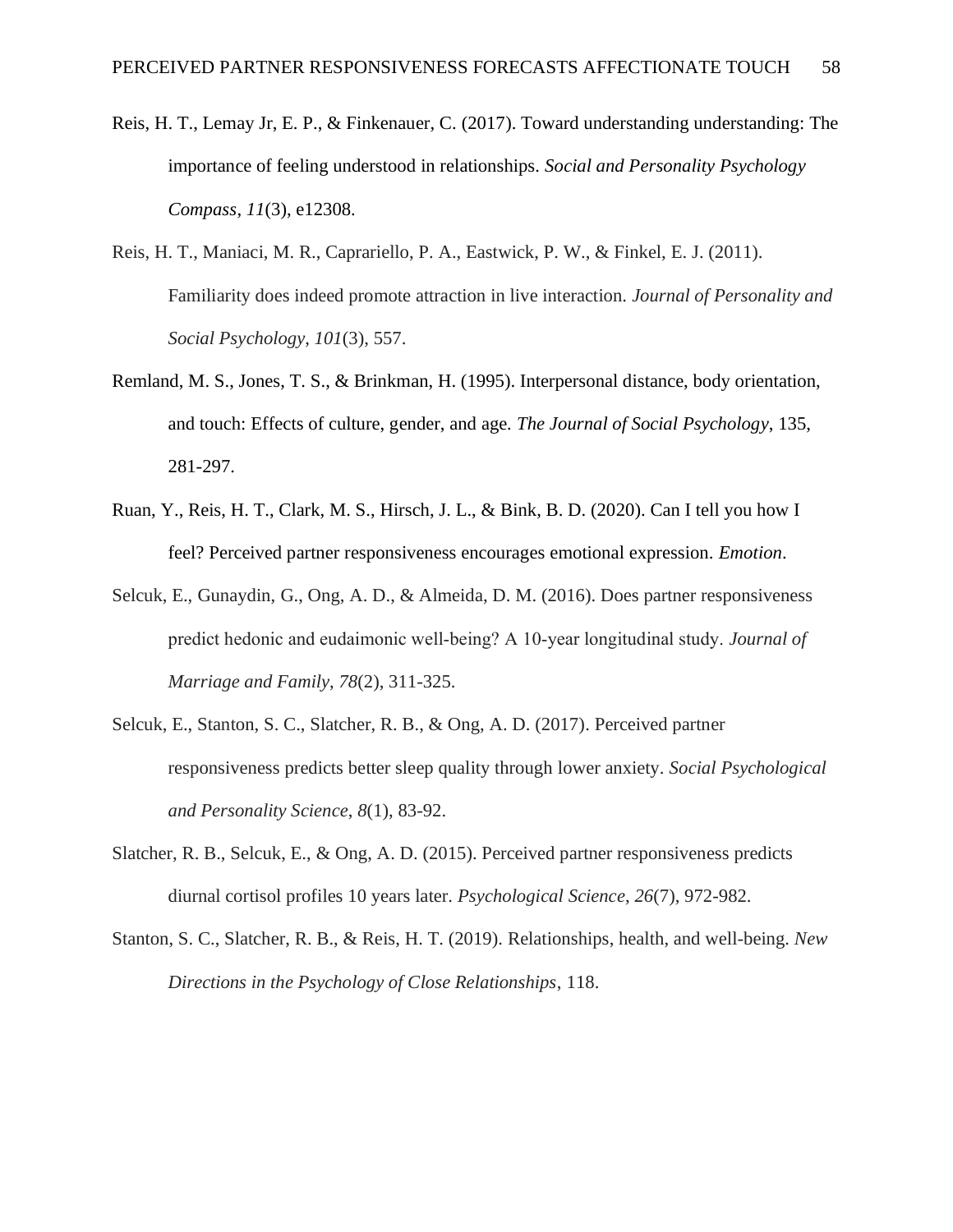Reis, H. T., Lemay Jr, E. P., & Finkenauer, C. (2017). Toward understanding understanding: The importance of feeling understood in relationships. *Social and Personality Psychology Compass*, *11*(3), e12308.

Reis, H. T., Maniaci, M. R., Caprariello, P. A., Eastwick, P. W., & Finkel, E. J. (2011). Familiarity does indeed promote attraction in live interaction. *Journal of Personality and Social Psychology*, *101*(3), 557.

Remland, M. S., Jones, T. S., & Brinkman, H. (1995). Interpersonal distance, body orientation, and touch: Effects of culture, gender, and age. *The Journal of Social Psychology*, 135, 281-297.

Ruan, Y., Reis, H. T., Clark, M. S., Hirsch, J. L., & Bink, B. D. (2020). Can I tell you how I feel? Perceived partner responsiveness encourages emotional expression. *Emotion*.

Selcuk, E., Gunaydin, G., Ong, A. D., & Almeida, D. M. (2016). Does partner responsiveness predict hedonic and eudaimonic well-being? A 10-year longitudinal study. *Journal of Marriage and Family*, *78*(2), 311-325.

Selcuk, E., Stanton, S. C., Slatcher, R. B., & Ong, A. D. (2017). Perceived partner responsiveness predicts better sleep quality through lower anxiety. *Social Psychological and Personality Science*, *8*(1), 83-92.

Slatcher, R. B., Selcuk, E., & Ong, A. D. (2015). Perceived partner responsiveness predicts diurnal cortisol profiles 10 years later. *Psychological Science*, *26*(7), 972-982.

Stanton, S. C., Slatcher, R. B., & Reis, H. T. (2019). Relationships, health, and well-being. *New Directions in the Psychology of Close Relationships*, 118.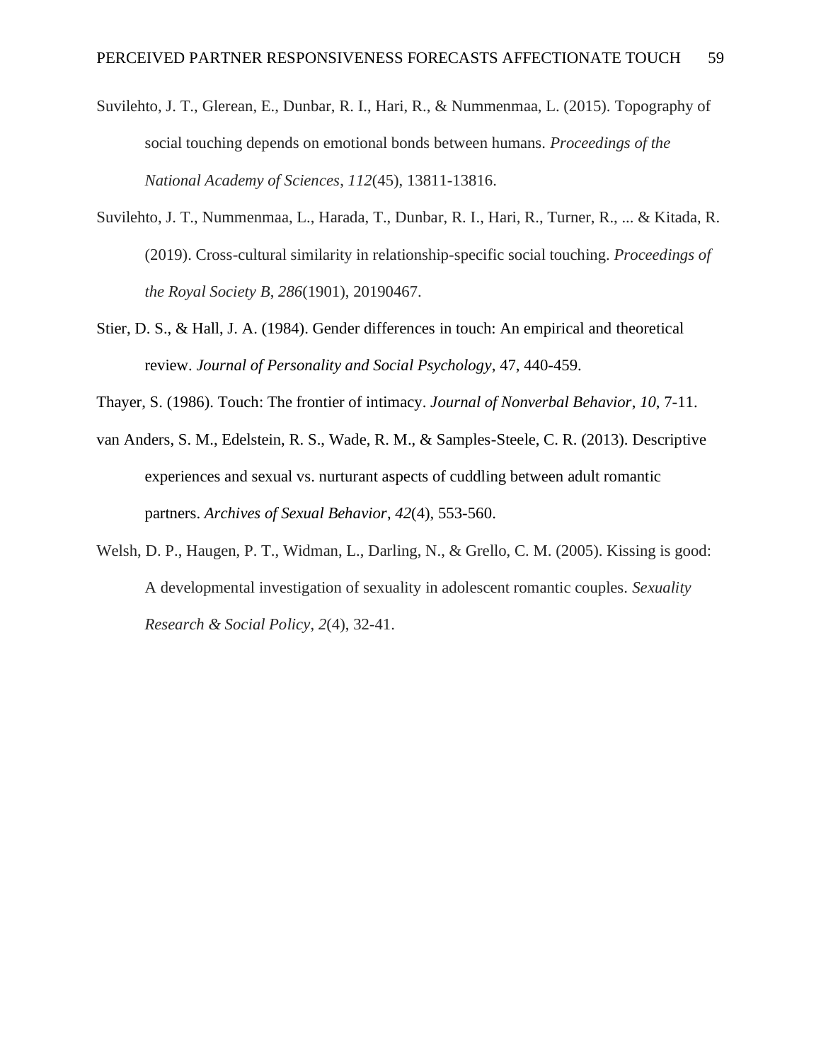Suvilehto, J. T., Glerean, E., Dunbar, R. I., Hari, R., & Nummenmaa, L. (2015). Topography of social touching depends on emotional bonds between humans. *Proceedings of the National Academy of Sciences*, *112*(45), 13811-13816.

Suvilehto, J. T., Nummenmaa, L., Harada, T., Dunbar, R. I., Hari, R., Turner, R., ... & Kitada, R. (2019). Cross-cultural similarity in relationship-specific social touching. *Proceedings of the Royal Society B*, *286*(1901), 20190467.

Stier, D. S., & Hall, J. A. (1984). Gender differences in touch: An empirical and theoretical review. *Journal of Personality and Social Psychology*, 47, 440-459.

Thayer, S. (1986). Touch: The frontier of intimacy. *Journal of Nonverbal Behavior*, *10*, 7-11.

van Anders, S. M., Edelstein, R. S., Wade, R. M., & Samples-Steele, C. R. (2013). Descriptive experiences and sexual vs. nurturant aspects of cuddling between adult romantic partners. *Archives of Sexual Behavior*, *42*(4), 553-560.

Welsh, D. P., Haugen, P. T., Widman, L., Darling, N., & Grello, C. M. (2005). Kissing is good: A developmental investigation of sexuality in adolescent romantic couples. *Sexuality Research & Social Policy*, *2*(4), 32-41.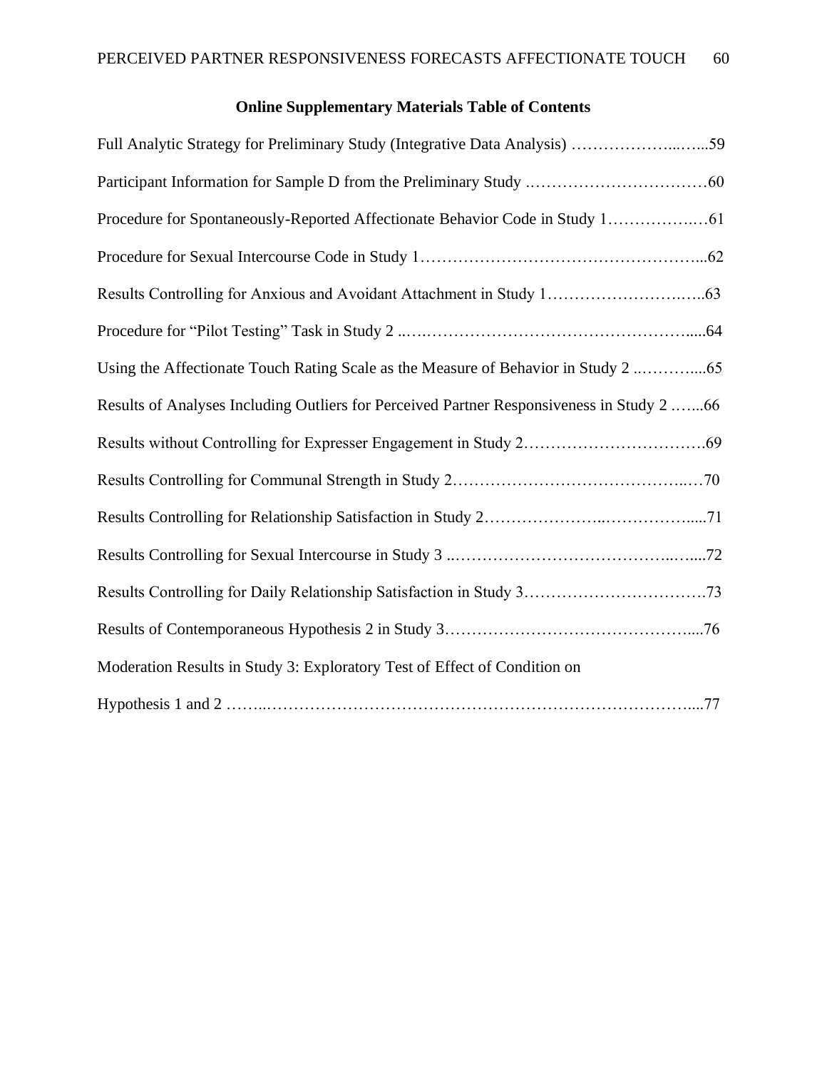## Online Supplementary Materials Table of Contents

Full Analytic Strategy for Preliminary Study (Integrative Data Analysis) ……………………...…...59

Participant Information for Sample D from the Preliminary Study .……………………….……60

Procedure for Spontaneously-Reported Affectionate Behavior Code in Study 1…………….…61

Procedure for Sexual Intercourse Code in Study 1……………………………………………...62

Results Controlling for Anxious and Avoidant Attachment in Study 1……………………..…..63

Procedure for "Pilot Testing" Task in Study 2 ..….…………………………………………......64

Using the Affectionate Touch Rating Scale as the Measure of Behavior in Study 2 ..………....65

Results of Analyses Including Outliers for Perceived Partner Responsiveness in Study 2 …....66

Results without Controlling for Expresser Engagement in Study 2…………………………….69

Results Controlling for Communal Strength in Study 2……………………………………..…70

Results Controlling for Relationship Satisfaction in Study 2…………………..…………….....71

Results Controlling for Sexual Intercourse in Study 3 ..…………………………………..…....72

Results Controlling for Daily Relationship Satisfaction in Study 3…………………………….73

Results of Contemporaneous Hypothesis 2 in Study 3……………………………………….....76

Moderation Results in Study 3: Exploratory Test of Effect of Condition on

Hypothesis 1 and 2 ……..……………………………………………………………………....77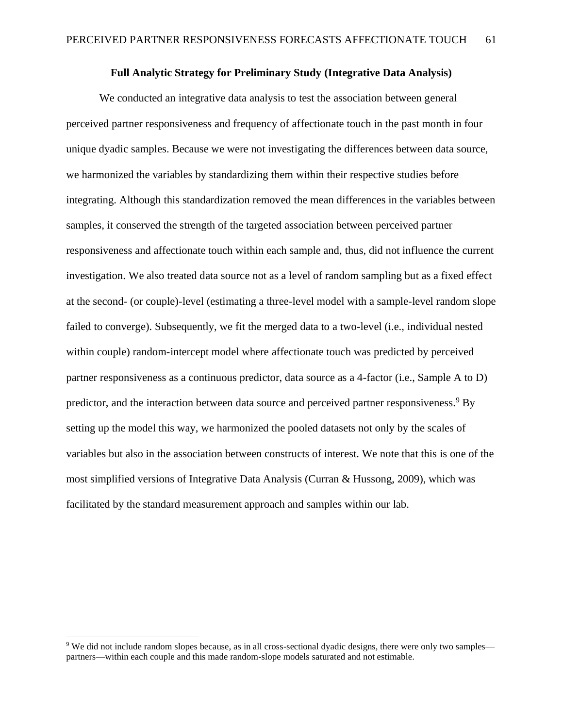## Full Analytic Strategy for Preliminary Study (Integrative Data Analysis)

We conducted an integrative data analysis to test the association between general perceived partner responsiveness and frequency of affectionate touch in the past month in four unique dyadic samples. Because we were not investigating the differences between data source, we harmonized the variables by standardizing them within their respective studies before integrating. Although this standardization removed the mean differences in the variables between samples, it conserved the strength of the targeted association between perceived partner responsiveness and affectionate touch within each sample and, thus, did not influence the current investigation. We also treated data source not as a level of random sampling but as a fixed effect at the second- (or couple)-level (estimating a three-level model with a sample-level random slope failed to converge). Subsequently, we fit the merged data to a two-level (i.e., individual nested within couple) random-intercept model where affectionate touch was predicted by perceived partner responsiveness as a continuous predictor, data source as a 4-factor (i.e., Sample A to D) predictor, and the interaction between data source and perceived partner responsiveness.[9] By setting up the model this way, we harmonized the pooled datasets not only by the scales of variables but also in the association between constructs of interest. We note that this is one of the most simplified versions of Integrative Data Analysis (Curran & Hussong, 2009), which was facilitated by the standard measurement approach and samples within our lab.

[9] We did not include random slopes because, as in all cross-sectional dyadic designs, there were only two samples—partners—within each couple and this made random-slope models saturated and not estimable.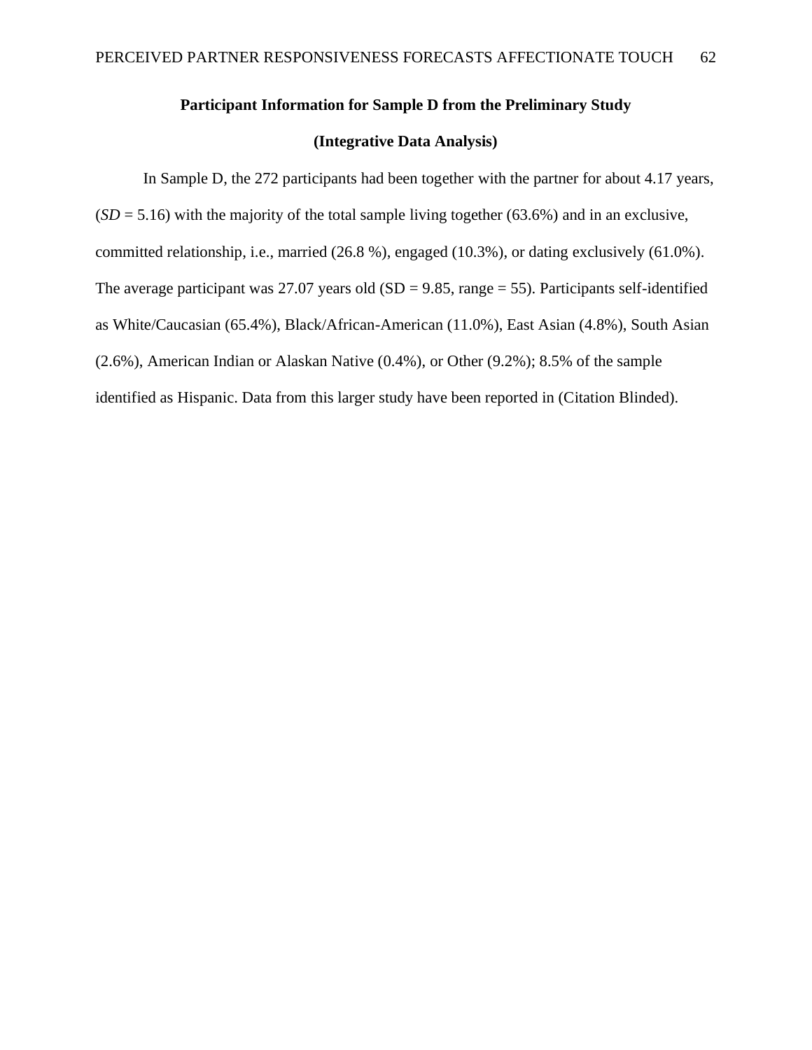## Participant Information for Sample D from the Preliminary Study

## (Integrative Data Analysis)

In Sample D, the 272 participants had been together with the partner for about 4.17 years, (*SD* = 5.16) with the majority of the total sample living together (63.6%) and in an exclusive, committed relationship, i.e., married (26.8 %), engaged (10.3%), or dating exclusively (61.0%). The average participant was 27.07 years old (SD = 9.85, range = 55). Participants self-identified as White/Caucasian (65.4%), Black/African-American (11.0%), East Asian (4.8%), South Asian (2.6%), American Indian or Alaskan Native (0.4%), or Other (9.2%); 8.5% of the sample identified as Hispanic. Data from this larger study have been reported in (Citation Blinded).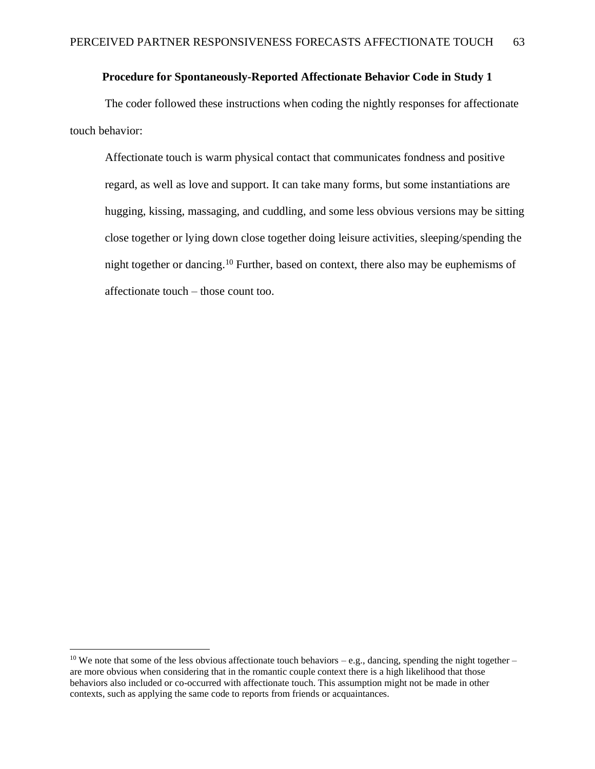### Procedure for Spontaneously-Reported Affectionate Behavior Code in Study 1

The coder followed these instructions when coding the nightly responses for affectionate touch behavior:

> Affectionate touch is warm physical contact that communicates fondness and positive regard, as well as love and support. It can take many forms, but some instantiations are hugging, kissing, massaging, and cuddling, and some less obvious versions may be sitting close together or lying down close together doing leisure activities, sleeping/spending the night together or dancing.[10] Further, based on context, there also may be euphemisms of affectionate touch – those count too.

---

[10] We note that some of the less obvious affectionate touch behaviors – e.g., dancing, spending the night together – are more obvious when considering that in the romantic couple context there is a high likelihood that those behaviors also included or co-occurred with affectionate touch. This assumption might not be made in other contexts, such as applying the same code to reports from friends or acquaintances.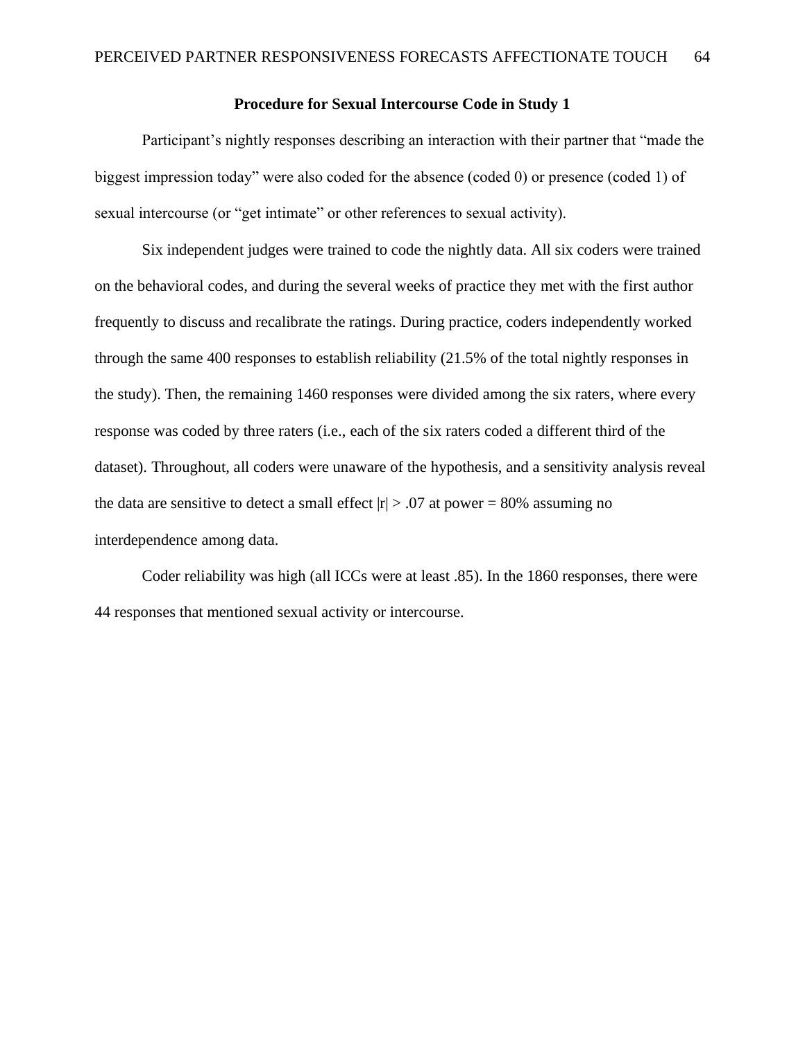## Procedure for Sexual Intercourse Code in Study 1

Participant's nightly responses describing an interaction with their partner that "made the biggest impression today" were also coded for the absence (coded 0) or presence (coded 1) of sexual intercourse (or "get intimate" or other references to sexual activity).

Six independent judges were trained to code the nightly data. All six coders were trained on the behavioral codes, and during the several weeks of practice they met with the first author frequently to discuss and recalibrate the ratings. During practice, coders independently worked through the same 400 responses to establish reliability (21.5% of the total nightly responses in the study). Then, the remaining 1460 responses were divided among the six raters, where every response was coded by three raters (i.e., each of the six raters coded a different third of the dataset). Throughout, all coders were unaware of the hypothesis, and a sensitivity analysis reveal the data are sensitive to detect a small effect $|r| > .07$ at power = 80% assuming no interdependence among data.

Coder reliability was high (all ICCs were at least .85). In the 1860 responses, there were 44 responses that mentioned sexual activity or intercourse.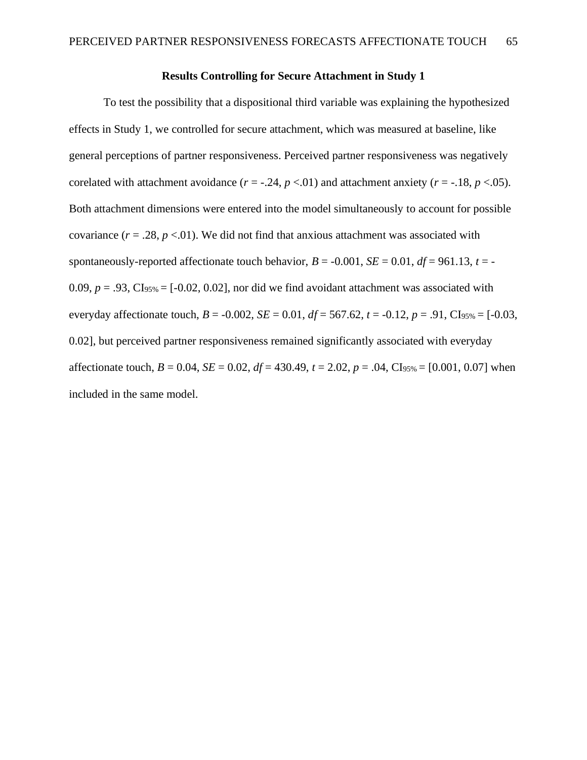### Results Controlling for Secure Attachment in Study 1

To test the possibility that a dispositional third variable was explaining the hypothesized effects in Study 1, we controlled for secure attachment, which was measured at baseline, like general perceptions of partner responsiveness. Perceived partner responsiveness was negatively corelated with attachment avoidance (*r* = -.24, *p* <.01) and attachment anxiety (*r* = -.18, *p* <.05). Both attachment dimensions were entered into the model simultaneously to account for possible covariance (*r* = .28, *p* <.01). We did not find that anxious attachment was associated with spontaneously-reported affectionate touch behavior, *B* = -0.001, *SE* = 0.01, *df* = 961.13, *t* = -0.09, *p* = .93, $CI_{95\%}$ = [-0.02, 0.02], nor did we find avoidant attachment was associated with everyday affectionate touch, *B* = -0.002, *SE* = 0.01, *df* = 567.62, *t* = -0.12, *p* = .91, $CI_{95\%}$ = [-0.03, 0.02], but perceived partner responsiveness remained significantly associated with everyday affectionate touch, *B* = 0.04, *SE* = 0.02, *df* = 430.49, *t* = 2.02, *p* = .04, $CI_{95\%}$ = [0.001, 0.07] when included in the same model.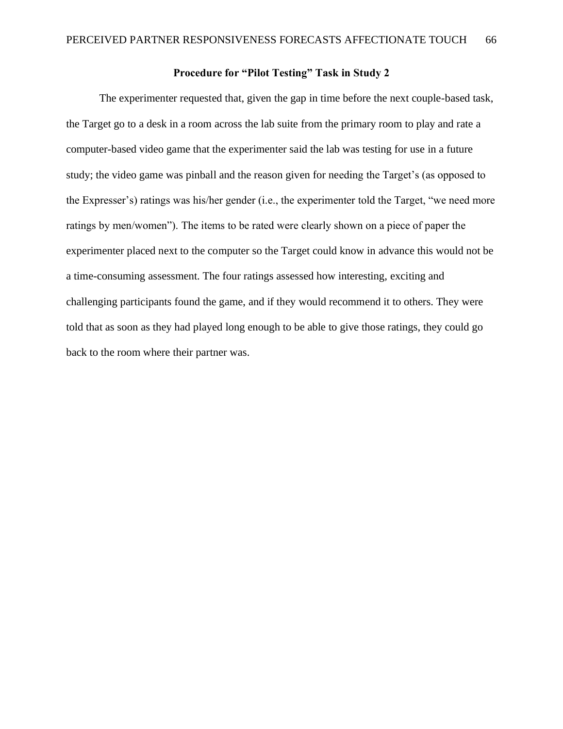## Procedure for "Pilot Testing" Task in Study 2

The experimenter requested that, given the gap in time before the next couple-based task, the Target go to a desk in a room across the lab suite from the primary room to play and rate a computer-based video game that the experimenter said the lab was testing for use in a future study; the video game was pinball and the reason given for needing the Target's (as opposed to the Expresser's) ratings was his/her gender (i.e., the experimenter told the Target, "we need more ratings by men/women"). The items to be rated were clearly shown on a piece of paper the experimenter placed next to the computer so the Target could know in advance this would not be a time-consuming assessment. The four ratings assessed how interesting, exciting and challenging participants found the game, and if they would recommend it to others. They were told that as soon as they had played long enough to be able to give those ratings, they could go back to the room where their partner was.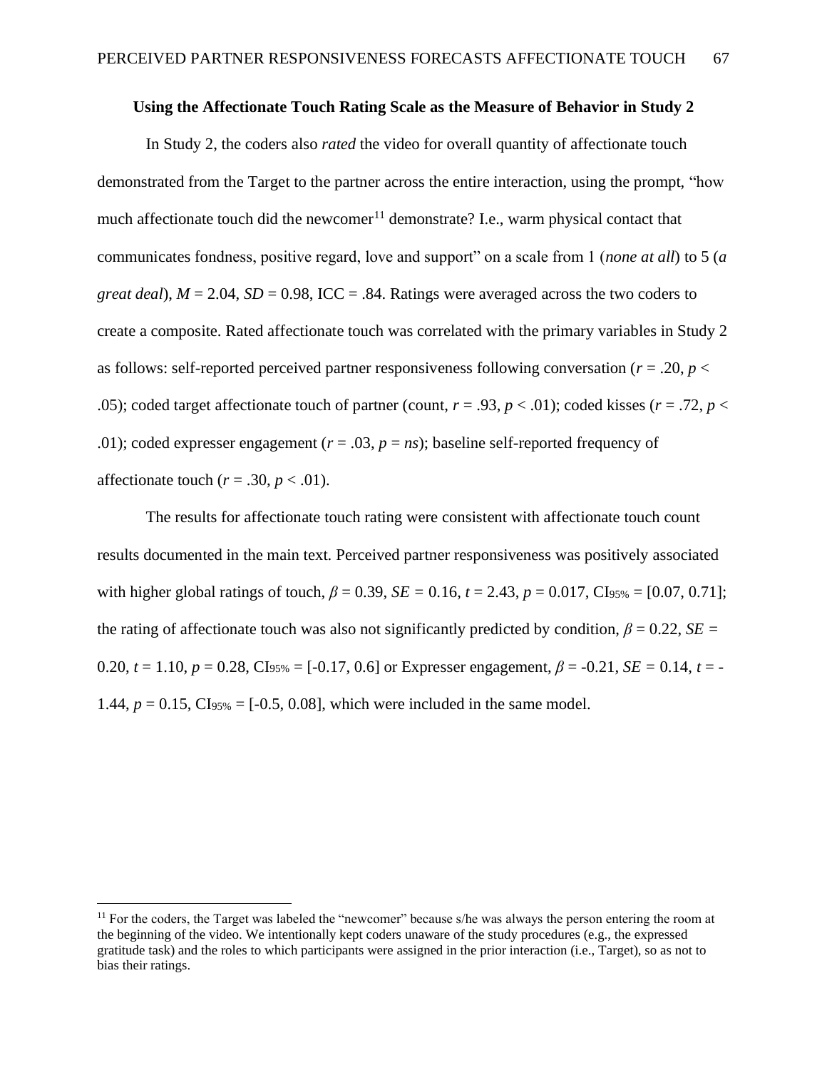### Using the Affectionate Touch Rating Scale as the Measure of Behavior in Study 2

In Study 2, the coders also *rated* the video for overall quantity of affectionate touch demonstrated from the Target to the partner across the entire interaction, using the prompt, "how much affectionate touch did the newcomer[11] demonstrate? I.e., warm physical contact that communicates fondness, positive regard, love and support" on a scale from 1 (*none at all*) to 5 (*a great deal*), $M = 2.04$, $SD = 0.98$, ICC = .84. Ratings were averaged across the two coders to create a composite. Rated affectionate touch was correlated with the primary variables in Study 2 as follows: self-reported perceived partner responsiveness following conversation ($r = .20$, $p < .05$); coded target affectionate touch of partner (count, $r = .93$, $p < .01$); coded kisses ($r = .72$, $p < .01$); coded expresser engagement ($r = .03$, $p = ns$); baseline self-reported frequency of affectionate touch ($r = .30$, $p < .01$).

The results for affectionate touch rating were consistent with affectionate touch count results documented in the main text. Perceived partner responsiveness was positively associated with higher global ratings of touch, $\beta = 0.39$, $SE = 0.16$, $t = 2.43$, $p = 0.017$, $CI_{95\%} = [0.07, 0.71]$; the rating of affectionate touch was also not significantly predicted by condition, $\beta = 0.22$, $SE = 0.20$, $t = 1.10$, $p = 0.28$, $CI_{95\%} = [-0.17, 0.6]$ or Expresser engagement, $\beta = -0.21$, $SE = 0.14$, $t = -1.44$, $p = 0.15$, $CI_{95\%} = [-0.5, 0.08]$, which were included in the same model.

[11] For the coders, the Target was labeled the "newcomer" because s/he was always the person entering the room at the beginning of the video. We intentionally kept coders unaware of the study procedures (e.g., the expressed gratitude task) and the roles to which participants were assigned in the prior interaction (i.e., Target), so as not to bias their ratings.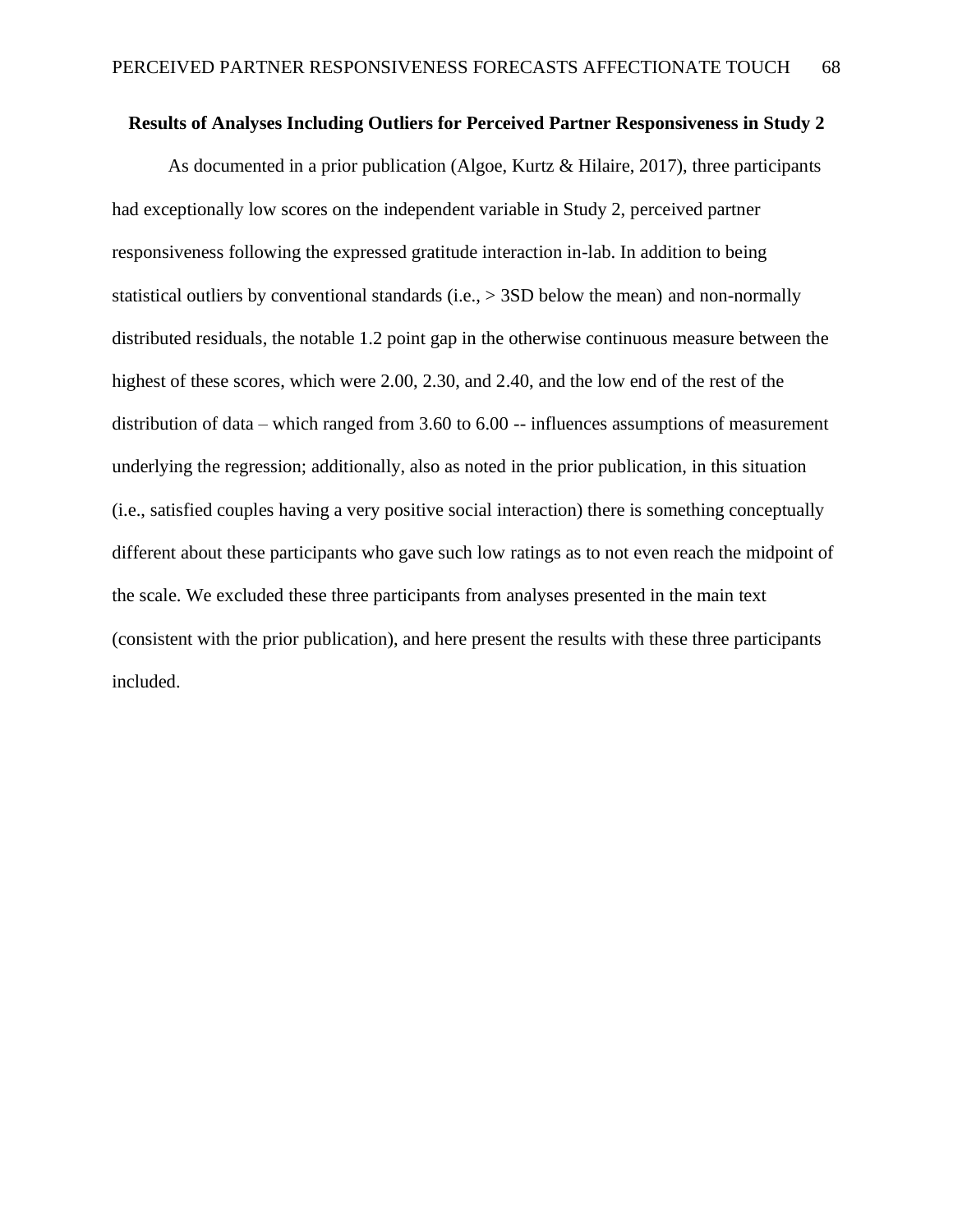**Results of Analyses Including Outliers for Perceived Partner Responsiveness in Study 2**

As documented in a prior publication (Algoe, Kurtz & Hilaire, 2017), three participants had exceptionally low scores on the independent variable in Study 2, perceived partner responsiveness following the expressed gratitude interaction in-lab. In addition to being statistical outliers by conventional standards (i.e., > 3SD below the mean) and non-normally distributed residuals, the notable 1.2 point gap in the otherwise continuous measure between the highest of these scores, which were 2.00, 2.30, and 2.40, and the low end of the rest of the distribution of data – which ranged from 3.60 to 6.00 -- influences assumptions of measurement underlying the regression; additionally, also as noted in the prior publication, in this situation (i.e., satisfied couples having a very positive social interaction) there is something conceptually different about these participants who gave such low ratings as to not even reach the midpoint of the scale. We excluded these three participants from analyses presented in the main text (consistent with the prior publication), and here present the results with these three participants included.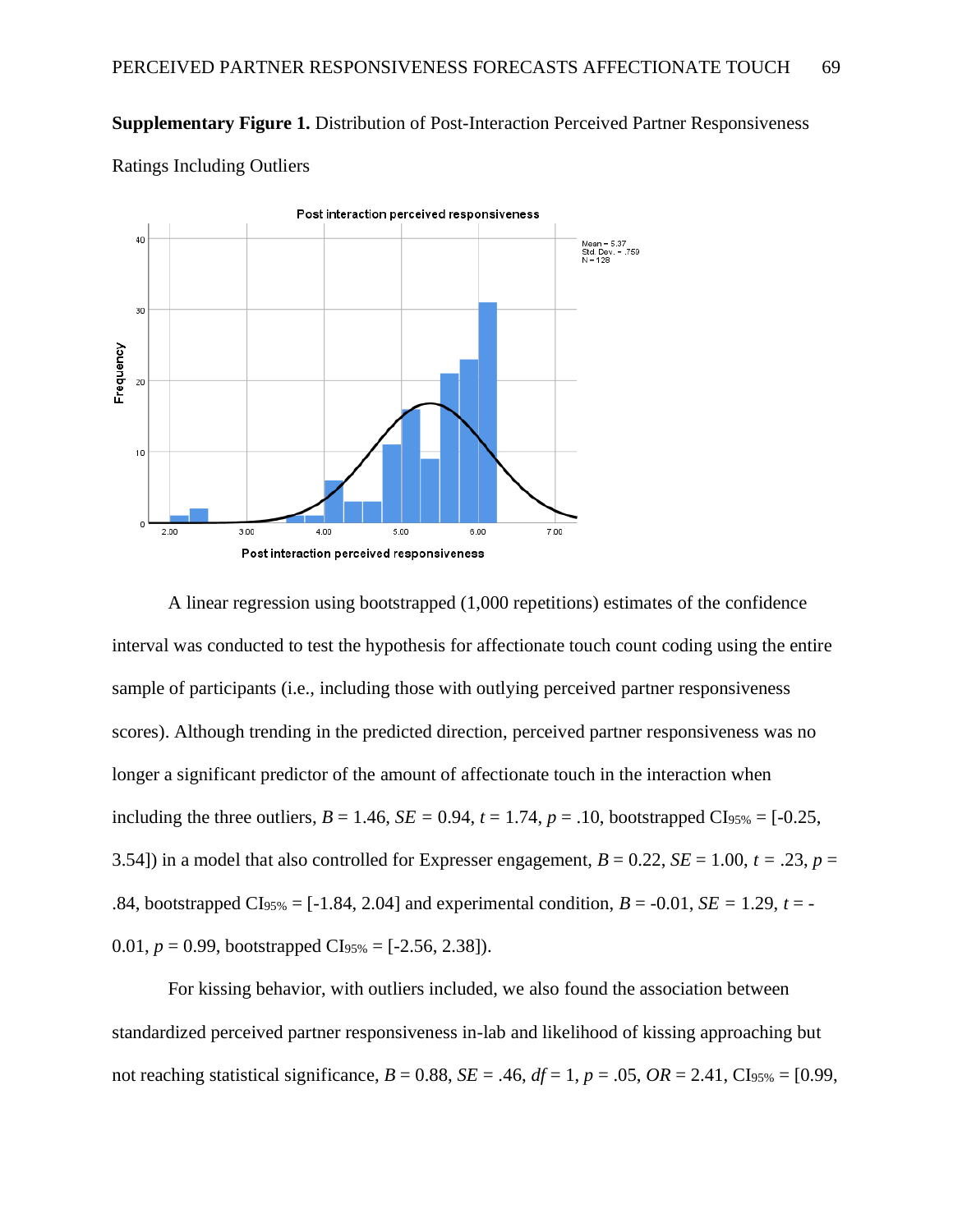**Supplementary Figure 1.** Distribution of Post-Interaction Perceived Partner Responsiveness Ratings Including Outliers

A linear regression using bootstrapped (1,000 repetitions) estimates of the confidence interval was conducted to test the hypothesis for affectionate touch count coding using the entire sample of participants (i.e., including those with outlying perceived partner responsiveness scores). Although trending in the predicted direction, perceived partner responsiveness was no longer a significant predictor of the amount of affectionate touch in the interaction when including the three outliers, $B = 1.46$, $SE = 0.94$, $t = 1.74$, $p = .10$, bootstrapped $CI_{95\%} = [-0.25, 3.54]$) in a model that also controlled for Expresser engagement, $B = 0.22$, $SE = 1.00$, $t = .23$, $p = .84$, bootstrapped $CI_{95\%} = [-1.84, 2.04]$ and experimental condition, $B = -0.01$, $SE = 1.29$, $t = -0.01$, $p = 0.99$, bootstrapped $CI_{95\%} = [-2.56, 2.38]$).

For kissing behavior, with outliers included, we also found the association between standardized perceived partner responsiveness in-lab and likelihood of kissing approaching but not reaching statistical significance, $B = 0.88$, $SE = .46$, $df = 1$, $p = .05$, $OR = 2.41$, $CI_{95\%}$ = [0.99,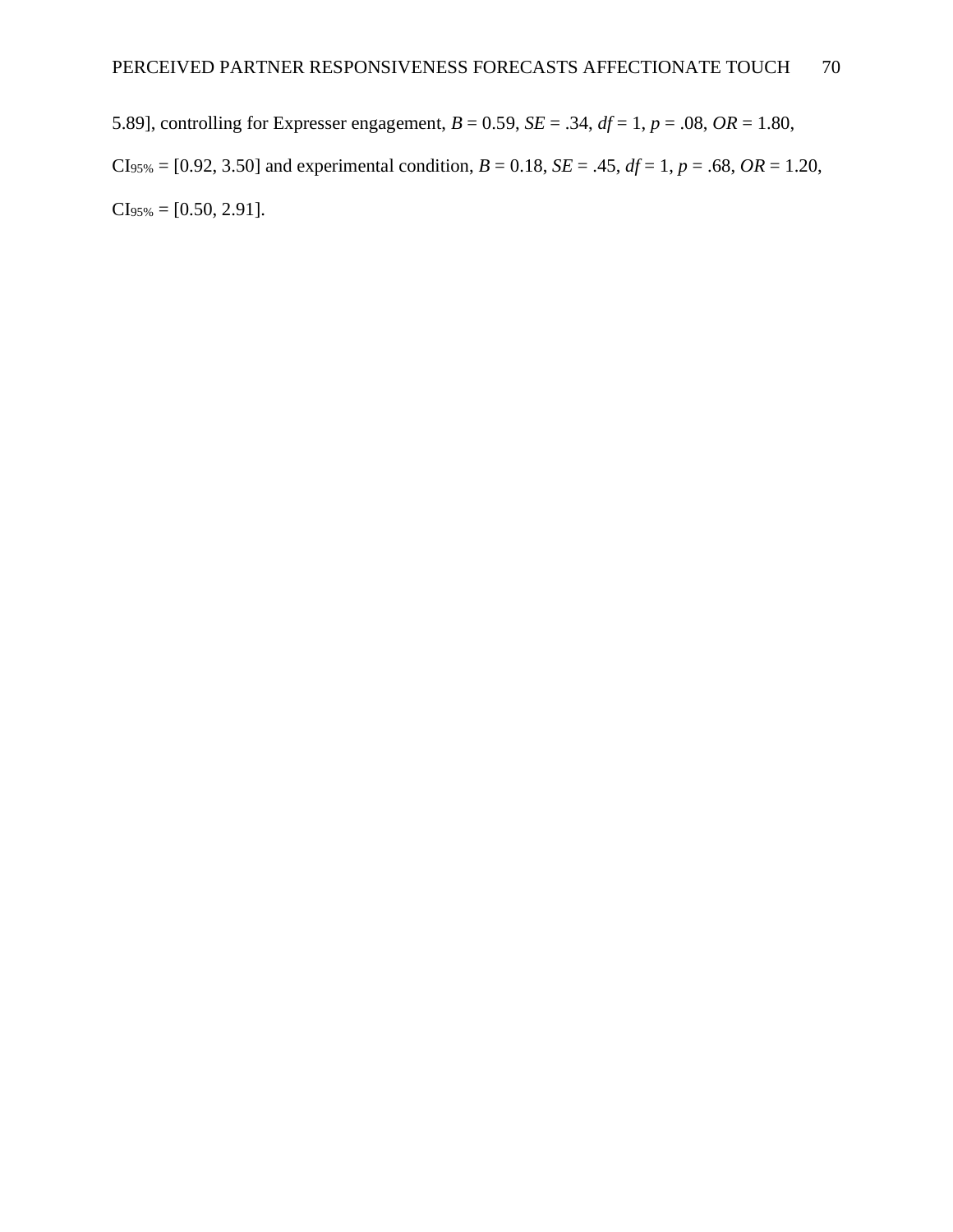5.89], controlling for Expresser engagement, $B = 0.59$, $SE = .34$, $df = 1$, $p = .08$, $OR = 1.80$, $CI_{95\%} = [0.92, 3.50]$ and experimental condition, $B = 0.18$, $SE = .45$, $df = 1$, $p = .68$, $OR = 1.20$, $CI_{95\%} = [0.50, 2.91]$.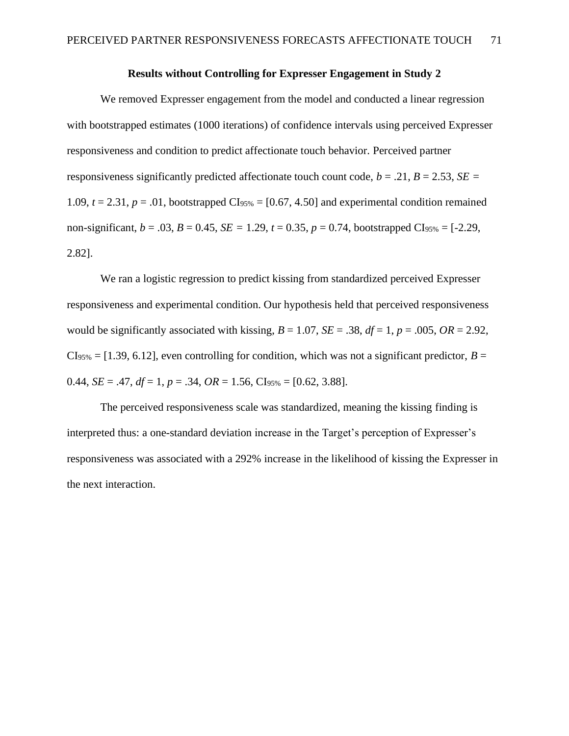## Results without Controlling for Expresser Engagement in Study 2

We removed Expresser engagement from the model and conducted a linear regression with bootstrapped estimates (1000 iterations) of confidence intervals using perceived Expresser responsiveness and condition to predict affectionate touch behavior. Perceived partner responsiveness significantly predicted affectionate touch count code, $b = .21$, $B = 2.53$, $SE = 1.09$, $t = 2.31$, $p = .01$, bootstrapped $CI_{95\%} = [0.67, 4.50]$ and experimental condition remained non-significant, $b = .03$, $B = 0.45$, $SE = 1.29$, $t = 0.35$, $p = 0.74$, bootstrapped $CI_{95\%} = [-2.29, 2.82]$.

We ran a logistic regression to predict kissing from standardized perceived Expresser responsiveness and experimental condition. Our hypothesis held that perceived responsiveness would be significantly associated with kissing, $B = 1.07$, $SE = .38$, $df = 1$, $p = .005$, $OR = 2.92$, $CI_{95\%} = [1.39, 6.12]$, even controlling for condition, which was not a significant predictor, $B = 0.44$, $SE = .47$, $df = 1$, $p = .34$, $OR = 1.56$, $CI_{95\%} = [0.62, 3.88]$.

The perceived responsiveness scale was standardized, meaning the kissing finding is interpreted thus: a one-standard deviation increase in the Target's perception of Expresser's responsiveness was associated with a 292% increase in the likelihood of kissing the Expresser in the next interaction.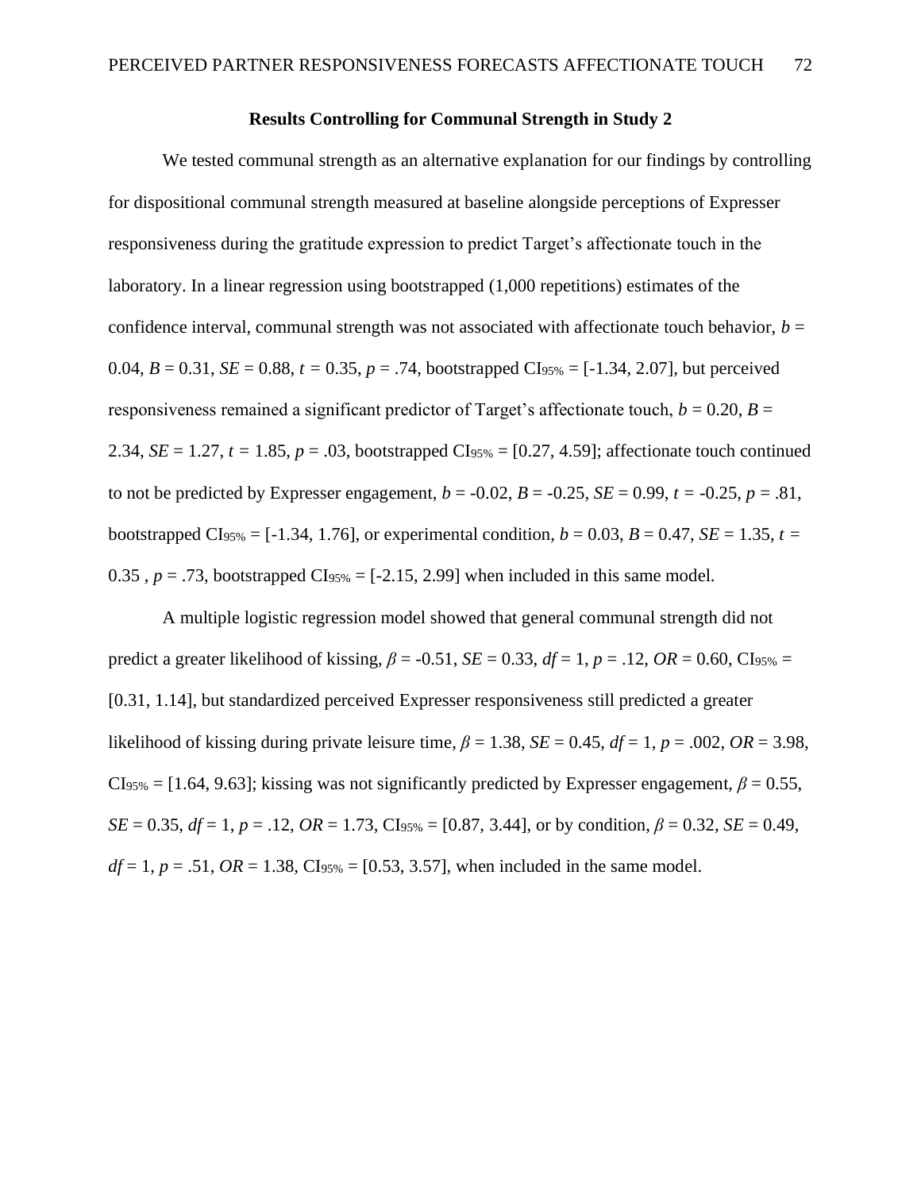## Results Controlling for Communal Strength in Study 2

We tested communal strength as an alternative explanation for our findings by controlling for dispositional communal strength measured at baseline alongside perceptions of Expresser responsiveness during the gratitude expression to predict Target's affectionate touch in the laboratory. In a linear regression using bootstrapped (1,000 repetitions) estimates of the confidence interval, communal strength was not associated with affectionate touch behavior, $b$ = 0.04, $B$ = 0.31, $SE$ = 0.88, $t$ = 0.35, $p$ = .74, bootstrapped $CI_{95\%}$ = [-1.34, 2.07], but perceived responsiveness remained a significant predictor of Target's affectionate touch, $b$ = 0.20, $B$ = 2.34, $SE$ = 1.27, $t$ = 1.85, $p$ = .03, bootstrapped $CI_{95\%}$ = [0.27, 4.59]; affectionate touch continued to not be predicted by Expresser engagement, $b$ = -0.02, $B$ = -0.25, $SE$ = 0.99, $t$ = -0.25, $p$ = .81, bootstrapped $CI_{95\%}$ = [-1.34, 1.76], or experimental condition, $b$ = 0.03, $B$ = 0.47, $SE$ = 1.35, $t$ = 0.35 , $p$ = .73, bootstrapped $CI_{95\%}$ = [-2.15, 2.99] when included in this same model.

A multiple logistic regression model showed that general communal strength did not predict a greater likelihood of kissing, $\beta$ = -0.51, $SE$ = 0.33, $df$ = 1, $p$ = .12, $OR$ = 0.60, $CI_{95\%}$ = [0.31, 1.14], but standardized perceived Expresser responsiveness still predicted a greater likelihood of kissing during private leisure time, $\beta$ = 1.38, $SE$ = 0.45, $df$ = 1, $p$ = .002, $OR$ = 3.98, $CI_{95\%}$ = [1.64, 9.63]; kissing was not significantly predicted by Expresser engagement, $\beta$ = 0.55, $SE$ = 0.35, $df$ = 1, $p$ = .12, $OR$ = 1.73, $CI_{95\%}$ = [0.87, 3.44], or by condition, $\beta$ = 0.32, $SE$ = 0.49, $df$ = 1, $p$ = .51, $OR$ = 1.38, $CI_{95\%}$ = [0.53, 3.57], when included in the same model.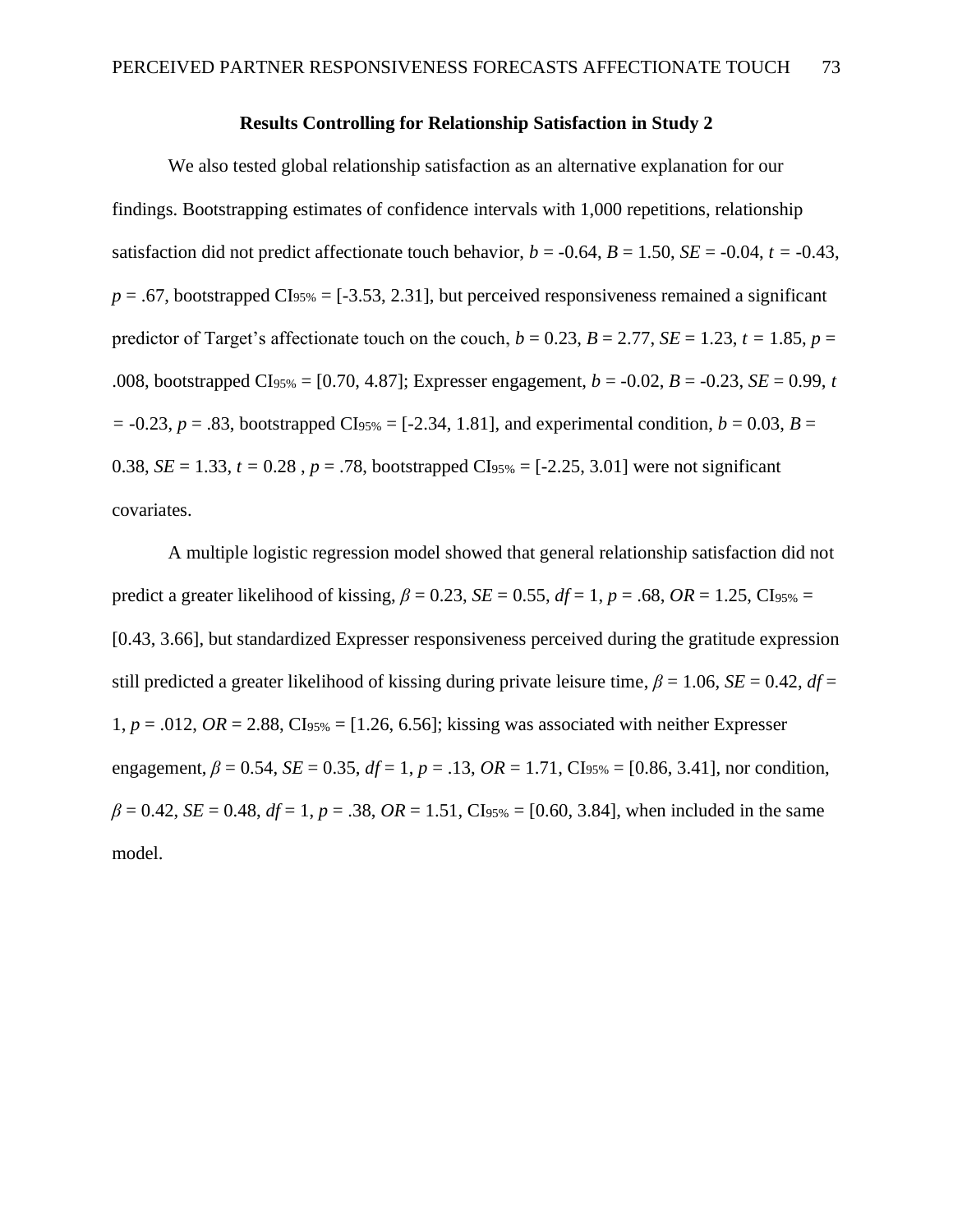## Results Controlling for Relationship Satisfaction in Study 2

We also tested global relationship satisfaction as an alternative explanation for our findings. Bootstrapping estimates of confidence intervals with 1,000 repetitions, relationship satisfaction did not predict affectionate touch behavior, $b = -0.64$, $B = 1.50$, $SE = -0.04$, $t = -0.43$, $p = .67$, bootstrapped $CI_{95\%} = [-3.53, 2.31]$, but perceived responsiveness remained a significant predictor of Target's affectionate touch on the couch, $b = 0.23$, $B = 2.77$, $SE = 1.23$, $t = 1.85$, $p = .008$, bootstrapped $CI_{95\%} = [0.70, 4.87]$; Expresser engagement, $b = -0.02$, $B = -0.23$, $SE = 0.99$, $t = -0.23$, $p = .83$, bootstrapped $CI_{95\%} = [-2.34, 1.81]$, and experimental condition, $b = 0.03$, $B = 0.38$, $SE = 1.33$, $t = 0.28$ , $p = .78$, bootstrapped $CI_{95\%} = [-2.25, 3.01]$ were not significant covariates.

A multiple logistic regression model showed that general relationship satisfaction did not predict a greater likelihood of kissing, $\beta = 0.23$, $SE = 0.55$, $df = 1$, $p = .68$, $OR = 1.25$, $CI_{95\%} = [0.43, 3.66]$, but standardized Expresser responsiveness perceived during the gratitude expression still predicted a greater likelihood of kissing during private leisure time, $\beta = 1.06$, $SE = 0.42$, $df = 1$, $p = .012$, $OR = 2.88$, $CI_{95\%} = [1.26, 6.56]$; kissing was associated with neither Expresser engagement, $\beta = 0.54$, $SE = 0.35$, $df = 1$, $p = .13$, $OR = 1.71$, $CI_{95\%} = [0.86, 3.41]$, nor condition, $\beta = 0.42$, $SE = 0.48$, $df = 1$, $p = .38$, $OR = 1.51$, $CI_{95\%} = [0.60, 3.84]$, when included in the same model.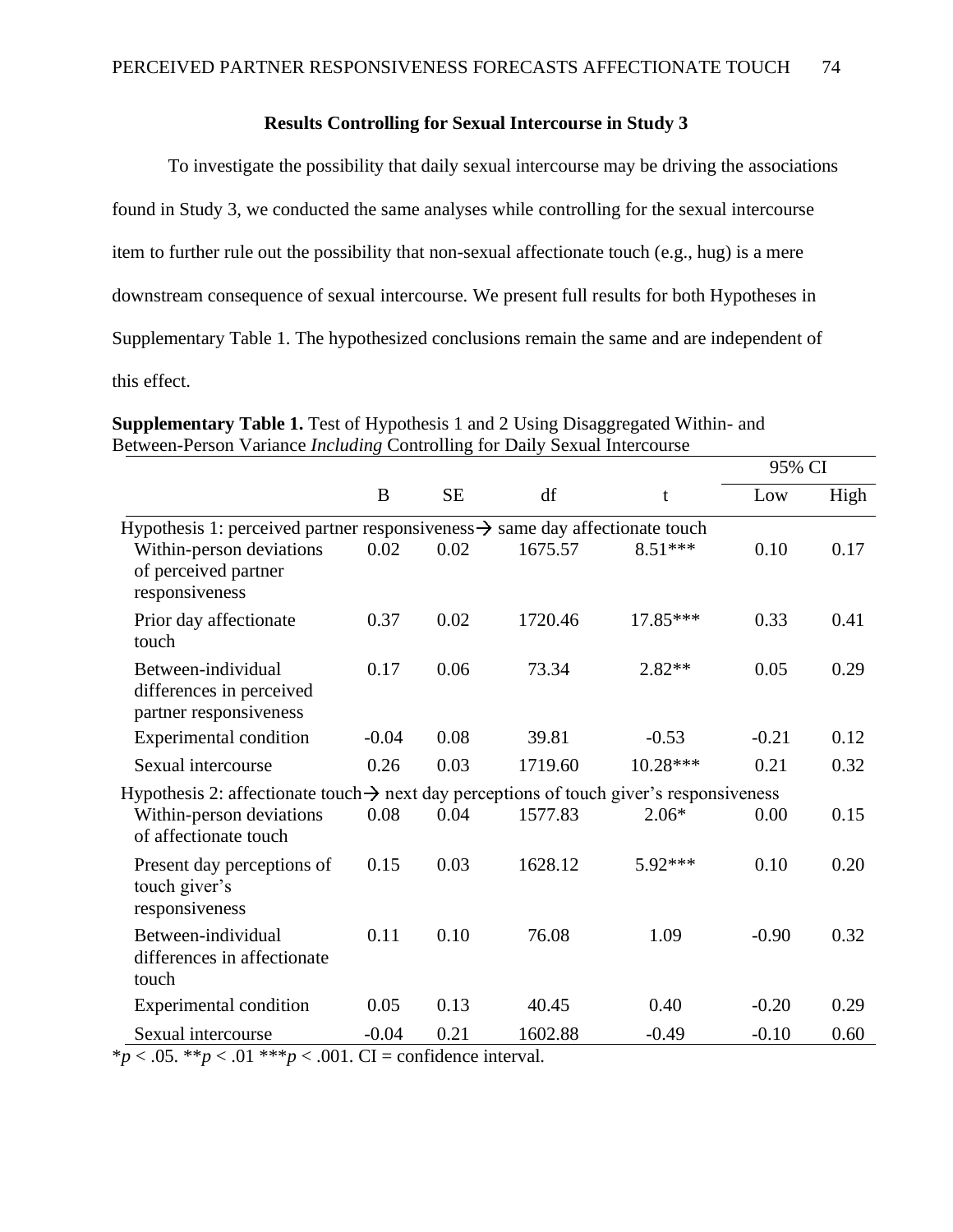## Results Controlling for Sexual Intercourse in Study 3

To investigate the possibility that daily sexual intercourse may be driving the associations found in Study 3, we conducted the same analyses while controlling for the sexual intercourse item to further rule out the possibility that non-sexual affectionate touch (e.g., hug) is a mere downstream consequence of sexual intercourse. We present full results for both Hypotheses in Supplementary Table 1. The hypothesized conclusions remain the same and are independent of this effect.

**Supplementary Table 1.** Test of Hypothesis 1 and 2 Using Disaggregated Within- and Between-Person Variance *Including* Controlling for Daily Sexual Intercourse

| | | | | | 95% CI | |
|---|---|---|---|---|---|---|
| | B | SE | df | t | Low | High |
| Hypothesis 1: perceived partner responsiveness→ same day affectionate touch | | | | | | |
| Within-person deviations of perceived partner responsiveness | 0.02 | 0.02 | 1675.57 | 8.51*** | 0.10 | 0.17 |
| Prior day affectionate touch | 0.37 | 0.02 | 1720.46 | 17.85*** | 0.33 | 0.41 |
| Between-individual differences in perceived partner responsiveness | 0.17 | 0.06 | 73.34 | 2.82** | 0.05 | 0.29 |
| Experimental condition | -0.04 | 0.08 | 39.81 | -0.53 | -0.21 | 0.12 |
| Sexual intercourse | 0.26 | 0.03 | 1719.60 | 10.28*** | 0.21 | 0.32 |
| Hypothesis 2: affectionate touch→ next day perceptions of touch giver's responsiveness | | | | | | |
| Within-person deviations of affectionate touch | 0.08 | 0.04 | 1577.83 | 2.06* | 0.00 | 0.15 |
| Present day perceptions of touch giver's responsiveness | 0.15 | 0.03 | 1628.12 | 5.92*** | 0.10 | 0.20 |
| Between-individual differences in affectionate touch | 0.11 | 0.10 | 76.08 | 1.09 | -0.90 | 0.32 |
| Experimental condition | 0.05 | 0.13 | 40.45 | 0.40 | -0.20 | 0.29 |
| Sexual intercourse | -0.04 | 0.21 | 1602.88 | -0.49 | -0.10 | 0.60 |

\**p* < .05. \*\**p* < .01 \*\*\**p* < .001. CI = confidence interval.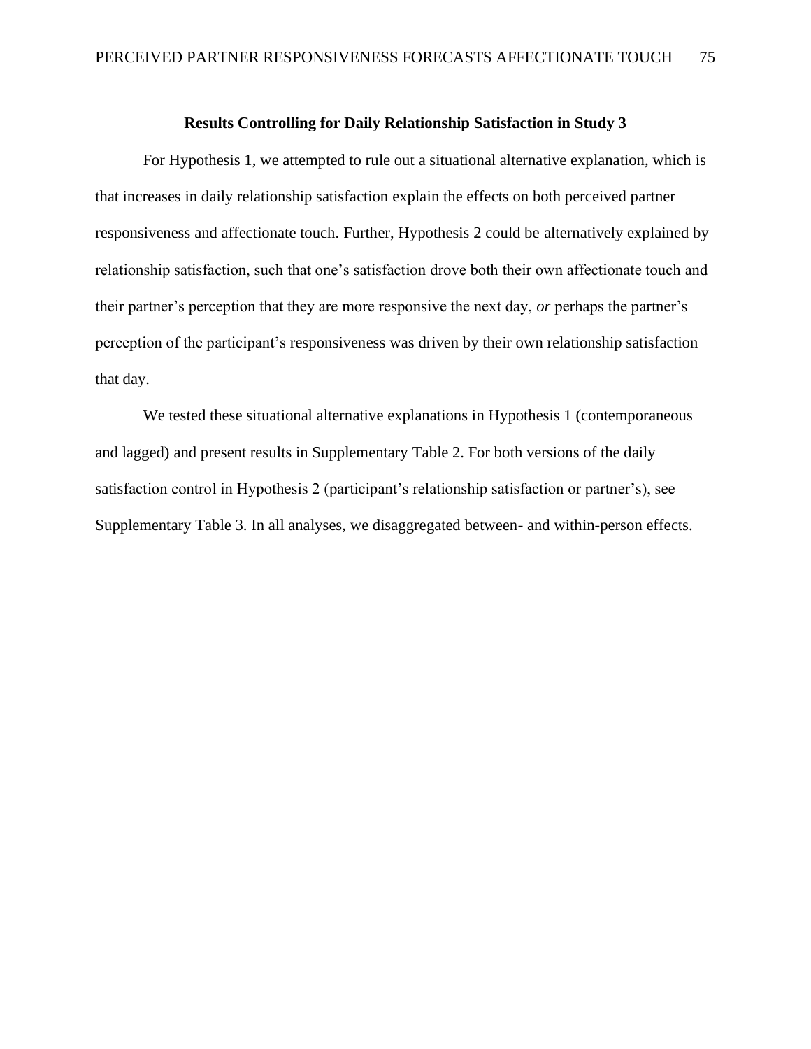## Results Controlling for Daily Relationship Satisfaction in Study 3

For Hypothesis 1, we attempted to rule out a situational alternative explanation, which is that increases in daily relationship satisfaction explain the effects on both perceived partner responsiveness and affectionate touch. Further, Hypothesis 2 could be alternatively explained by relationship satisfaction, such that one's satisfaction drove both their own affectionate touch and their partner's perception that they are more responsive the next day, *or* perhaps the partner's perception of the participant's responsiveness was driven by their own relationship satisfaction that day.

We tested these situational alternative explanations in Hypothesis 1 (contemporaneous and lagged) and present results in Supplementary Table 2. For both versions of the daily satisfaction control in Hypothesis 2 (participant's relationship satisfaction or partner's), see Supplementary Table 3. In all analyses, we disaggregated between- and within-person effects.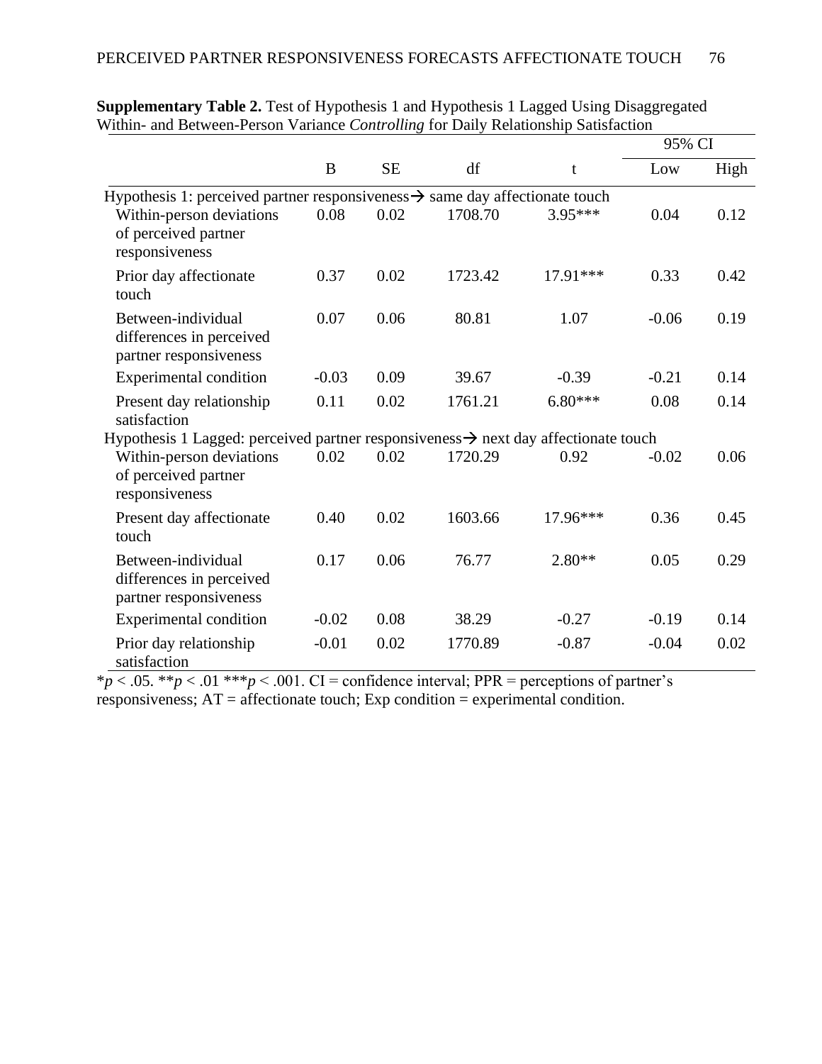**Supplementary Table 2.** Test of Hypothesis 1 and Hypothesis 1 Lagged Using Disaggregated Within- and Between-Person Variance *Controlling* for Daily Relationship Satisfaction

| | | | | | 95% CI | |
|---|---|---|---|---|---|---|
| | B | SE | df | t | Low | High |
| Hypothesis 1: perceived partner responsiveness → same day affectionate touch | | | | | | |
| Within-person deviations of perceived partner responsiveness | 0.08 | 0.02 | 1708.70 | 3.95*** | 0.04 | 0.12 |
| Prior day affectionate touch | 0.37 | 0.02 | 1723.42 | 17.91*** | 0.33 | 0.42 |
| Between-individual differences in perceived partner responsiveness | 0.07 | 0.06 | 80.81 | 1.07 | -0.06 | 0.19 |
| Experimental condition | -0.03 | 0.09 | 39.67 | -0.39 | -0.21 | 0.14 |
| Present day relationship satisfaction | 0.11 | 0.02 | 1761.21 | 6.80*** | 0.08 | 0.14 |
| Hypothesis 1 Lagged: perceived partner responsiveness → next day affectionate touch | | | | | | |
| Within-person deviations of perceived partner responsiveness | 0.02 | 0.02 | 1720.29 | 0.92 | -0.02 | 0.06 |
| Present day affectionate touch | 0.40 | 0.02 | 1603.66 | 17.96*** | 0.36 | 0.45 |
| Between-individual differences in perceived partner responsiveness | 0.17 | 0.06 | 76.77 | 2.80** | 0.05 | 0.29 |
| Experimental condition | -0.02 | 0.08 | 38.29 | -0.27 | -0.19 | 0.14 |
| Prior day relationship satisfaction | -0.01 | 0.02 | 1770.89 | -0.87 | -0.04 | 0.02 |

*$p < .05$. **$p < .01$ ***$p < .001$. CI = confidence interval; PPR = perceptions of partner's responsiveness; AT = affectionate touch; Exp condition = experimental condition.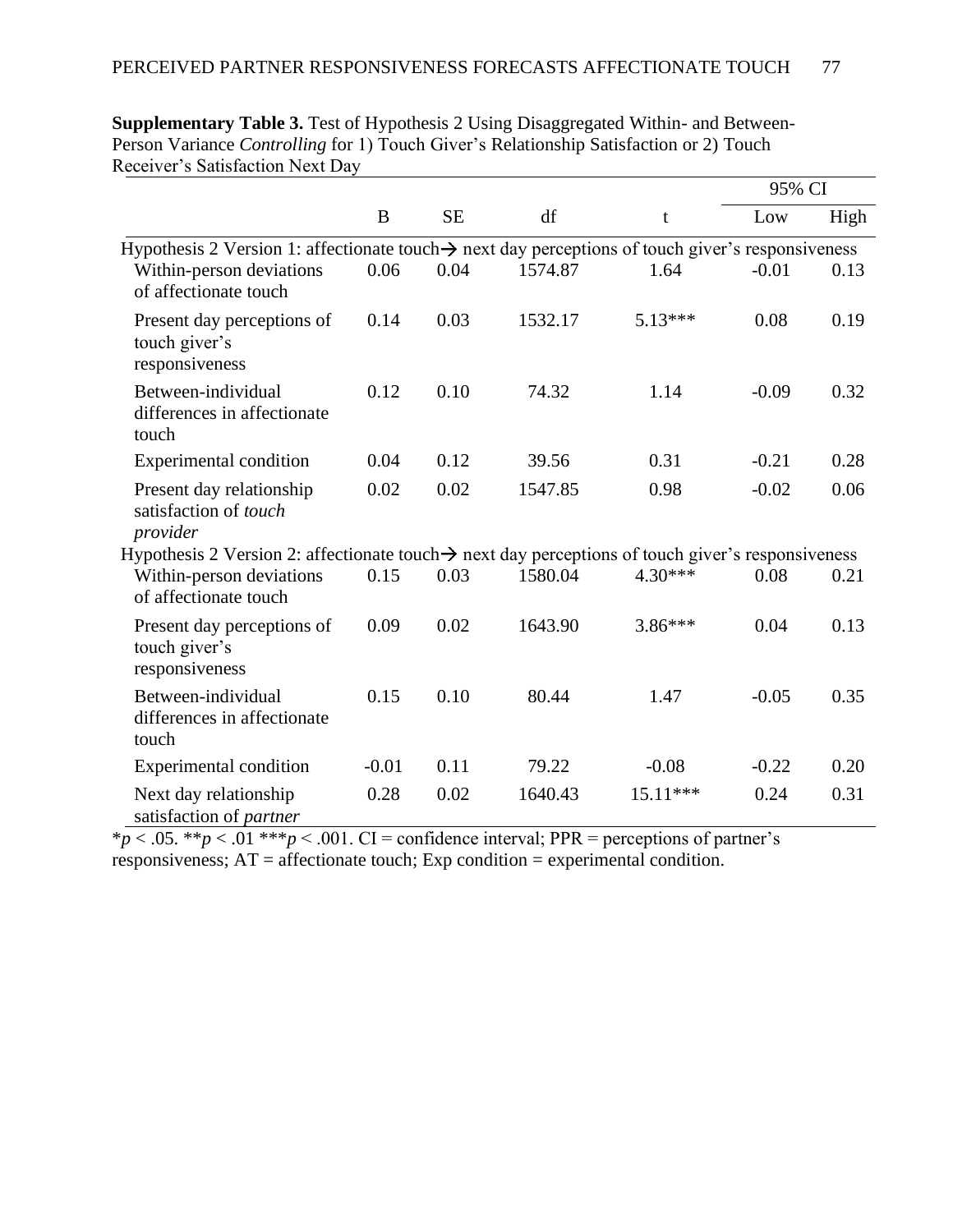**Supplementary Table 3.** Test of Hypothesis 2 Using Disaggregated Within- and Between-Person Variance *Controlling* for 1) Touch Giver's Relationship Satisfaction or 2) Touch Receiver's Satisfaction Next Day

| | | | | | 95% CI | |
|---|---|---|---|---|---|---|
| | B | SE | df | t | Low | High |
| Hypothesis 2 Version 1: affectionate touch→ next day perceptions of touch giver's responsiveness | | | | | | |
| Within-person deviations of affectionate touch | 0.06 | 0.04 | 1574.87 | 1.64 | -0.01 | 0.13 |
| Present day perceptions of touch giver's responsiveness | 0.14 | 0.03 | 1532.17 | 5.13*** | 0.08 | 0.19 |
| Between-individual differences in affectionate touch | 0.12 | 0.10 | 74.32 | 1.14 | -0.09 | 0.32 |
| Experimental condition | 0.04 | 0.12 | 39.56 | 0.31 | -0.21 | 0.28 |
| Present day relationship satisfaction of *touch provider* | 0.02 | 0.02 | 1547.85 | 0.98 | -0.02 | 0.06 |
| Hypothesis 2 Version 2: affectionate touch→ next day perceptions of touch giver's responsiveness | | | | | | |
| Within-person deviations of affectionate touch | 0.15 | 0.03 | 1580.04 | 4.30*** | 0.08 | 0.21 |
| Present day perceptions of touch giver's responsiveness | 0.09 | 0.02 | 1643.90 | 3.86*** | 0.04 | 0.13 |
| Between-individual differences in affectionate touch | 0.15 | 0.10 | 80.44 | 1.47 | -0.05 | 0.35 |
| Experimental condition | -0.01 | 0.11 | 79.22 | -0.08 | -0.22 | 0.20 |
| Next day relationship satisfaction of *partner* | 0.28 | 0.02 | 1640.43 | 15.11*** | 0.24 | 0.31 |

*$p < .05$. **$p < .01$ ***$p < .001$. CI = confidence interval; PPR = perceptions of partner's responsiveness; AT = affectionate touch; Exp condition = experimental condition.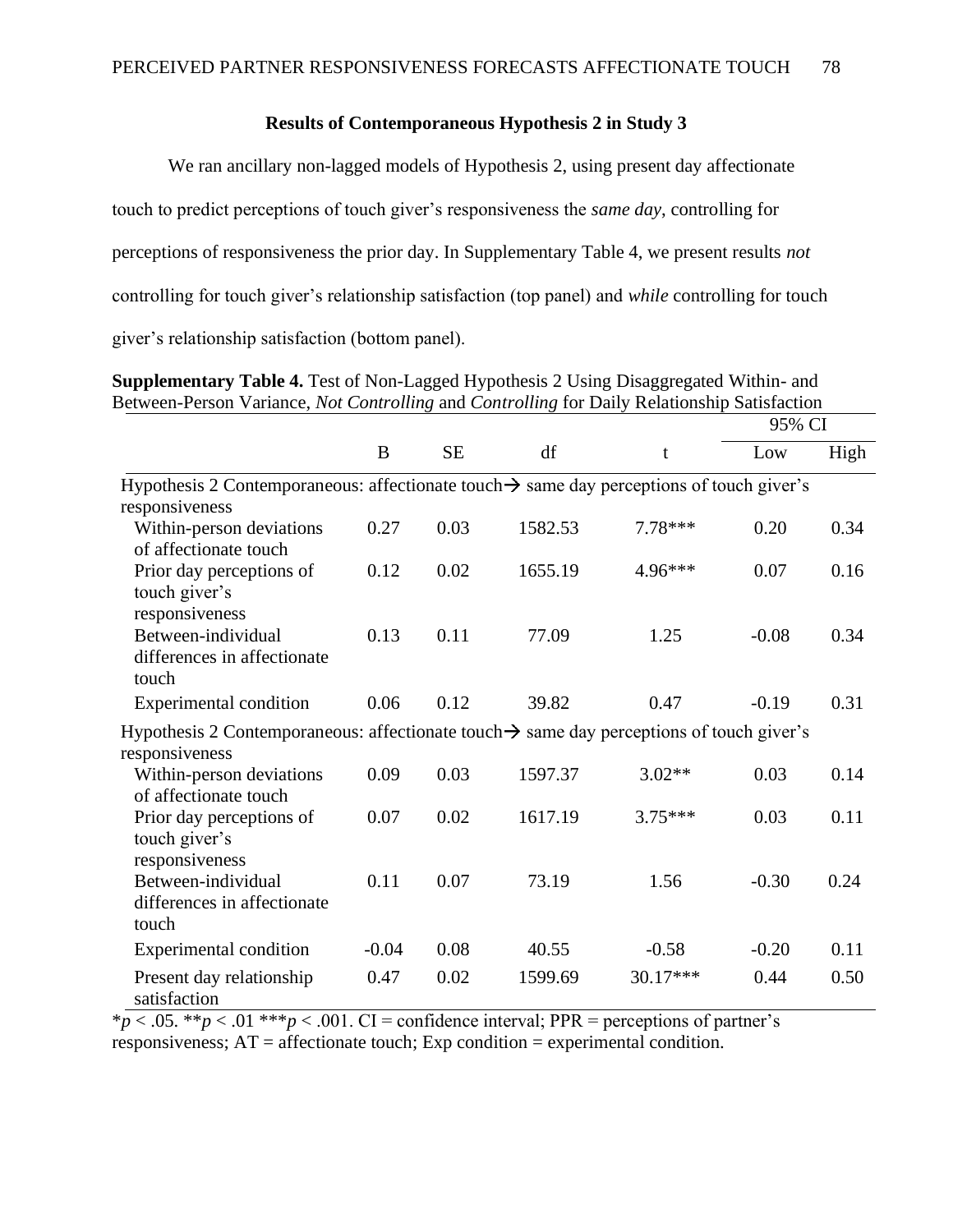## Results of Contemporaneous Hypothesis 2 in Study 3

We ran ancillary non-lagged models of Hypothesis 2, using present day affectionate touch to predict perceptions of touch giver's responsiveness the *same day*, controlling for perceptions of responsiveness the prior day. In Supplementary Table 4, we present results *not* controlling for touch giver's relationship satisfaction (top panel) and *while* controlling for touch giver's relationship satisfaction (bottom panel).

**Supplementary Table 4.** Test of Non-Lagged Hypothesis 2 Using Disaggregated Within- and Between-Person Variance, *Not Controlling* and *Controlling* for Daily Relationship Satisfaction

| | | | | | 95% CI | |
|---|---|---|---|---|---|---|
| | B | SE | df | t | Low | High |
| Hypothesis 2 Contemporaneous: affectionate touch→ same day perceptions of touch giver's responsiveness | | | | | | |
| Within-person deviations of affectionate touch | 0.27 | 0.03 | 1582.53 | 7.78*** | 0.20 | 0.34 |
| Prior day perceptions of touch giver's responsiveness | 0.12 | 0.02 | 1655.19 | 4.96*** | 0.07 | 0.16 |
| Between-individual differences in affectionate touch | 0.13 | 0.11 | 77.09 | 1.25 | -0.08 | 0.34 |
| Experimental condition | 0.06 | 0.12 | 39.82 | 0.47 | -0.19 | 0.31 |
| Hypothesis 2 Contemporaneous: affectionate touch→ same day perceptions of touch giver's responsiveness | | | | | | |
| Within-person deviations of affectionate touch | 0.09 | 0.03 | 1597.37 | 3.02** | 0.03 | 0.14 |
| Prior day perceptions of touch giver's responsiveness | 0.07 | 0.02 | 1617.19 | 3.75*** | 0.03 | 0.11 |
| Between-individual differences in affectionate touch | 0.11 | 0.07 | 73.19 | 1.56 | -0.30 | 0.24 |
| Experimental condition | -0.04 | 0.08 | 40.55 | -0.58 | -0.20 | 0.11 |
| Present day relationship satisfaction | 0.47 | 0.02 | 1599.69 | 30.17*** | 0.44 | 0.50 |

\**p* < .05. \*\**p* < .01 \*\*\**p* < .001. CI = confidence interval; PPR = perceptions of partner's responsiveness; AT = affectionate touch; Exp condition = experimental condition.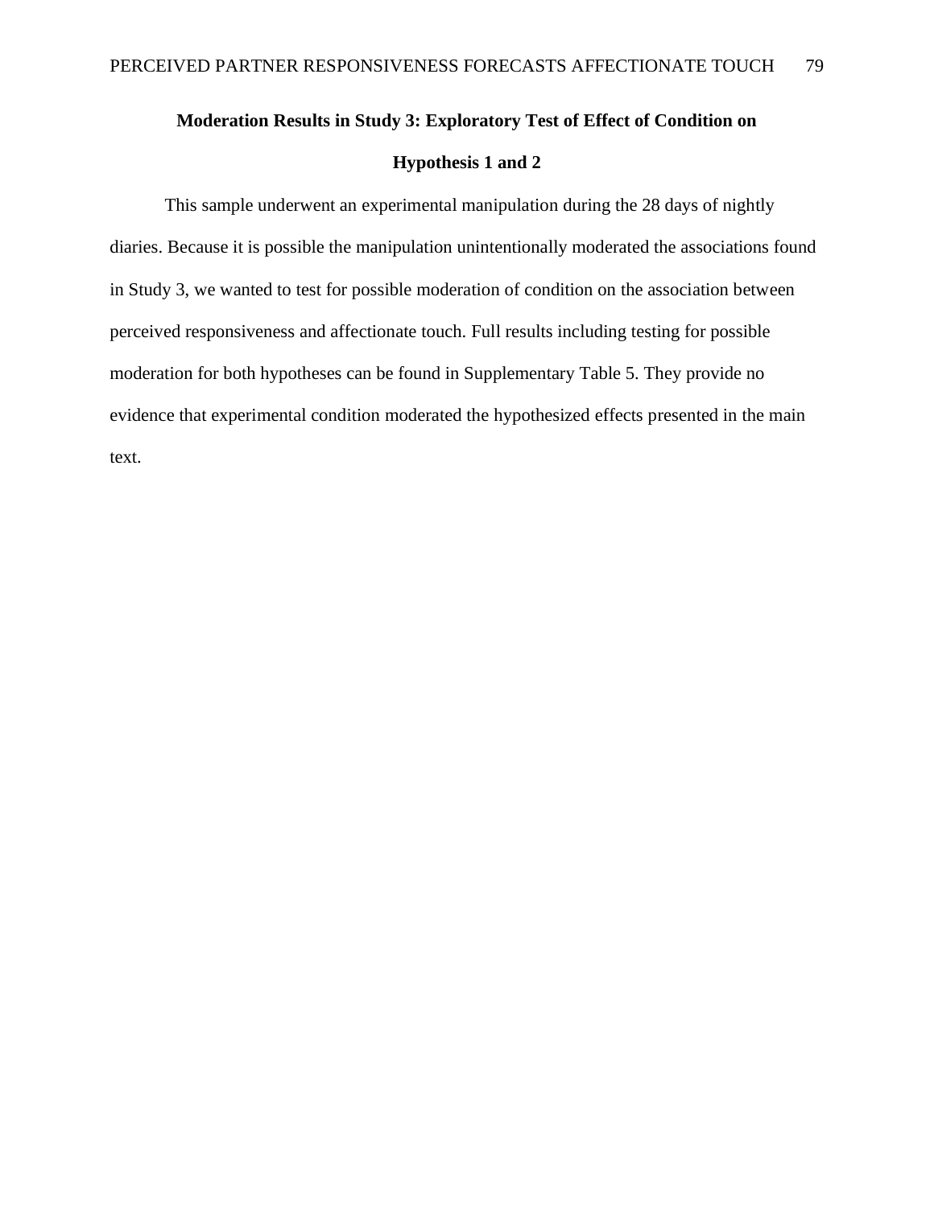## Moderation Results in Study 3: Exploratory Test of Effect of Condition on Hypothesis 1 and 2

This sample underwent an experimental manipulation during the 28 days of nightly diaries. Because it is possible the manipulation unintentionally moderated the associations found in Study 3, we wanted to test for possible moderation of condition on the association between perceived responsiveness and affectionate touch. Full results including testing for possible moderation for both hypotheses can be found in Supplementary Table 5. They provide no evidence that experimental condition moderated the hypothesized effects presented in the main text.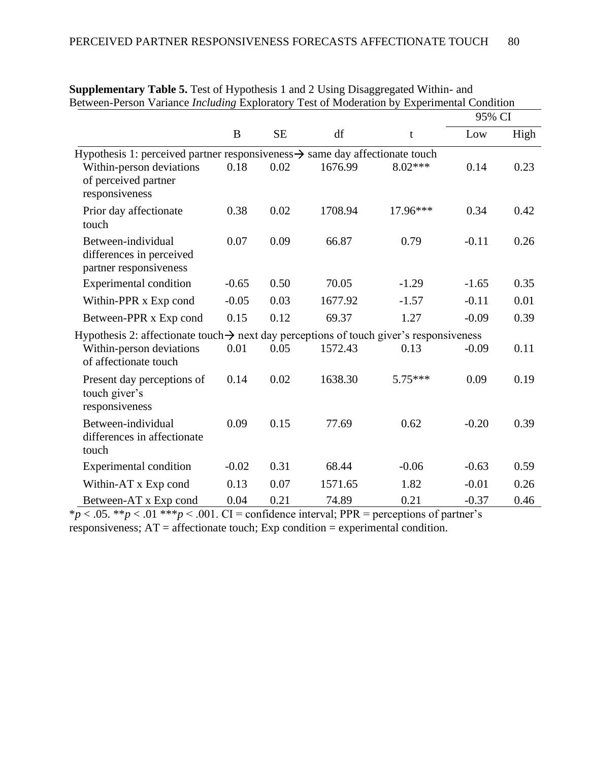**Supplementary Table 5.** Test of Hypothesis 1 and 2 Using Disaggregated Within- and Between-Person Variance *Including* Exploratory Test of Moderation by Experimental Condition

| | | | | | 95% CI | |
|---|---|---|---|---|---|---|
| | B | SE | df | t | Low | High |
| Hypothesis 1: perceived partner responsiveness→ same day affectionate touch | | | | | | |
| Within-person deviations of perceived partner responsiveness | 0.18 | 0.02 | 1676.99 | 8.02*** | 0.14 | 0.23 |
| Prior day affectionate touch | 0.38 | 0.02 | 1708.94 | 17.96*** | 0.34 | 0.42 |
| Between-individual differences in perceived partner responsiveness | 0.07 | 0.09 | 66.87 | 0.79 | -0.11 | 0.26 |
| Experimental condition | -0.65 | 0.50 | 70.05 | -1.29 | -1.65 | 0.35 |
| Within-PPR x Exp cond | -0.05 | 0.03 | 1677.92 | -1.57 | -0.11 | 0.01 |
| Between-PPR x Exp cond | 0.15 | 0.12 | 69.37 | 1.27 | -0.09 | 0.39 |
| Hypothesis 2: affectionate touch→ next day perceptions of touch giver's responsiveness | | | | | | |
| Within-person deviations of affectionate touch | 0.01 | 0.05 | 1572.43 | 0.13 | -0.09 | 0.11 |
| Present day perceptions of touch giver's responsiveness | 0.14 | 0.02 | 1638.30 | 5.75*** | 0.09 | 0.19 |
| Between-individual differences in affectionate touch | 0.09 | 0.15 | 77.69 | 0.62 | -0.20 | 0.39 |
| Experimental condition | -0.02 | 0.31 | 68.44 | -0.06 | -0.63 | 0.59 |
| Within-AT x Exp cond | 0.13 | 0.07 | 1571.65 | 1.82 | -0.01 | 0.26 |
| Between-AT x Exp cond | 0.04 | 0.21 | 74.89 | 0.21 | -0.37 | 0.46 |

*$p < .05$. **$p < .01$ ***$p < .001$. CI = confidence interval; PPR = perceptions of partner's responsiveness; AT = affectionate touch; Exp condition = experimental condition.